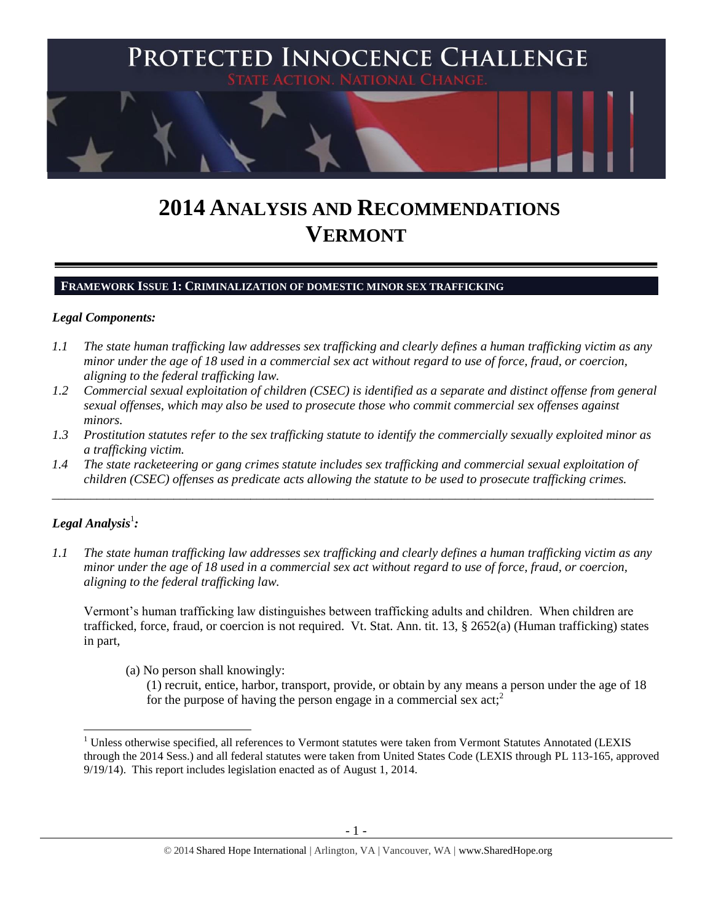# 2014 ANALYSIS AND RECOMMENDATIONS VERMONT

## FRAMEWORK ISSUE 1: CRIMINALIZATION OF DOMESTIC MINOR SEX TRAFFICKING

***Legal Components:***

*1.1 The state human trafficking law addresses sex trafficking and clearly defines a human trafficking victim as any minor under the age of 18 used in a commercial sex act without regard to use of force, fraud, or coercion, aligning to the federal trafficking law.*

*1.2 Commercial sexual exploitation of children (CSEC) is identified as a separate and distinct offense from general sexual offenses, which may also be used to prosecute those who commit commercial sex offenses against minors.*

*1.3 Prostitution statutes refer to the sex trafficking statute to identify the commercially sexually exploited minor as a trafficking victim.*

*1.4 The state racketeering or gang crimes statute includes sex trafficking and commercial sexual exploitation of children (CSEC) offenses as predicate acts allowing the statute to be used to prosecute trafficking crimes.*

---

***Legal Analysis*[1]*:***

*1.1 The state human trafficking law addresses sex trafficking and clearly defines a human trafficking victim as any minor under the age of 18 used in a commercial sex act without regard to use of force, fraud, or coercion, aligning to the federal trafficking law.*

Vermont's human trafficking law distinguishes between trafficking adults and children. When children are trafficked, force, fraud, or coercion is not required. Vt. Stat. Ann. tit. 13, § 2652(a) (Human trafficking) states in part,

> (a) No person shall knowingly:
>
> (1) recruit, entice, harbor, transport, provide, or obtain by any means a person under the age of 18 for the purpose of having the person engage in a commercial sex act;[2]

[1] Unless otherwise specified, all references to Vermont statutes were taken from Vermont Statutes Annotated (LEXIS through the 2014 Sess.) and all federal statutes were taken from United States Code (LEXIS through PL 113-165, approved 9/19/14). This report includes legislation enacted as of August 1, 2014.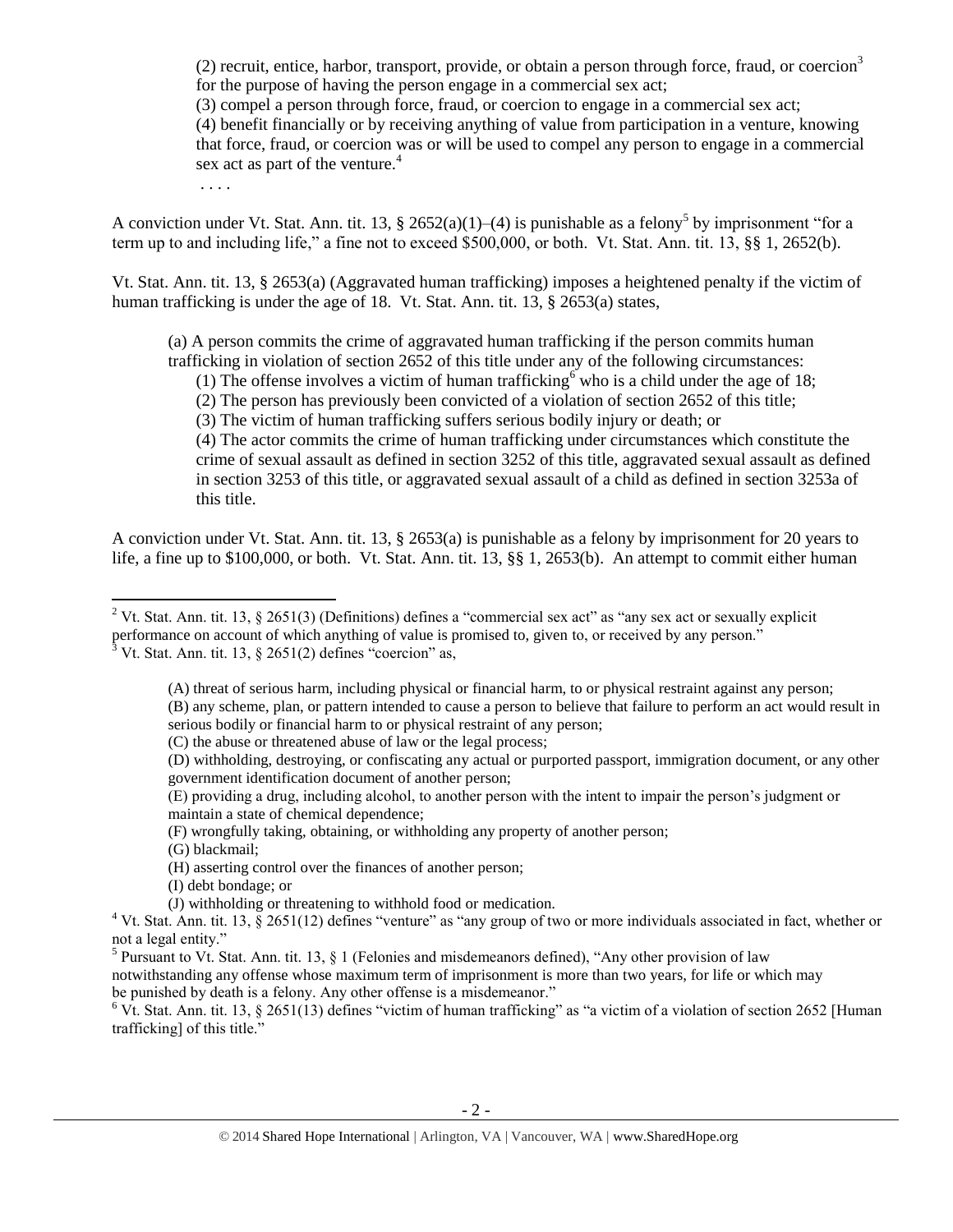(2) recruit, entice, harbor, transport, provide, or obtain a person through force, fraud, or coercion[3] for the purpose of having the person engage in a commercial sex act;

(3) compel a person through force, fraud, or coercion to engage in a commercial sex act;

(4) benefit financially or by receiving anything of value from participation in a venture, knowing that force, fraud, or coercion was or will be used to compel any person to engage in a commercial sex act as part of the venture.[4]

. . . .

A conviction under Vt. Stat. Ann. tit. 13, § 2652(a)(1)–(4) is punishable as a felony[5] by imprisonment "for a term up to and including life," a fine not to exceed $500,000, or both. Vt. Stat. Ann. tit. 13, §§ 1, 2652(b).

Vt. Stat. Ann. tit. 13, § 2653(a) (Aggravated human trafficking) imposes a heightened penalty if the victim of human trafficking is under the age of 18. Vt. Stat. Ann. tit. 13, § 2653(a) states,

> (a) A person commits the crime of aggravated human trafficking if the person commits human trafficking in violation of section 2652 of this title under any of the following circumstances:
>
> (1) The offense involves a victim of human trafficking[6] who is a child under the age of 18;
>
> (2) The person has previously been convicted of a violation of section 2652 of this title;
>
> (3) The victim of human trafficking suffers serious bodily injury or death; or
>
> (4) The actor commits the crime of human trafficking under circumstances which constitute the crime of sexual assault as defined in section 3252 of this title, aggravated sexual assault as defined in section 3253 of this title, or aggravated sexual assault of a child as defined in section 3253a of this title.

A conviction under Vt. Stat. Ann. tit. 13, § 2653(a) is punishable as a felony by imprisonment for 20 years to life, a fine up to $100,000, or both. Vt. Stat. Ann. tit. 13, §§ 1, 2653(b). An attempt to commit either human

---

[2] Vt. Stat. Ann. tit. 13, § 2651(3) (Definitions) defines a "commercial sex act" as "any sex act or sexually explicit performance on account of which anything of value is promised to, given to, or received by any person."

[3] Vt. Stat. Ann. tit. 13, § 2651(2) defines "coercion" as,

> (A) threat of serious harm, including physical or financial harm, to or physical restraint against any person;
>
> (B) any scheme, plan, or pattern intended to cause a person to believe that failure to perform an act would result in serious bodily or financial harm to or physical restraint of any person;
>
> (C) the abuse or threatened abuse of law or the legal process;
>
> (D) withholding, destroying, or confiscating any actual or purported passport, immigration document, or any other government identification document of another person;
>
> (E) providing a drug, including alcohol, to another person with the intent to impair the person's judgment or maintain a state of chemical dependence;
>
> (F) wrongfully taking, obtaining, or withholding any property of another person;
>
> (G) blackmail;
>
> (H) asserting control over the finances of another person;
>
> (I) debt bondage; or
>
> (J) withholding or threatening to withhold food or medication.

[4] Vt. Stat. Ann. tit. 13, § 2651(12) defines "venture" as "any group of two or more individuals associated in fact, whether or not a legal entity."

[5] Pursuant to Vt. Stat. Ann. tit. 13, § 1 (Felonies and misdemeanors defined), "Any other provision of law notwithstanding any offense whose maximum term of imprisonment is more than two years, for life or which may be punished by death is a felony. Any other offense is a misdemeanor."

[6] Vt. Stat. Ann. tit. 13, § 2651(13) defines "victim of human trafficking" as "a victim of a violation of section 2652 [Human trafficking] of this title."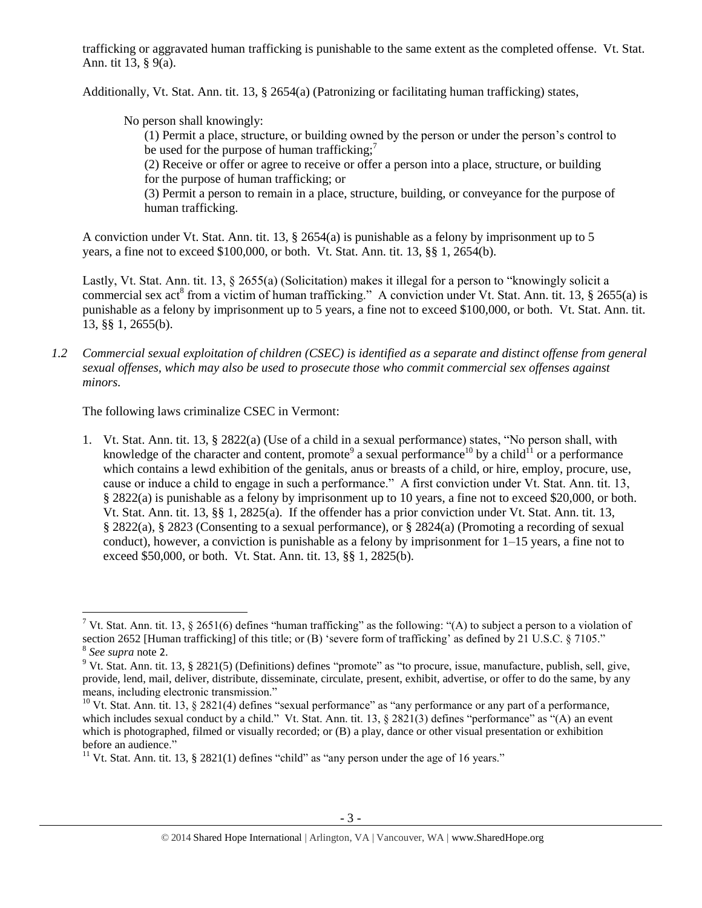trafficking or aggravated human trafficking is punishable to the same extent as the completed offense. Vt. Stat. Ann. tit 13, § 9(a).

Additionally, Vt. Stat. Ann. tit. 13, § 2654(a) (Patronizing or facilitating human trafficking) states,

> No person shall knowingly:
>
> (1) Permit a place, structure, or building owned by the person or under the person's control to be used for the purpose of human trafficking;[7]
>
> (2) Receive or offer or agree to receive or offer a person into a place, structure, or building for the purpose of human trafficking; or
>
> (3) Permit a person to remain in a place, structure, building, or conveyance for the purpose of human trafficking.

A conviction under Vt. Stat. Ann. tit. 13, § 2654(a) is punishable as a felony by imprisonment up to 5 years, a fine not to exceed $100,000, or both. Vt. Stat. Ann. tit. 13, §§ 1, 2654(b).

Lastly, Vt. Stat. Ann. tit. 13, § 2655(a) (Solicitation) makes it illegal for a person to "knowingly solicit a commercial sex act[8] from a victim of human trafficking." A conviction under Vt. Stat. Ann. tit. 13, § 2655(a) is punishable as a felony by imprisonment up to 5 years, a fine not to exceed $100,000, or both. Vt. Stat. Ann. tit. 13, §§ 1, 2655(b).

*1.2 Commercial sexual exploitation of children (CSEC) is identified as a separate and distinct offense from general sexual offenses, which may also be used to prosecute those who commit commercial sex offenses against minors.*

The following laws criminalize CSEC in Vermont:

1. Vt. Stat. Ann. tit. 13, § 2822(a) (Use of a child in a sexual performance) states, "No person shall, with knowledge of the character and content, promote[9] a sexual performance[10] by a child[11] or a performance which contains a lewd exhibition of the genitals, anus or breasts of a child, or hire, employ, procure, use, cause or induce a child to engage in such a performance." A first conviction under Vt. Stat. Ann. tit. 13, § 2822(a) is punishable as a felony by imprisonment up to 10 years, a fine not to exceed $20,000, or both. Vt. Stat. Ann. tit. 13, §§ 1, 2825(a). If the offender has a prior conviction under Vt. Stat. Ann. tit. 13, § 2822(a), § 2823 (Consenting to a sexual performance), or § 2824(a) (Promoting a recording of sexual conduct), however, a conviction is punishable as a felony by imprisonment for 1–15 years, a fine not to exceed $50,000, or both. Vt. Stat. Ann. tit. 13, §§ 1, 2825(b).

---

[7] Vt. Stat. Ann. tit. 13, § 2651(6) defines "human trafficking" as the following: "(A) to subject a person to a violation of section 2652 [Human trafficking] of this title; or (B) 'severe form of trafficking' as defined by 21 U.S.C. § 7105."

[8] *See supra* note 2.

[9] Vt. Stat. Ann. tit. 13, § 2821(5) (Definitions) defines "promote" as "to procure, issue, manufacture, publish, sell, give, provide, lend, mail, deliver, distribute, disseminate, circulate, present, exhibit, advertise, or offer to do the same, by any means, including electronic transmission."

[10] Vt. Stat. Ann. tit. 13, § 2821(4) defines "sexual performance" as "any performance or any part of a performance, which includes sexual conduct by a child." Vt. Stat. Ann. tit. 13, § 2821(3) defines "performance" as "(A) an event which is photographed, filmed or visually recorded; or (B) a play, dance or other visual presentation or exhibition before an audience."

[11] Vt. Stat. Ann. tit. 13, § 2821(1) defines "child" as "any person under the age of 16 years."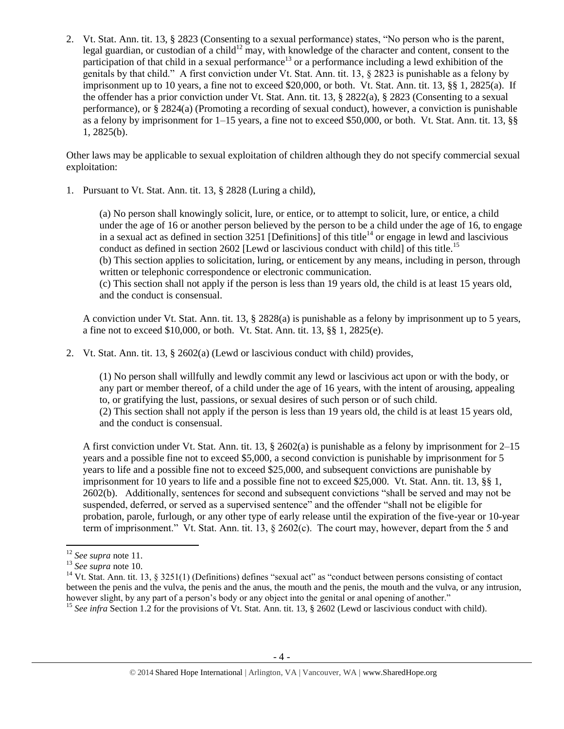2. Vt. Stat. Ann. tit. 13, § 2823 (Consenting to a sexual performance) states, "No person who is the parent, legal guardian, or custodian of a child[12] may, with knowledge of the character and content, consent to the participation of that child in a sexual performance[13] or a performance including a lewd exhibition of the genitals by that child." A first conviction under Vt. Stat. Ann. tit. 13, § 2823 is punishable as a felony by imprisonment up to 10 years, a fine not to exceed $20,000, or both. Vt. Stat. Ann. tit. 13, §§ 1, 2825(a). If the offender has a prior conviction under Vt. Stat. Ann. tit. 13, § 2822(a), § 2823 (Consenting to a sexual performance), or § 2824(a) (Promoting a recording of sexual conduct), however, a conviction is punishable as a felony by imprisonment for 1–15 years, a fine not to exceed $50,000, or both. Vt. Stat. Ann. tit. 13, §§ 1, 2825(b).

Other laws may be applicable to sexual exploitation of children although they do not specify commercial sexual exploitation:

1. Pursuant to Vt. Stat. Ann. tit. 13, § 2828 (Luring a child),

   > (a) No person shall knowingly solicit, lure, or entice, or to attempt to solicit, lure, or entice, a child under the age of 16 or another person believed by the person to be a child under the age of 16, to engage in a sexual act as defined in section 3251 [Definitions] of this title[14] or engage in lewd and lascivious conduct as defined in section 2602 [Lewd or lascivious conduct with child] of this title.[15]
   > (b) This section applies to solicitation, luring, or enticement by any means, including in person, through written or telephonic correspondence or electronic communication.
   > (c) This section shall not apply if the person is less than 19 years old, the child is at least 15 years old, and the conduct is consensual.

   A conviction under Vt. Stat. Ann. tit. 13, § 2828(a) is punishable as a felony by imprisonment up to 5 years, a fine not to exceed $10,000, or both. Vt. Stat. Ann. tit. 13, §§ 1, 2825(e).

2. Vt. Stat. Ann. tit. 13, § 2602(a) (Lewd or lascivious conduct with child) provides,

   > (1) No person shall willfully and lewdly commit any lewd or lascivious act upon or with the body, or any part or member thereof, of a child under the age of 16 years, with the intent of arousing, appealing to, or gratifying the lust, passions, or sexual desires of such person or of such child.
   > (2) This section shall not apply if the person is less than 19 years old, the child is at least 15 years old, and the conduct is consensual.

   A first conviction under Vt. Stat. Ann. tit. 13, § 2602(a) is punishable as a felony by imprisonment for 2–15 years and a possible fine not to exceed $5,000, a second conviction is punishable by imprisonment for 5 years to life and a possible fine not to exceed $25,000, and subsequent convictions are punishable by imprisonment for 10 years to life and a possible fine not to exceed $25,000. Vt. Stat. Ann. tit. 13, §§ 1, 2602(b). Additionally, sentences for second and subsequent convictions "shall be served and may not be suspended, deferred, or served as a supervised sentence" and the offender "shall not be eligible for probation, parole, furlough, or any other type of early release until the expiration of the five-year or 10-year term of imprisonment." Vt. Stat. Ann. tit. 13, § 2602(c). The court may, however, depart from the 5 and

---

[12] *See supra* note 11.

[13] *See supra* note 10.

[14] Vt. Stat. Ann. tit. 13, § 3251(1) (Definitions) defines "sexual act" as "conduct between persons consisting of contact between the penis and the vulva, the penis and the anus, the mouth and the penis, the mouth and the vulva, or any intrusion, however slight, by any part of a person's body or any object into the genital or anal opening of another."

[15] *See infra* Section 1.2 for the provisions of Vt. Stat. Ann. tit. 13, § 2602 (Lewd or lascivious conduct with child).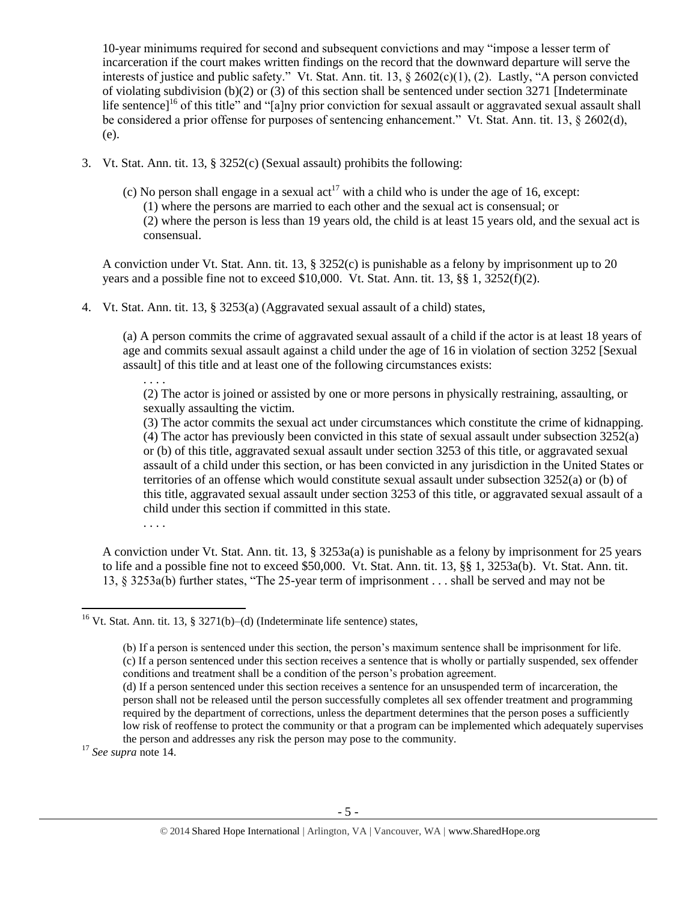10-year minimums required for second and subsequent convictions and may "impose a lesser term of incarceration if the court makes written findings on the record that the downward departure will serve the interests of justice and public safety." Vt. Stat. Ann. tit. 13, § 2602(c)(1), (2). Lastly, "A person convicted of violating subdivision (b)(2) or (3) of this section shall be sentenced under section 3271 [Indeterminate life sentence][16] of this title" and "[a]ny prior conviction for sexual assault or aggravated sexual assault shall be considered a prior offense for purposes of sentencing enhancement." Vt. Stat. Ann. tit. 13, § 2602(d), (e).

3. Vt. Stat. Ann. tit. 13, § 3252(c) (Sexual assault) prohibits the following:

   (c) No person shall engage in a sexual act[17] with a child who is under the age of 16, except:
   (1) where the persons are married to each other and the sexual act is consensual; or
   (2) where the person is less than 19 years old, the child is at least 15 years old, and the sexual act is consensual.

   A conviction under Vt. Stat. Ann. tit. 13, § 3252(c) is punishable as a felony by imprisonment up to 20 years and a possible fine not to exceed $10,000. Vt. Stat. Ann. tit. 13, §§ 1, 3252(f)(2).

4. Vt. Stat. Ann. tit. 13, § 3253(a) (Aggravated sexual assault of a child) states,

   (a) A person commits the crime of aggravated sexual assault of a child if the actor is at least 18 years of age and commits sexual assault against a child under the age of 16 in violation of section 3252 [Sexual assault] of this title and at least one of the following circumstances exists:
   . . . .
   (2) The actor is joined or assisted by one or more persons in physically restraining, assaulting, or sexually assaulting the victim.
   (3) The actor commits the sexual act under circumstances which constitute the crime of kidnapping.
   (4) The actor has previously been convicted in this state of sexual assault under subsection 3252(a) or (b) of this title, aggravated sexual assault under section 3253 of this title, or aggravated sexual assault of a child under this section, or has been convicted in any jurisdiction in the United States or territories of an offense which would constitute sexual assault under subsection 3252(a) or (b) of this title, aggravated sexual assault under section 3253 of this title, or aggravated sexual assault of a child under this section if committed in this state.
   . . . .

   A conviction under Vt. Stat. Ann. tit. 13, § 3253a(a) is punishable as a felony by imprisonment for 25 years to life and a possible fine not to exceed $50,000. Vt. Stat. Ann. tit. 13, §§ 1, 3253a(b). Vt. Stat. Ann. tit. 13, § 3253a(b) further states, "The 25-year term of imprisonment . . . shall be served and may not be

---

[16] Vt. Stat. Ann. tit. 13, § 3271(b)–(d) (Indeterminate life sentence) states,

(b) If a person is sentenced under this section, the person's maximum sentence shall be imprisonment for life.
(c) If a person sentenced under this section receives a sentence that is wholly or partially suspended, sex offender conditions and treatment shall be a condition of the person's probation agreement.
(d) If a person sentenced under this section receives a sentence for an unsuspended term of incarceration, the person shall not be released until the person successfully completes all sex offender treatment and programming required by the department of corrections, unless the department determines that the person poses a sufficiently low risk of reoffense to protect the community or that a program can be implemented which adequately supervises the person and addresses any risk the person may pose to the community.

[17] *See supra* note 14.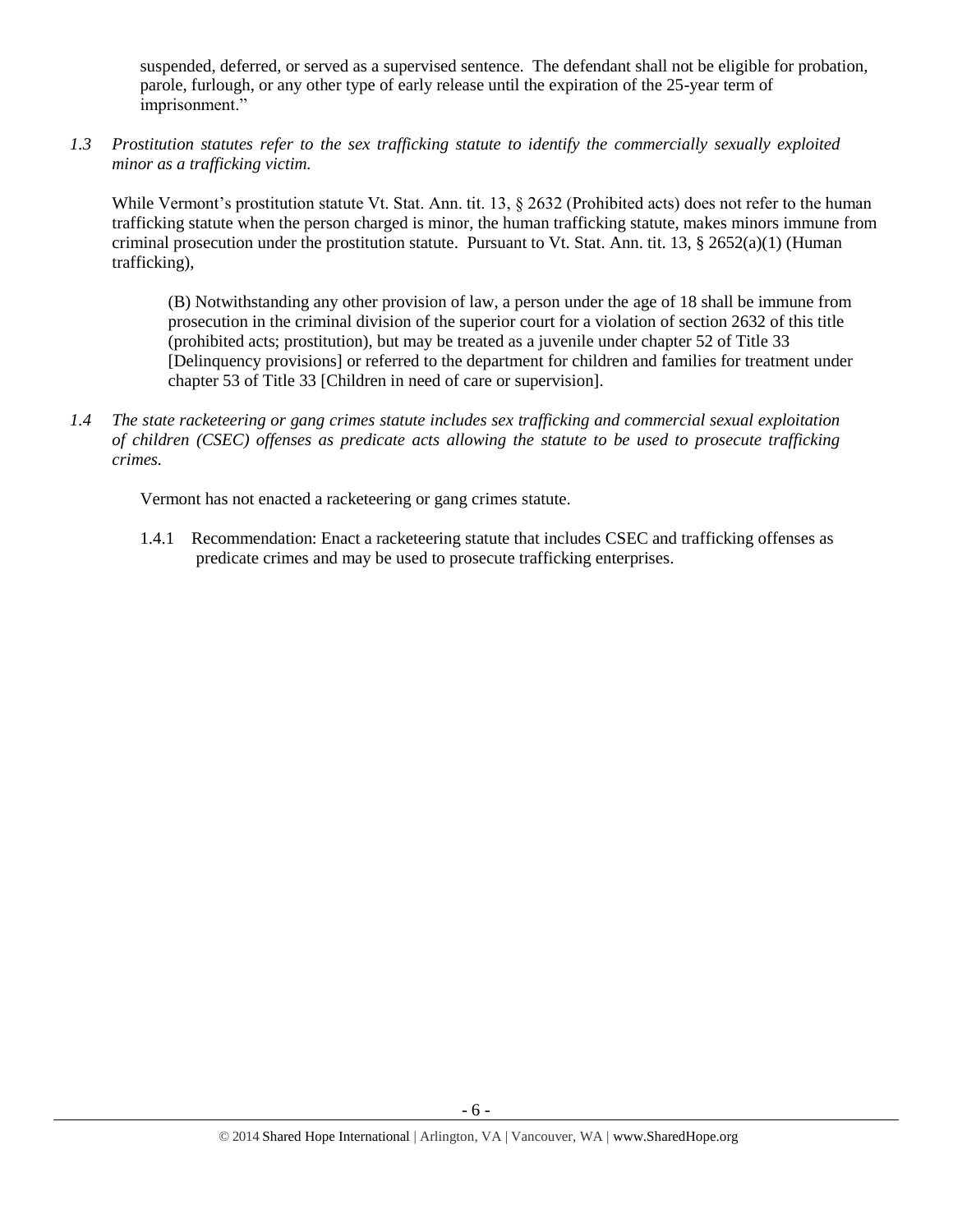suspended, deferred, or served as a supervised sentence. The defendant shall not be eligible for probation, parole, furlough, or any other type of early release until the expiration of the 25-year term of imprisonment."

*1.3 Prostitution statutes refer to the sex trafficking statute to identify the commercially sexually exploited minor as a trafficking victim.*

While Vermont's prostitution statute Vt. Stat. Ann. tit. 13, § 2632 (Prohibited acts) does not refer to the human trafficking statute when the person charged is minor, the human trafficking statute, makes minors immune from criminal prosecution under the prostitution statute. Pursuant to Vt. Stat. Ann. tit. 13, § 2652(a)(1) (Human trafficking),

> (B) Notwithstanding any other provision of law, a person under the age of 18 shall be immune from prosecution in the criminal division of the superior court for a violation of section 2632 of this title (prohibited acts; prostitution), but may be treated as a juvenile under chapter 52 of Title 33 [Delinquency provisions] or referred to the department for children and families for treatment under chapter 53 of Title 33 [Children in need of care or supervision].

*1.4 The state racketeering or gang crimes statute includes sex trafficking and commercial sexual exploitation of children (CSEC) offenses as predicate acts allowing the statute to be used to prosecute trafficking crimes.*

Vermont has not enacted a racketeering or gang crimes statute.

1.4.1 Recommendation: Enact a racketeering statute that includes CSEC and trafficking offenses as predicate crimes and may be used to prosecute trafficking enterprises.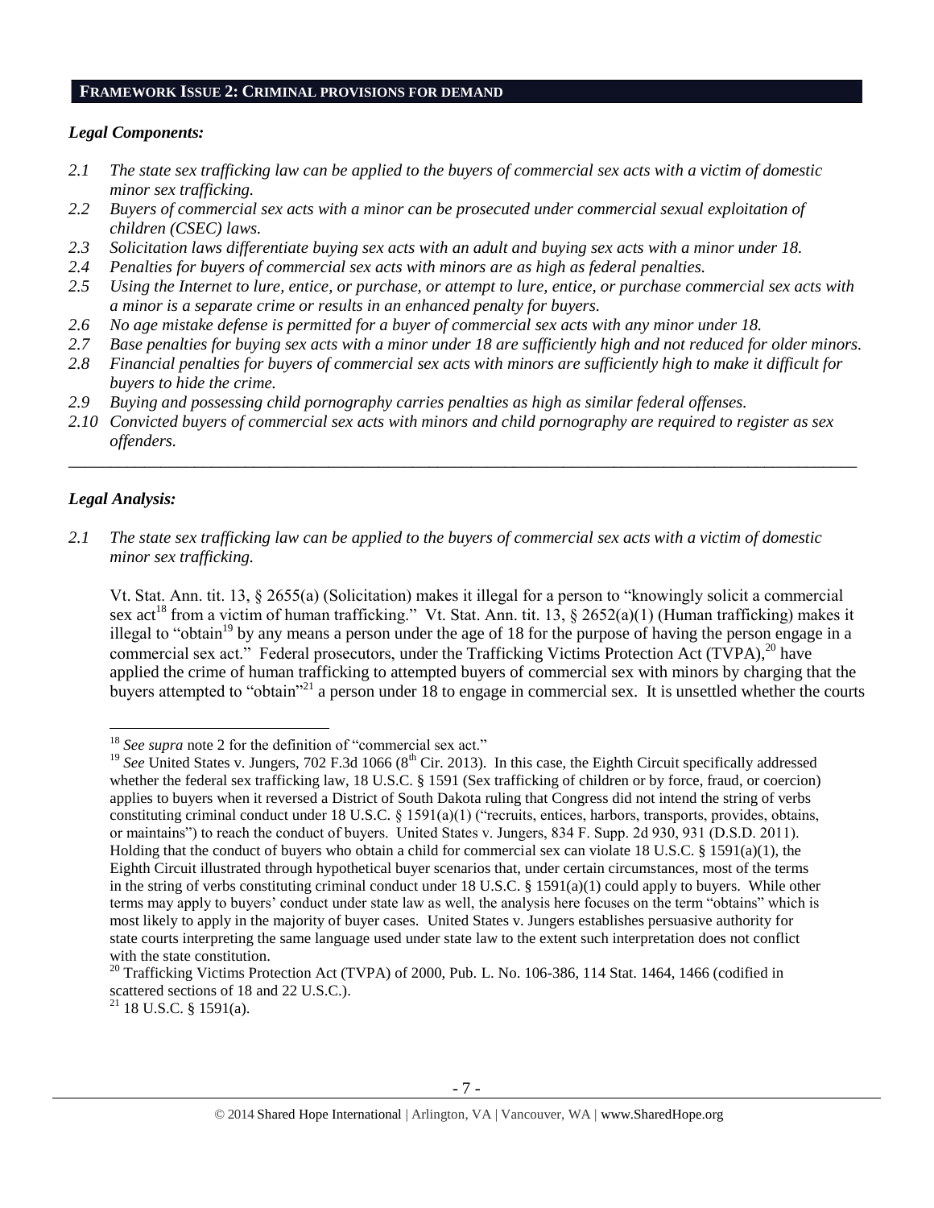## FRAMEWORK ISSUE 2: CRIMINAL PROVISIONS FOR DEMAND

### *Legal Components:*

*2.1 The state sex trafficking law can be applied to the buyers of commercial sex acts with a victim of domestic minor sex trafficking.*

*2.2 Buyers of commercial sex acts with a minor can be prosecuted under commercial sexual exploitation of children (CSEC) laws.*

*2.3 Solicitation laws differentiate buying sex acts with an adult and buying sex acts with a minor under 18.*

*2.4 Penalties for buyers of commercial sex acts with minors are as high as federal penalties.*

*2.5 Using the Internet to lure, entice, or purchase, or attempt to lure, entice, or purchase commercial sex acts with a minor is a separate crime or results in an enhanced penalty for buyers.*

*2.6 No age mistake defense is permitted for a buyer of commercial sex acts with any minor under 18.*

*2.7 Base penalties for buying sex acts with a minor under 18 are sufficiently high and not reduced for older minors.*

*2.8 Financial penalties for buyers of commercial sex acts with minors are sufficiently high to make it difficult for buyers to hide the crime.*

*2.9 Buying and possessing child pornography carries penalties as high as similar federal offenses.*

*2.10 Convicted buyers of commercial sex acts with minors and child pornography are required to register as sex offenders.*

---

### *Legal Analysis:*

*2.1 The state sex trafficking law can be applied to the buyers of commercial sex acts with a victim of domestic minor sex trafficking.*

Vt. Stat. Ann. tit. 13, § 2655(a) (Solicitation) makes it illegal for a person to "knowingly solicit a commercial sex act[18] from a victim of human trafficking." Vt. Stat. Ann. tit. 13, § 2652(a)(1) (Human trafficking) makes it illegal to "obtain[19] by any means a person under the age of 18 for the purpose of having the person engage in a commercial sex act." Federal prosecutors, under the Trafficking Victims Protection Act (TVPA),[20] have applied the crime of human trafficking to attempted buyers of commercial sex with minors by charging that the buyers attempted to "obtain"[21] a person under 18 to engage in commercial sex. It is unsettled whether the courts

---

[18] *See supra* note 2 for the definition of "commercial sex act."

[19] *See* United States v. Jungers, 702 F.3d 1066 (8th Cir. 2013). In this case, the Eighth Circuit specifically addressed whether the federal sex trafficking law, 18 U.S.C. § 1591 (Sex trafficking of children or by force, fraud, or coercion) applies to buyers when it reversed a District of South Dakota ruling that Congress did not intend the string of verbs constituting criminal conduct under 18 U.S.C. § 1591(a)(1) ("recruits, entices, harbors, transports, provides, obtains, or maintains") to reach the conduct of buyers. United States v. Jungers, 834 F. Supp. 2d 930, 931 (D.S.D. 2011). Holding that the conduct of buyers who obtain a child for commercial sex can violate 18 U.S.C. § 1591(a)(1), the Eighth Circuit illustrated through hypothetical buyer scenarios that, under certain circumstances, most of the terms in the string of verbs constituting criminal conduct under 18 U.S.C. § 1591(a)(1) could apply to buyers. While other terms may apply to buyers' conduct under state law as well, the analysis here focuses on the term "obtains" which is most likely to apply in the majority of buyer cases. United States v. Jungers establishes persuasive authority for state courts interpreting the same language used under state law to the extent such interpretation does not conflict with the state constitution.

[20] Trafficking Victims Protection Act (TVPA) of 2000, Pub. L. No. 106-386, 114 Stat. 1464, 1466 (codified in scattered sections of 18 and 22 U.S.C.).

[21] 18 U.S.C. § 1591(a).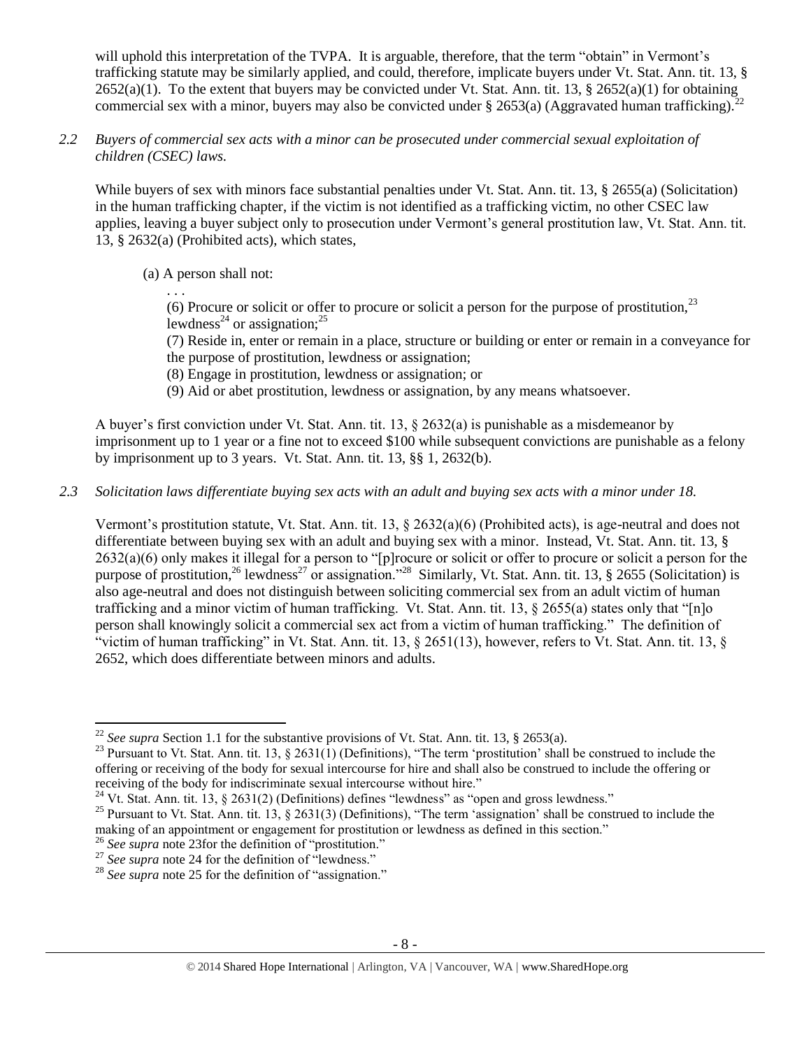will uphold this interpretation of the TVPA. It is arguable, therefore, that the term "obtain" in Vermont's trafficking statute may be similarly applied, and could, therefore, implicate buyers under Vt. Stat. Ann. tit. 13, § 2652(a)(1). To the extent that buyers may be convicted under Vt. Stat. Ann. tit. 13, § 2652(a)(1) for obtaining commercial sex with a minor, buyers may also be convicted under § 2653(a) (Aggravated human trafficking).[22]

*2.2 Buyers of commercial sex acts with a minor can be prosecuted under commercial sexual exploitation of children (CSEC) laws.*

While buyers of sex with minors face substantial penalties under Vt. Stat. Ann. tit. 13, § 2655(a) (Solicitation) in the human trafficking chapter, if the victim is not identified as a trafficking victim, no other CSEC law applies, leaving a buyer subject only to prosecution under Vermont's general prostitution law, Vt. Stat. Ann. tit. 13, § 2632(a) (Prohibited acts), which states,

> (a) A person shall not:
>
> . . .
>
> (6) Procure or solicit or offer to procure or solicit a person for the purpose of prostitution,[23] lewdness[24] or assignation;[25]
>
> (7) Reside in, enter or remain in a place, structure or building or enter or remain in a conveyance for the purpose of prostitution, lewdness or assignation;
>
> (8) Engage in prostitution, lewdness or assignation; or
>
> (9) Aid or abet prostitution, lewdness or assignation, by any means whatsoever.

A buyer's first conviction under Vt. Stat. Ann. tit. 13, § 2632(a) is punishable as a misdemeanor by imprisonment up to 1 year or a fine not to exceed $100 while subsequent convictions are punishable as a felony by imprisonment up to 3 years. Vt. Stat. Ann. tit. 13, §§ 1, 2632(b).

*2.3 Solicitation laws differentiate buying sex acts with an adult and buying sex acts with a minor under 18.*

Vermont's prostitution statute, Vt. Stat. Ann. tit. 13, § 2632(a)(6) (Prohibited acts), is age-neutral and does not differentiate between buying sex with an adult and buying sex with a minor. Instead, Vt. Stat. Ann. tit. 13, § 2632(a)(6) only makes it illegal for a person to "[p]rocure or solicit or offer to procure or solicit a person for the purpose of prostitution,[26] lewdness[27] or assignation."[28] Similarly, Vt. Stat. Ann. tit. 13, § 2655 (Solicitation) is also age-neutral and does not distinguish between soliciting commercial sex from an adult victim of human trafficking and a minor victim of human trafficking. Vt. Stat. Ann. tit. 13, § 2655(a) states only that "[n]o person shall knowingly solicit a commercial sex act from a victim of human trafficking." The definition of "victim of human trafficking" in Vt. Stat. Ann. tit. 13, § 2651(13), however, refers to Vt. Stat. Ann. tit. 13, § 2652, which does differentiate between minors and adults.

---

[22] *See supra* Section 1.1 for the substantive provisions of Vt. Stat. Ann. tit. 13, § 2653(a).

[23] Pursuant to Vt. Stat. Ann. tit. 13, § 2631(1) (Definitions), "The term 'prostitution' shall be construed to include the offering or receiving of the body for sexual intercourse for hire and shall also be construed to include the offering or receiving of the body for indiscriminate sexual intercourse without hire."

[24] Vt. Stat. Ann. tit. 13, § 2631(2) (Definitions) defines "lewdness" as "open and gross lewdness."

[25] Pursuant to Vt. Stat. Ann. tit. 13, § 2631(3) (Definitions), "The term 'assignation' shall be construed to include the making of an appointment or engagement for prostitution or lewdness as defined in this section."

[26] *See supra* note 23for the definition of "prostitution."

[27] *See supra* note 24 for the definition of "lewdness."

[28] *See supra* note 25 for the definition of "assignation."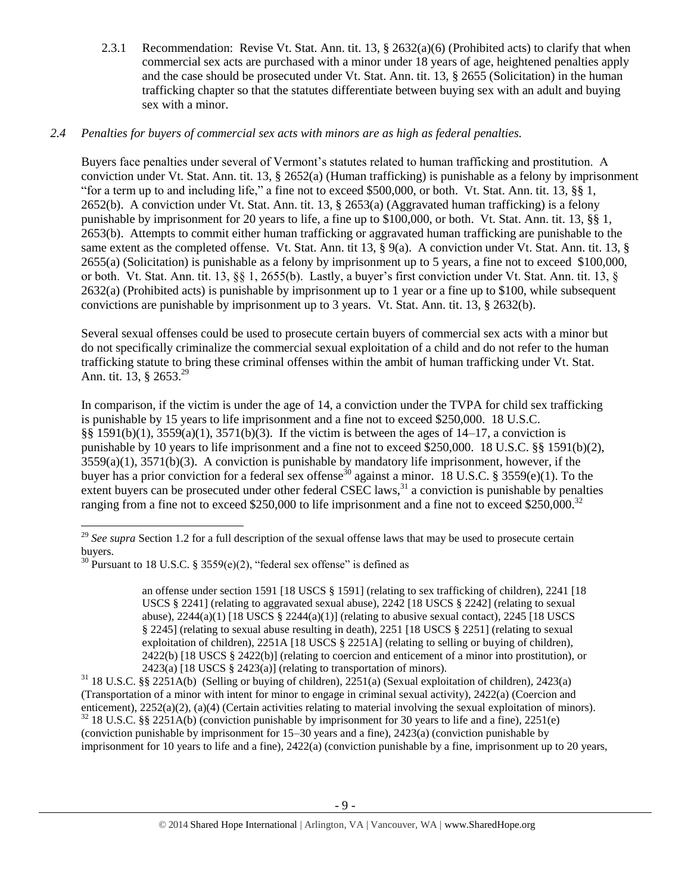2.3.1 Recommendation: Revise Vt. Stat. Ann. tit. 13, § 2632(a)(6) (Prohibited acts) to clarify that when commercial sex acts are purchased with a minor under 18 years of age, heightened penalties apply and the case should be prosecuted under Vt. Stat. Ann. tit. 13, § 2655 (Solicitation) in the human trafficking chapter so that the statutes differentiate between buying sex with an adult and buying sex with a minor.

*2.4 Penalties for buyers of commercial sex acts with minors are as high as federal penalties.*

Buyers face penalties under several of Vermont's statutes related to human trafficking and prostitution. A conviction under Vt. Stat. Ann. tit. 13, § 2652(a) (Human trafficking) is punishable as a felony by imprisonment "for a term up to and including life," a fine not to exceed $500,000, or both. Vt. Stat. Ann. tit. 13, §§ 1, 2652(b). A conviction under Vt. Stat. Ann. tit. 13, § 2653(a) (Aggravated human trafficking) is a felony punishable by imprisonment for 20 years to life, a fine up to $100,000, or both. Vt. Stat. Ann. tit. 13, §§ 1, 2653(b). Attempts to commit either human trafficking or aggravated human trafficking are punishable to the same extent as the completed offense. Vt. Stat. Ann. tit 13, § 9(a). A conviction under Vt. Stat. Ann. tit. 13, § 2655(a) (Solicitation) is punishable as a felony by imprisonment up to 5 years, a fine not to exceed $100,000, or both. Vt. Stat. Ann. tit. 13, §§ 1, 2655(b). Lastly, a buyer's first conviction under Vt. Stat. Ann. tit. 13, § 2632(a) (Prohibited acts) is punishable by imprisonment up to 1 year or a fine up to $100, while subsequent convictions are punishable by imprisonment up to 3 years. Vt. Stat. Ann. tit. 13, § 2632(b).

Several sexual offenses could be used to prosecute certain buyers of commercial sex acts with a minor but do not specifically criminalize the commercial sexual exploitation of a child and do not refer to the human trafficking statute to bring these criminal offenses within the ambit of human trafficking under Vt. Stat. Ann. tit. 13, § 2653.[29]

In comparison, if the victim is under the age of 14, a conviction under the TVPA for child sex trafficking is punishable by 15 years to life imprisonment and a fine not to exceed $250,000. 18 U.S.C. §§ 1591(b)(1), 3559(a)(1), 3571(b)(3). If the victim is between the ages of 14–17, a conviction is punishable by 10 years to life imprisonment and a fine not to exceed $250,000. 18 U.S.C. §§ 1591(b)(2), 3559(a)(1), 3571(b)(3). A conviction is punishable by mandatory life imprisonment, however, if the buyer has a prior conviction for a federal sex offense[30] against a minor. 18 U.S.C. § 3559(e)(1). To the extent buyers can be prosecuted under other federal CSEC laws,[31] a conviction is punishable by penalties ranging from a fine not to exceed $250,000 to life imprisonment and a fine not to exceed $250,000.[32]

---

[29] *See supra* Section 1.2 for a full description of the sexual offense laws that may be used to prosecute certain buyers.

[30] Pursuant to 18 U.S.C. § 3559(e)(2), "federal sex offense" is defined as

> an offense under section 1591 [18 USCS § 1591] (relating to sex trafficking of children), 2241 [18 USCS § 2241] (relating to aggravated sexual abuse), 2242 [18 USCS § 2242] (relating to sexual abuse), 2244(a)(1) [18 USCS § 2244(a)(1)] (relating to abusive sexual contact), 2245 [18 USCS § 2245] (relating to sexual abuse resulting in death), 2251 [18 USCS § 2251] (relating to sexual exploitation of children), 2251A [18 USCS § 2251A] (relating to selling or buying of children), 2422(b) [18 USCS § 2422(b)] (relating to coercion and enticement of a minor into prostitution), or 2423(a) [18 USCS § 2423(a)] (relating to transportation of minors).

[31] 18 U.S.C. §§ 2251A(b) (Selling or buying of children), 2251(a) (Sexual exploitation of children), 2423(a) (Transportation of a minor with intent for minor to engage in criminal sexual activity), 2422(a) (Coercion and enticement), 2252(a)(2), (a)(4) (Certain activities relating to material involving the sexual exploitation of minors).

[32] 18 U.S.C. §§ 2251A(b) (conviction punishable by imprisonment for 30 years to life and a fine), 2251(e) (conviction punishable by imprisonment for 15–30 years and a fine), 2423(a) (conviction punishable by imprisonment for 10 years to life and a fine), 2422(a) (conviction punishable by a fine, imprisonment up to 20 years,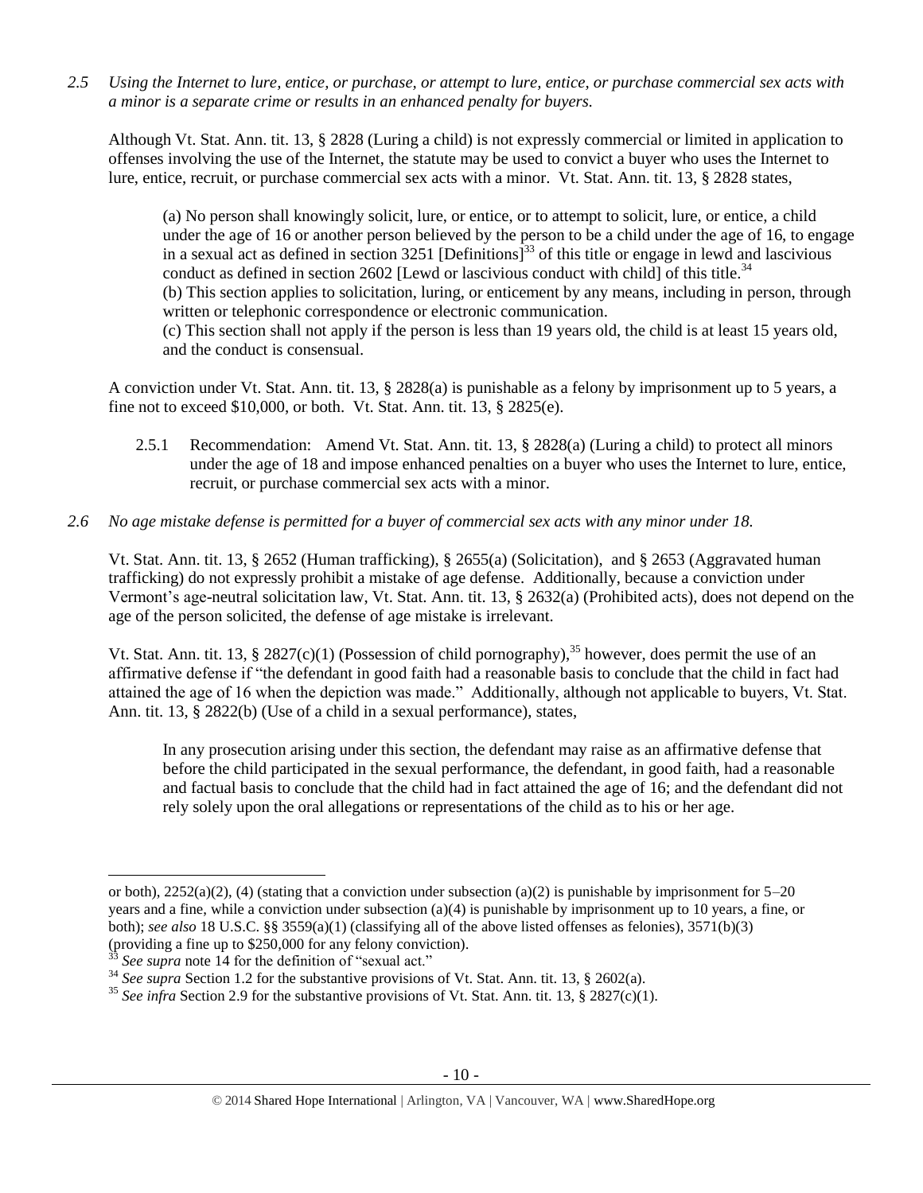*2.5 Using the Internet to lure, entice, or purchase, or attempt to lure, entice, or purchase commercial sex acts with a minor is a separate crime or results in an enhanced penalty for buyers.*

Although Vt. Stat. Ann. tit. 13, § 2828 (Luring a child) is not expressly commercial or limited in application to offenses involving the use of the Internet, the statute may be used to convict a buyer who uses the Internet to lure, entice, recruit, or purchase commercial sex acts with a minor. Vt. Stat. Ann. tit. 13, § 2828 states,

> (a) No person shall knowingly solicit, lure, or entice, or to attempt to solicit, lure, or entice, a child under the age of 16 or another person believed by the person to be a child under the age of 16, to engage in a sexual act as defined in section 3251 [Definitions][33] of this title or engage in lewd and lascivious conduct as defined in section 2602 [Lewd or lascivious conduct with child] of this title.[34]
> (b) This section applies to solicitation, luring, or enticement by any means, including in person, through written or telephonic correspondence or electronic communication.
> (c) This section shall not apply if the person is less than 19 years old, the child is at least 15 years old, and the conduct is consensual.

A conviction under Vt. Stat. Ann. tit. 13, § 2828(a) is punishable as a felony by imprisonment up to 5 years, a fine not to exceed $10,000, or both. Vt. Stat. Ann. tit. 13, § 2825(e).

2.5.1 Recommendation: Amend Vt. Stat. Ann. tit. 13, § 2828(a) (Luring a child) to protect all minors under the age of 18 and impose enhanced penalties on a buyer who uses the Internet to lure, entice, recruit, or purchase commercial sex acts with a minor.

*2.6 No age mistake defense is permitted for a buyer of commercial sex acts with any minor under 18.*

Vt. Stat. Ann. tit. 13, § 2652 (Human trafficking), § 2655(a) (Solicitation), and § 2653 (Aggravated human trafficking) do not expressly prohibit a mistake of age defense. Additionally, because a conviction under Vermont's age-neutral solicitation law, Vt. Stat. Ann. tit. 13, § 2632(a) (Prohibited acts), does not depend on the age of the person solicited, the defense of age mistake is irrelevant.

Vt. Stat. Ann. tit. 13, § 2827(c)(1) (Possession of child pornography),[35] however, does permit the use of an affirmative defense if "the defendant in good faith had a reasonable basis to conclude that the child in fact had attained the age of 16 when the depiction was made." Additionally, although not applicable to buyers, Vt. Stat. Ann. tit. 13, § 2822(b) (Use of a child in a sexual performance), states,

> In any prosecution arising under this section, the defendant may raise as an affirmative defense that before the child participated in the sexual performance, the defendant, in good faith, had a reasonable and factual basis to conclude that the child had in fact attained the age of 16; and the defendant did not rely solely upon the oral allegations or representations of the child as to his or her age.

---

or both), 2252(a)(2), (4) (stating that a conviction under subsection (a)(2) is punishable by imprisonment for 5–20 years and a fine, while a conviction under subsection (a)(4) is punishable by imprisonment up to 10 years, a fine, or both); *see also* 18 U.S.C. §§ 3559(a)(1) (classifying all of the above listed offenses as felonies), 3571(b)(3) (providing a fine up to $250,000 for any felony conviction).

[33] *See supra* note 14 for the definition of "sexual act."

[34] *See supra* Section 1.2 for the substantive provisions of Vt. Stat. Ann. tit. 13, § 2602(a).

[35] *See infra* Section 2.9 for the substantive provisions of Vt. Stat. Ann. tit. 13, § 2827(c)(1).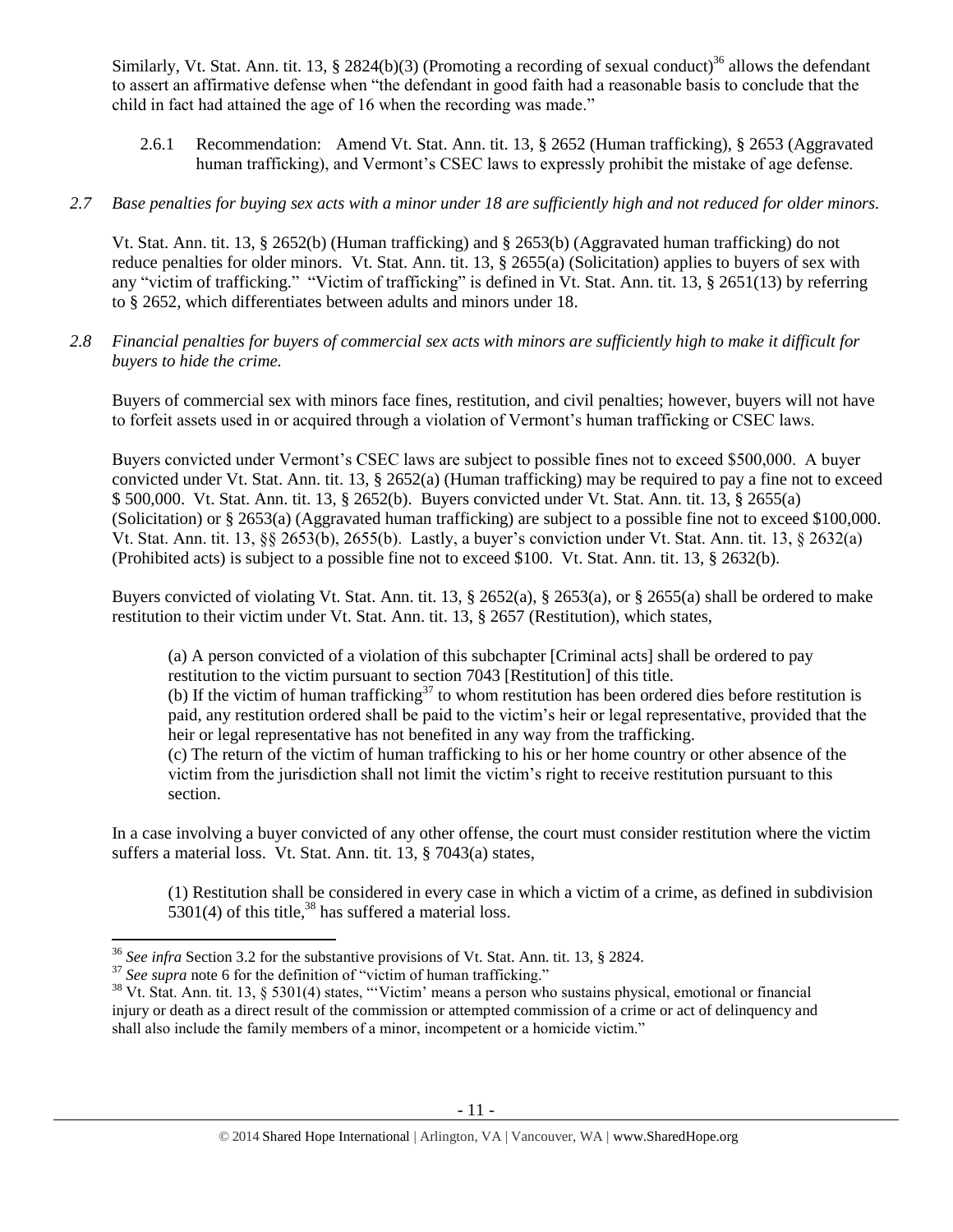Similarly, Vt. Stat. Ann. tit. 13, § 2824(b)(3) (Promoting a recording of sexual conduct)[36] allows the defendant to assert an affirmative defense when "the defendant in good faith had a reasonable basis to conclude that the child in fact had attained the age of 16 when the recording was made."

2.6.1 Recommendation: Amend Vt. Stat. Ann. tit. 13, § 2652 (Human trafficking), § 2653 (Aggravated human trafficking), and Vermont's CSEC laws to expressly prohibit the mistake of age defense.

*2.7 Base penalties for buying sex acts with a minor under 18 are sufficiently high and not reduced for older minors.*

Vt. Stat. Ann. tit. 13, § 2652(b) (Human trafficking) and § 2653(b) (Aggravated human trafficking) do not reduce penalties for older minors. Vt. Stat. Ann. tit. 13, § 2655(a) (Solicitation) applies to buyers of sex with any "victim of trafficking." "Victim of trafficking" is defined in Vt. Stat. Ann. tit. 13, § 2651(13) by referring to § 2652, which differentiates between adults and minors under 18.

*2.8 Financial penalties for buyers of commercial sex acts with minors are sufficiently high to make it difficult for buyers to hide the crime.*

Buyers of commercial sex with minors face fines, restitution, and civil penalties; however, buyers will not have to forfeit assets used in or acquired through a violation of Vermont's human trafficking or CSEC laws.

Buyers convicted under Vermont's CSEC laws are subject to possible fines not to exceed $500,000. A buyer convicted under Vt. Stat. Ann. tit. 13, § 2652(a) (Human trafficking) may be required to pay a fine not to exceed $ 500,000. Vt. Stat. Ann. tit. 13, § 2652(b). Buyers convicted under Vt. Stat. Ann. tit. 13, § 2655(a) (Solicitation) or § 2653(a) (Aggravated human trafficking) are subject to a possible fine not to exceed $100,000. Vt. Stat. Ann. tit. 13, §§ 2653(b), 2655(b). Lastly, a buyer's conviction under Vt. Stat. Ann. tit. 13, § 2632(a) (Prohibited acts) is subject to a possible fine not to exceed $100. Vt. Stat. Ann. tit. 13, § 2632(b).

Buyers convicted of violating Vt. Stat. Ann. tit. 13, § 2652(a), § 2653(a), or § 2655(a) shall be ordered to make restitution to their victim under Vt. Stat. Ann. tit. 13, § 2657 (Restitution), which states,

> (a) A person convicted of a violation of this subchapter [Criminal acts] shall be ordered to pay restitution to the victim pursuant to section 7043 [Restitution] of this title.
> (b) If the victim of human trafficking[37] to whom restitution has been ordered dies before restitution is paid, any restitution ordered shall be paid to the victim's heir or legal representative, provided that the heir or legal representative has not benefited in any way from the trafficking.
> (c) The return of the victim of human trafficking to his or her home country or other absence of the victim from the jurisdiction shall not limit the victim's right to receive restitution pursuant to this section.

In a case involving a buyer convicted of any other offense, the court must consider restitution where the victim suffers a material loss. Vt. Stat. Ann. tit. 13, § 7043(a) states,

> (1) Restitution shall be considered in every case in which a victim of a crime, as defined in subdivision 5301(4) of this title,[38] has suffered a material loss.

---

[36] *See infra* Section 3.2 for the substantive provisions of Vt. Stat. Ann. tit. 13, § 2824.

[37] *See supra* note 6 for the definition of "victim of human trafficking."

[38] Vt. Stat. Ann. tit. 13, § 5301(4) states, "'Victim' means a person who sustains physical, emotional or financial injury or death as a direct result of the commission or attempted commission of a crime or act of delinquency and shall also include the family members of a minor, incompetent or a homicide victim."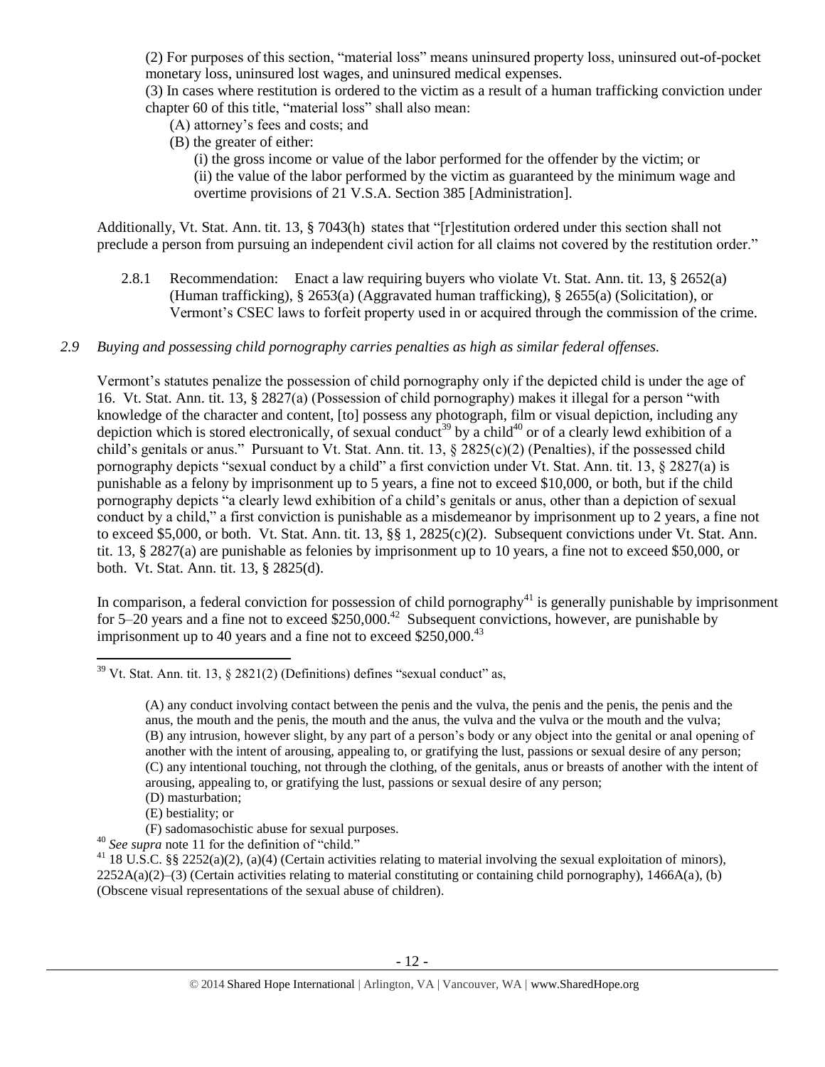(2) For purposes of this section, "material loss" means uninsured property loss, uninsured out-of-pocket monetary loss, uninsured lost wages, and uninsured medical expenses.

(3) In cases where restitution is ordered to the victim as a result of a human trafficking conviction under chapter 60 of this title, "material loss" shall also mean:

(A) attorney's fees and costs; and

(B) the greater of either:

(i) the gross income or value of the labor performed for the offender by the victim; or

(ii) the value of the labor performed by the victim as guaranteed by the minimum wage and overtime provisions of 21 V.S.A. Section 385 [Administration].

Additionally, Vt. Stat. Ann. tit. 13, § 7043(h) states that "[r]estitution ordered under this section shall not preclude a person from pursuing an independent civil action for all claims not covered by the restitution order."

2.8.1 Recommendation: Enact a law requiring buyers who violate Vt. Stat. Ann. tit. 13, § 2652(a) (Human trafficking), § 2653(a) (Aggravated human trafficking), § 2655(a) (Solicitation), or Vermont's CSEC laws to forfeit property used in or acquired through the commission of the crime.

*2.9 Buying and possessing child pornography carries penalties as high as similar federal offenses.*

Vermont's statutes penalize the possession of child pornography only if the depicted child is under the age of 16. Vt. Stat. Ann. tit. 13, § 2827(a) (Possession of child pornography) makes it illegal for a person "with knowledge of the character and content, [to] possess any photograph, film or visual depiction, including any depiction which is stored electronically, of sexual conduct[39] by a child[40] or of a clearly lewd exhibition of a child's genitals or anus." Pursuant to Vt. Stat. Ann. tit. 13, § 2825(c)(2) (Penalties), if the possessed child pornography depicts "sexual conduct by a child" a first conviction under Vt. Stat. Ann. tit. 13, § 2827(a) is punishable as a felony by imprisonment up to 5 years, a fine not to exceed $10,000, or both, but if the child pornography depicts "a clearly lewd exhibition of a child's genitals or anus, other than a depiction of sexual conduct by a child," a first conviction is punishable as a misdemeanor by imprisonment up to 2 years, a fine not to exceed $5,000, or both. Vt. Stat. Ann. tit. 13, §§ 1, 2825(c)(2). Subsequent convictions under Vt. Stat. Ann. tit. 13, § 2827(a) are punishable as felonies by imprisonment up to 10 years, a fine not to exceed $50,000, or both. Vt. Stat. Ann. tit. 13, § 2825(d).

In comparison, a federal conviction for possession of child pornography[41] is generally punishable by imprisonment for 5–20 years and a fine not to exceed $250,000.[42] Subsequent convictions, however, are punishable by imprisonment up to 40 years and a fine not to exceed $250,000.[43]

---

[39] Vt. Stat. Ann. tit. 13, § 2821(2) (Definitions) defines "sexual conduct" as,

(A) any conduct involving contact between the penis and the vulva, the penis and the penis, the penis and the anus, the mouth and the penis, the mouth and the anus, the vulva and the vulva or the mouth and the vulva;
(B) any intrusion, however slight, by any part of a person's body or any object into the genital or anal opening of another with the intent of arousing, appealing to, or gratifying the lust, passions or sexual desire of any person;
(C) any intentional touching, not through the clothing, of the genitals, anus or breasts of another with the intent of arousing, appealing to, or gratifying the lust, passions or sexual desire of any person;
(D) masturbation;
(E) bestiality; or
(F) sadomasochistic abuse for sexual purposes.

[40] *See supra* note 11 for the definition of "child."

[41] 18 U.S.C. §§ 2252(a)(2), (a)(4) (Certain activities relating to material involving the sexual exploitation of minors), 2252A(a)(2)–(3) (Certain activities relating to material constituting or containing child pornography), 1466A(a), (b) (Obscene visual representations of the sexual abuse of children).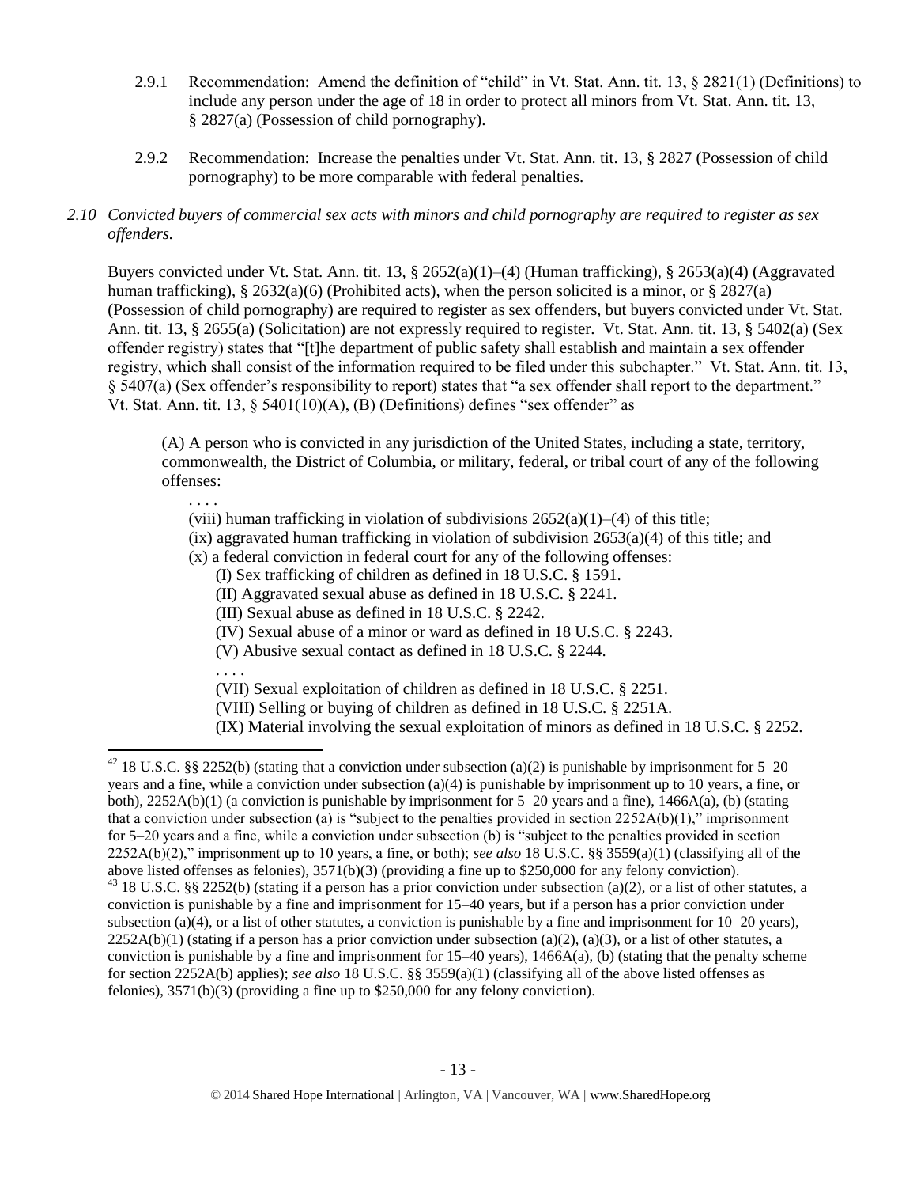2.9.1 Recommendation: Amend the definition of "child" in Vt. Stat. Ann. tit. 13, § 2821(1) (Definitions) to include any person under the age of 18 in order to protect all minors from Vt. Stat. Ann. tit. 13, § 2827(a) (Possession of child pornography).

2.9.2 Recommendation: Increase the penalties under Vt. Stat. Ann. tit. 13, § 2827 (Possession of child pornography) to be more comparable with federal penalties.

*2.10 Convicted buyers of commercial sex acts with minors and child pornography are required to register as sex offenders.*

Buyers convicted under Vt. Stat. Ann. tit. 13, § 2652(a)(1)–(4) (Human trafficking), § 2653(a)(4) (Aggravated human trafficking), § 2632(a)(6) (Prohibited acts), when the person solicited is a minor, or § 2827(a) (Possession of child pornography) are required to register as sex offenders, but buyers convicted under Vt. Stat. Ann. tit. 13, § 2655(a) (Solicitation) are not expressly required to register. Vt. Stat. Ann. tit. 13, § 5402(a) (Sex offender registry) states that "[t]he department of public safety shall establish and maintain a sex offender registry, which shall consist of the information required to be filed under this subchapter." Vt. Stat. Ann. tit. 13, § 5407(a) (Sex offender's responsibility to report) states that "a sex offender shall report to the department." Vt. Stat. Ann. tit. 13, § 5401(10)(A), (B) (Definitions) defines "sex offender" as

> (A) A person who is convicted in any jurisdiction of the United States, including a state, territory, commonwealth, the District of Columbia, or military, federal, or tribal court of any of the following offenses:
>
> . . . .
>
> (viii) human trafficking in violation of subdivisions 2652(a)(1)–(4) of this title;
>
> (ix) aggravated human trafficking in violation of subdivision 2653(a)(4) of this title; and
>
> (x) a federal conviction in federal court for any of the following offenses:
>
> (I) Sex trafficking of children as defined in 18 U.S.C. § 1591.
>
> (II) Aggravated sexual abuse as defined in 18 U.S.C. § 2241.
>
> (III) Sexual abuse as defined in 18 U.S.C. § 2242.
>
> (IV) Sexual abuse of a minor or ward as defined in 18 U.S.C. § 2243.
>
> (V) Abusive sexual contact as defined in 18 U.S.C. § 2244.
>
> . . . .
>
> (VII) Sexual exploitation of children as defined in 18 U.S.C. § 2251.
>
> (VIII) Selling or buying of children as defined in 18 U.S.C. § 2251A.
>
> (IX) Material involving the sexual exploitation of minors as defined in 18 U.S.C. § 2252.

---

[42] 18 U.S.C. §§ 2252(b) (stating that a conviction under subsection (a)(2) is punishable by imprisonment for 5–20 years and a fine, while a conviction under subsection (a)(4) is punishable by imprisonment up to 10 years, a fine, or both), 2252A(b)(1) (a conviction is punishable by imprisonment for 5–20 years and a fine), 1466A(a), (b) (stating that a conviction under subsection (a) is "subject to the penalties provided in section 2252A(b)(1)," imprisonment for 5–20 years and a fine, while a conviction under subsection (b) is "subject to the penalties provided in section 2252A(b)(2)," imprisonment up to 10 years, a fine, or both); *see also* 18 U.S.C. §§ 3559(a)(1) (classifying all of the above listed offenses as felonies), 3571(b)(3) (providing a fine up to $250,000 for any felony conviction).

[43] 18 U.S.C. §§ 2252(b) (stating if a person has a prior conviction under subsection (a)(2), or a list of other statutes, a conviction is punishable by a fine and imprisonment for 15–40 years, but if a person has a prior conviction under subsection (a)(4), or a list of other statutes, a conviction is punishable by a fine and imprisonment for 10–20 years), 2252A(b)(1) (stating if a person has a prior conviction under subsection (a)(2), (a)(3), or a list of other statutes, a conviction is punishable by a fine and imprisonment for 15–40 years), 1466A(a), (b) (stating that the penalty scheme for section 2252A(b) applies); *see also* 18 U.S.C. §§ 3559(a)(1) (classifying all of the above listed offenses as felonies), 3571(b)(3) (providing a fine up to $250,000 for any felony conviction).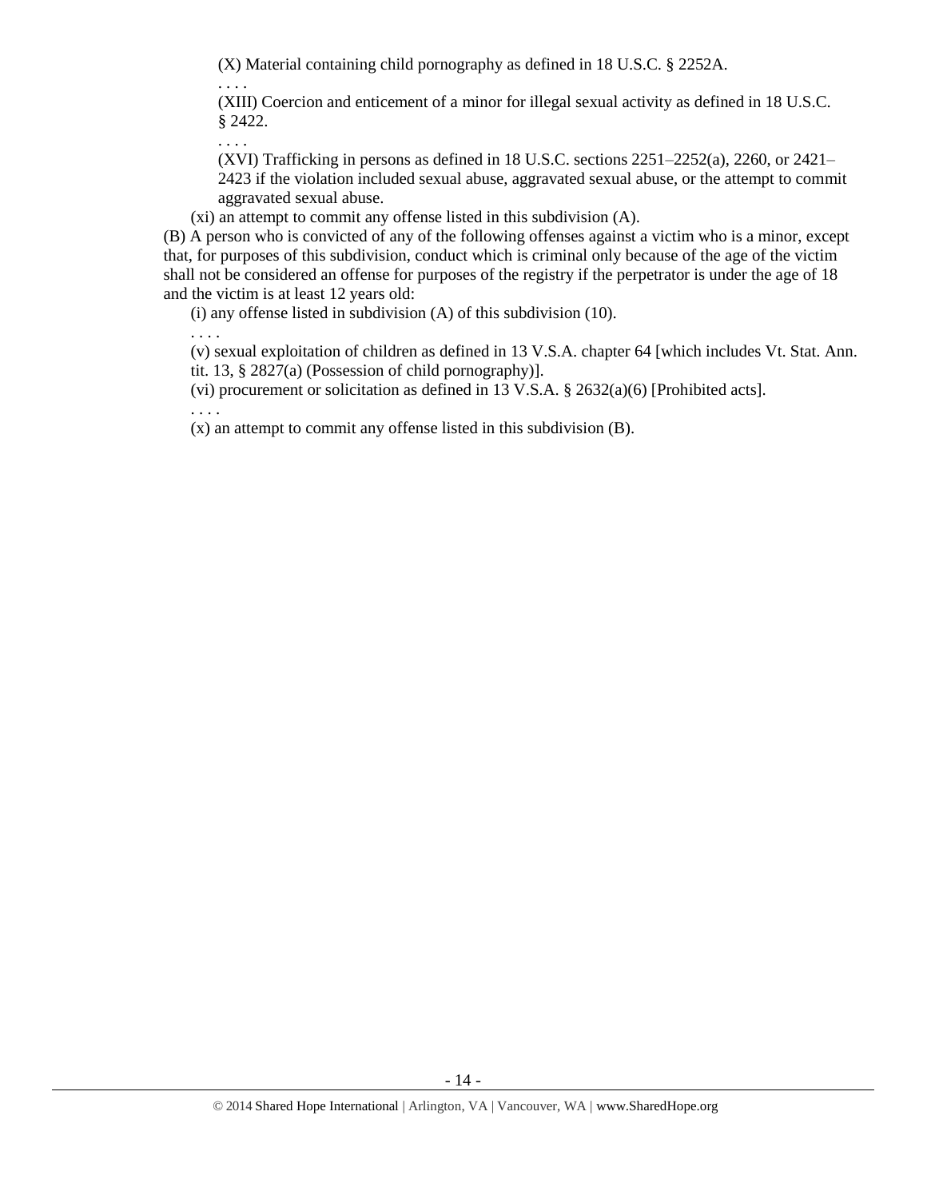(X) Material containing child pornography as defined in 18 U.S.C. § 2252A.

. . . .

(XIII) Coercion and enticement of a minor for illegal sexual activity as defined in 18 U.S.C. § 2422.

. . . .

(XVI) Trafficking in persons as defined in 18 U.S.C. sections 2251–2252(a), 2260, or 2421–2423 if the violation included sexual abuse, aggravated sexual abuse, or the attempt to commit aggravated sexual abuse.

(xi) an attempt to commit any offense listed in this subdivision (A).

(B) A person who is convicted of any of the following offenses against a victim who is a minor, except that, for purposes of this subdivision, conduct which is criminal only because of the age of the victim shall not be considered an offense for purposes of the registry if the perpetrator is under the age of 18 and the victim is at least 12 years old:

(i) any offense listed in subdivision (A) of this subdivision (10).

. . . .

(v) sexual exploitation of children as defined in 13 V.S.A. chapter 64 [which includes Vt. Stat. Ann. tit. 13, § 2827(a) (Possession of child pornography)].

(vi) procurement or solicitation as defined in 13 V.S.A. § 2632(a)(6) [Prohibited acts].

. . . .

(x) an attempt to commit any offense listed in this subdivision (B).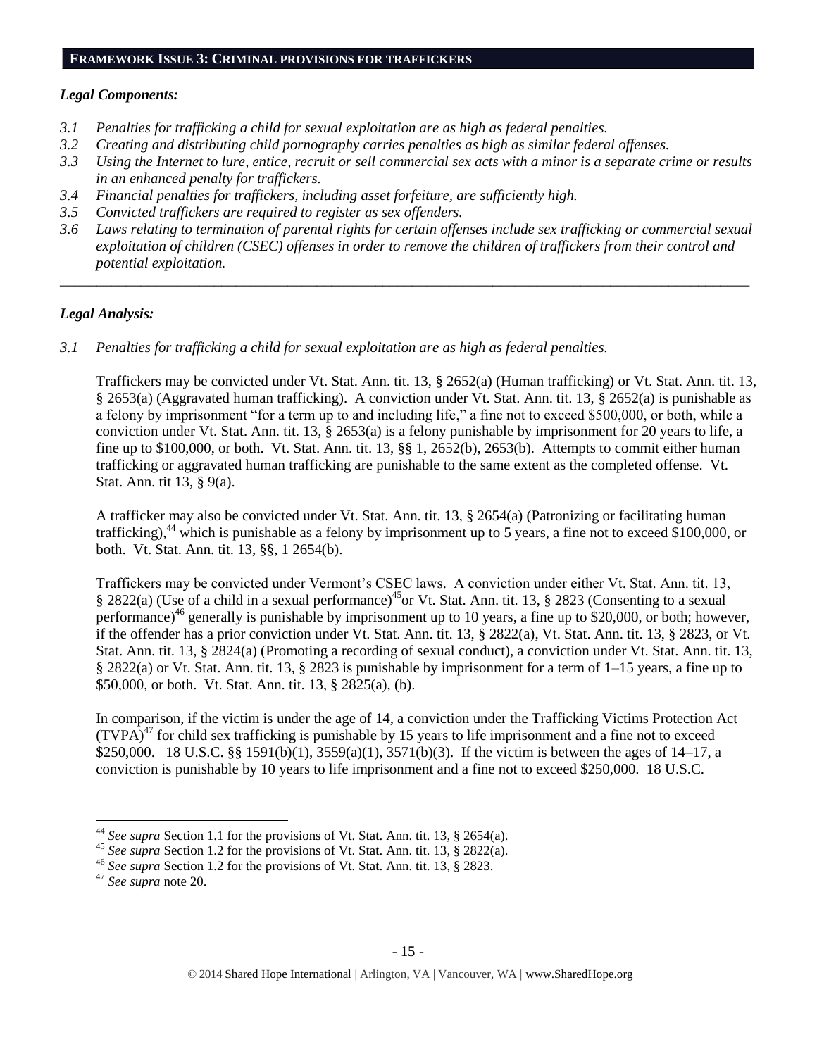## FRAMEWORK ISSUE 3: CRIMINAL PROVISIONS FOR TRAFFICKERS

### *Legal Components:*

*3.1 Penalties for trafficking a child for sexual exploitation are as high as federal penalties.*
*3.2 Creating and distributing child pornography carries penalties as high as similar federal offenses.*
*3.3 Using the Internet to lure, entice, recruit or sell commercial sex acts with a minor is a separate crime or results in an enhanced penalty for traffickers.*
*3.4 Financial penalties for traffickers, including asset forfeiture, are sufficiently high.*
*3.5 Convicted traffickers are required to register as sex offenders.*
*3.6 Laws relating to termination of parental rights for certain offenses include sex trafficking or commercial sexual exploitation of children (CSEC) offenses in order to remove the children of traffickers from their control and potential exploitation.*

---

### *Legal Analysis:*

*3.1 Penalties for trafficking a child for sexual exploitation are as high as federal penalties.*

Traffickers may be convicted under Vt. Stat. Ann. tit. 13, § 2652(a) (Human trafficking) or Vt. Stat. Ann. tit. 13, § 2653(a) (Aggravated human trafficking). A conviction under Vt. Stat. Ann. tit. 13, § 2652(a) is punishable as a felony by imprisonment "for a term up to and including life," a fine not to exceed $500,000, or both, while a conviction under Vt. Stat. Ann. tit. 13, § 2653(a) is a felony punishable by imprisonment for 20 years to life, a fine up to $100,000, or both. Vt. Stat. Ann. tit. 13, §§ 1, 2652(b), 2653(b). Attempts to commit either human trafficking or aggravated human trafficking are punishable to the same extent as the completed offense. Vt. Stat. Ann. tit 13, § 9(a).

A trafficker may also be convicted under Vt. Stat. Ann. tit. 13, § 2654(a) (Patronizing or facilitating human trafficking),[44] which is punishable as a felony by imprisonment up to 5 years, a fine not to exceed $100,000, or both. Vt. Stat. Ann. tit. 13, §§, 1 2654(b).

Traffickers may be convicted under Vermont's CSEC laws. A conviction under either Vt. Stat. Ann. tit. 13, § 2822(a) (Use of a child in a sexual performance)[45]or Vt. Stat. Ann. tit. 13, § 2823 (Consenting to a sexual performance)[46] generally is punishable by imprisonment up to 10 years, a fine up to $20,000, or both; however, if the offender has a prior conviction under Vt. Stat. Ann. tit. 13, § 2822(a), Vt. Stat. Ann. tit. 13, § 2823, or Vt. Stat. Ann. tit. 13, § 2824(a) (Promoting a recording of sexual conduct), a conviction under Vt. Stat. Ann. tit. 13, § 2822(a) or Vt. Stat. Ann. tit. 13, § 2823 is punishable by imprisonment for a term of 1–15 years, a fine up to $50,000, or both. Vt. Stat. Ann. tit. 13, § 2825(a), (b).

In comparison, if the victim is under the age of 14, a conviction under the Trafficking Victims Protection Act (TVPA)[47] for child sex trafficking is punishable by 15 years to life imprisonment and a fine not to exceed $250,000. 18 U.S.C. §§ 1591(b)(1), 3559(a)(1), 3571(b)(3). If the victim is between the ages of 14–17, a conviction is punishable by 10 years to life imprisonment and a fine not to exceed $250,000. 18 U.S.C.

---

[44] *See supra* Section 1.1 for the provisions of Vt. Stat. Ann. tit. 13, § 2654(a).
[45] *See supra* Section 1.2 for the provisions of Vt. Stat. Ann. tit. 13, § 2822(a).
[46] *See supra* Section 1.2 for the provisions of Vt. Stat. Ann. tit. 13, § 2823.
[47] *See supra* note 20.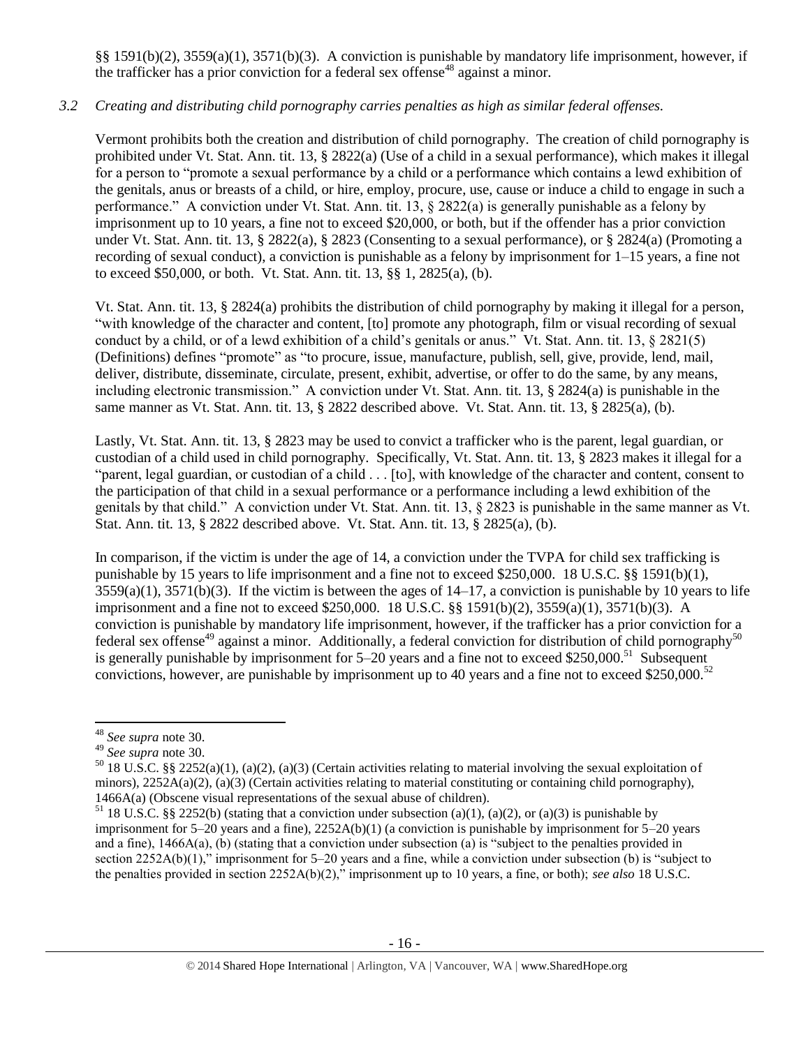§§ 1591(b)(2), 3559(a)(1), 3571(b)(3). A conviction is punishable by mandatory life imprisonment, however, if the trafficker has a prior conviction for a federal sex offense[48] against a minor.

*3.2 Creating and distributing child pornography carries penalties as high as similar federal offenses.*

Vermont prohibits both the creation and distribution of child pornography. The creation of child pornography is prohibited under Vt. Stat. Ann. tit. 13, § 2822(a) (Use of a child in a sexual performance), which makes it illegal for a person to "promote a sexual performance by a child or a performance which contains a lewd exhibition of the genitals, anus or breasts of a child, or hire, employ, procure, use, cause or induce a child to engage in such a performance." A conviction under Vt. Stat. Ann. tit. 13, § 2822(a) is generally punishable as a felony by imprisonment up to 10 years, a fine not to exceed $20,000, or both, but if the offender has a prior conviction under Vt. Stat. Ann. tit. 13, § 2822(a), § 2823 (Consenting to a sexual performance), or § 2824(a) (Promoting a recording of sexual conduct), a conviction is punishable as a felony by imprisonment for 1–15 years, a fine not to exceed $50,000, or both. Vt. Stat. Ann. tit. 13, §§ 1, 2825(a), (b).

Vt. Stat. Ann. tit. 13, § 2824(a) prohibits the distribution of child pornography by making it illegal for a person, "with knowledge of the character and content, [to] promote any photograph, film or visual recording of sexual conduct by a child, or of a lewd exhibition of a child's genitals or anus." Vt. Stat. Ann. tit. 13, § 2821(5) (Definitions) defines "promote" as "to procure, issue, manufacture, publish, sell, give, provide, lend, mail, deliver, distribute, disseminate, circulate, present, exhibit, advertise, or offer to do the same, by any means, including electronic transmission." A conviction under Vt. Stat. Ann. tit. 13, § 2824(a) is punishable in the same manner as Vt. Stat. Ann. tit. 13, § 2822 described above. Vt. Stat. Ann. tit. 13, § 2825(a), (b).

Lastly, Vt. Stat. Ann. tit. 13, § 2823 may be used to convict a trafficker who is the parent, legal guardian, or custodian of a child used in child pornography. Specifically, Vt. Stat. Ann. tit. 13, § 2823 makes it illegal for a "parent, legal guardian, or custodian of a child . . . [to], with knowledge of the character and content, consent to the participation of that child in a sexual performance or a performance including a lewd exhibition of the genitals by that child." A conviction under Vt. Stat. Ann. tit. 13, § 2823 is punishable in the same manner as Vt. Stat. Ann. tit. 13, § 2822 described above. Vt. Stat. Ann. tit. 13, § 2825(a), (b).

In comparison, if the victim is under the age of 14, a conviction under the TVPA for child sex trafficking is punishable by 15 years to life imprisonment and a fine not to exceed $250,000. 18 U.S.C. §§ 1591(b)(1), 3559(a)(1), 3571(b)(3). If the victim is between the ages of 14–17, a conviction is punishable by 10 years to life imprisonment and a fine not to exceed $250,000. 18 U.S.C. §§ 1591(b)(2), 3559(a)(1), 3571(b)(3). A conviction is punishable by mandatory life imprisonment, however, if the trafficker has a prior conviction for a federal sex offense[49] against a minor. Additionally, a federal conviction for distribution of child pornography[50] is generally punishable by imprisonment for 5–20 years and a fine not to exceed $250,000.[51] Subsequent convictions, however, are punishable by imprisonment up to 40 years and a fine not to exceed $250,000.[52]

---

[48] *See supra* note 30.

[49] *See supra* note 30.

[50] 18 U.S.C. §§ 2252(a)(1), (a)(2), (a)(3) (Certain activities relating to material involving the sexual exploitation of minors), 2252A(a)(2), (a)(3) (Certain activities relating to material constituting or containing child pornography), 1466A(a) (Obscene visual representations of the sexual abuse of children).

[51] 18 U.S.C. §§ 2252(b) (stating that a conviction under subsection (a)(1), (a)(2), or (a)(3) is punishable by imprisonment for 5–20 years and a fine), 2252A(b)(1) (a conviction is punishable by imprisonment for 5–20 years and a fine), 1466A(a), (b) (stating that a conviction under subsection (a) is "subject to the penalties provided in section 2252A(b)(1)," imprisonment for 5–20 years and a fine, while a conviction under subsection (b) is "subject to the penalties provided in section 2252A(b)(2)," imprisonment up to 10 years, a fine, or both); *see also* 18 U.S.C.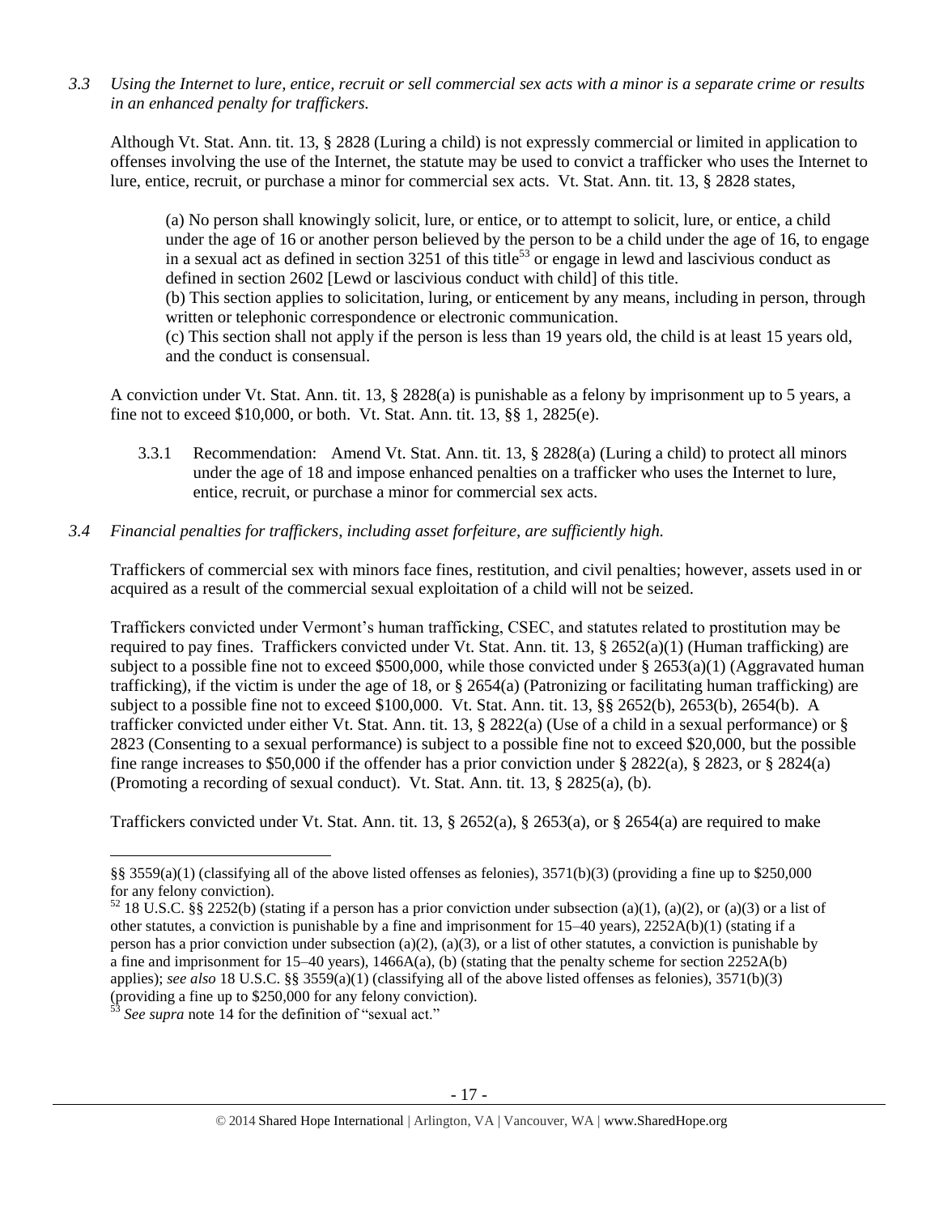*3.3 Using the Internet to lure, entice, recruit or sell commercial sex acts with a minor is a separate crime or results in an enhanced penalty for traffickers.*

Although Vt. Stat. Ann. tit. 13, § 2828 (Luring a child) is not expressly commercial or limited in application to offenses involving the use of the Internet, the statute may be used to convict a trafficker who uses the Internet to lure, entice, recruit, or purchase a minor for commercial sex acts. Vt. Stat. Ann. tit. 13, § 2828 states,

> (a) No person shall knowingly solicit, lure, or entice, or to attempt to solicit, lure, or entice, a child under the age of 16 or another person believed by the person to be a child under the age of 16, to engage in a sexual act as defined in section 3251 of this title[53] or engage in lewd and lascivious conduct as defined in section 2602 [Lewd or lascivious conduct with child] of this title.
>
> (b) This section applies to solicitation, luring, or enticement by any means, including in person, through written or telephonic correspondence or electronic communication.
>
> (c) This section shall not apply if the person is less than 19 years old, the child is at least 15 years old, and the conduct is consensual.

A conviction under Vt. Stat. Ann. tit. 13, § 2828(a) is punishable as a felony by imprisonment up to 5 years, a fine not to exceed $10,000, or both. Vt. Stat. Ann. tit. 13, §§ 1, 2825(e).

3.3.1 Recommendation: Amend Vt. Stat. Ann. tit. 13, § 2828(a) (Luring a child) to protect all minors under the age of 18 and impose enhanced penalties on a trafficker who uses the Internet to lure, entice, recruit, or purchase a minor for commercial sex acts.

*3.4 Financial penalties for traffickers, including asset forfeiture, are sufficiently high.*

Traffickers of commercial sex with minors face fines, restitution, and civil penalties; however, assets used in or acquired as a result of the commercial sexual exploitation of a child will not be seized.

Traffickers convicted under Vermont's human trafficking, CSEC, and statutes related to prostitution may be required to pay fines. Traffickers convicted under Vt. Stat. Ann. tit. 13, § 2652(a)(1) (Human trafficking) are subject to a possible fine not to exceed $500,000, while those convicted under § 2653(a)(1) (Aggravated human trafficking), if the victim is under the age of 18, or § 2654(a) (Patronizing or facilitating human trafficking) are subject to a possible fine not to exceed $100,000. Vt. Stat. Ann. tit. 13, §§ 2652(b), 2653(b), 2654(b). A trafficker convicted under either Vt. Stat. Ann. tit. 13, § 2822(a) (Use of a child in a sexual performance) or § 2823 (Consenting to a sexual performance) is subject to a possible fine not to exceed $20,000, but the possible fine range increases to $50,000 if the offender has a prior conviction under § 2822(a), § 2823, or § 2824(a) (Promoting a recording of sexual conduct). Vt. Stat. Ann. tit. 13, § 2825(a), (b).

Traffickers convicted under Vt. Stat. Ann. tit. 13, § 2652(a), § 2653(a), or § 2654(a) are required to make

---

§§ 3559(a)(1) (classifying all of the above listed offenses as felonies), 3571(b)(3) (providing a fine up to $250,000 for any felony conviction).

[52] 18 U.S.C. §§ 2252(b) (stating if a person has a prior conviction under subsection (a)(1), (a)(2), or (a)(3) or a list of other statutes, a conviction is punishable by a fine and imprisonment for 15–40 years), 2252A(b)(1) (stating if a person has a prior conviction under subsection (a)(2), (a)(3), or a list of other statutes, a conviction is punishable by a fine and imprisonment for 15–40 years), 1466A(a), (b) (stating that the penalty scheme for section 2252A(b) applies); *see also* 18 U.S.C. §§ 3559(a)(1) (classifying all of the above listed offenses as felonies), 3571(b)(3) (providing a fine up to $250,000 for any felony conviction).

[53] *See supra* note 14 for the definition of "sexual act."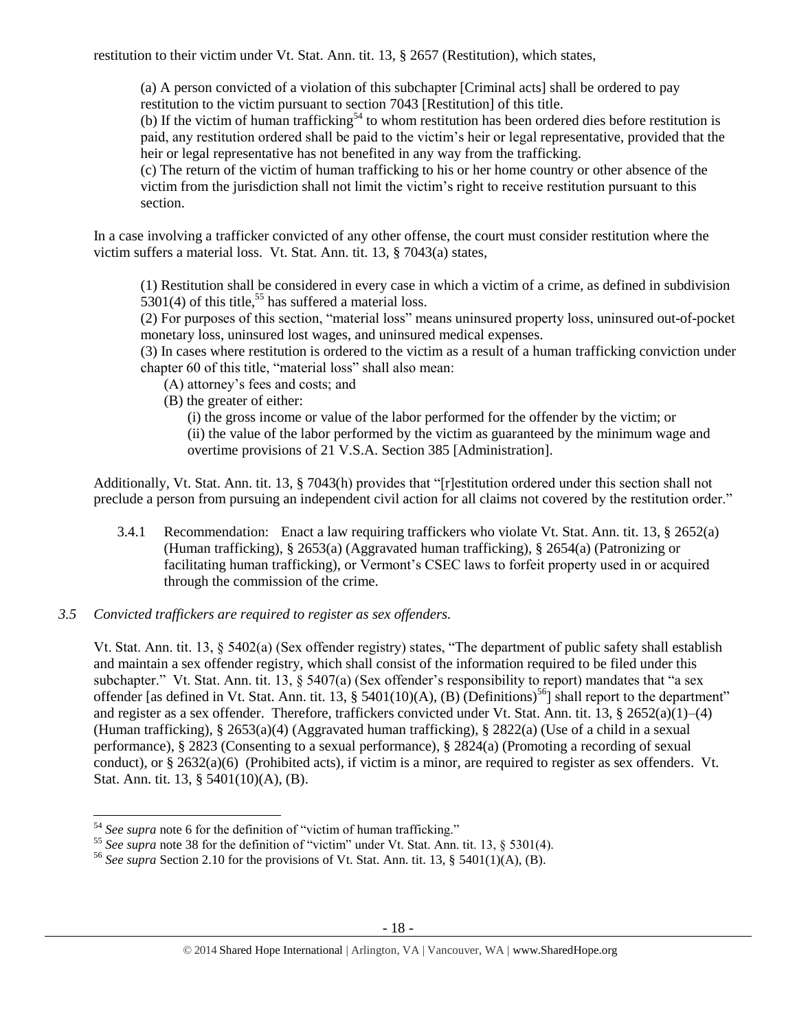restitution to their victim under Vt. Stat. Ann. tit. 13, § 2657 (Restitution), which states,

> (a) A person convicted of a violation of this subchapter [Criminal acts] shall be ordered to pay restitution to the victim pursuant to section 7043 [Restitution] of this title.
> (b) If the victim of human trafficking[54] to whom restitution has been ordered dies before restitution is paid, any restitution ordered shall be paid to the victim's heir or legal representative, provided that the heir or legal representative has not benefited in any way from the trafficking.
> (c) The return of the victim of human trafficking to his or her home country or other absence of the victim from the jurisdiction shall not limit the victim's right to receive restitution pursuant to this section.

In a case involving a trafficker convicted of any other offense, the court must consider restitution where the victim suffers a material loss. Vt. Stat. Ann. tit. 13, § 7043(a) states,

> (1) Restitution shall be considered in every case in which a victim of a crime, as defined in subdivision 5301(4) of this title,[55] has suffered a material loss.
> (2) For purposes of this section, "material loss" means uninsured property loss, uninsured out-of-pocket monetary loss, uninsured lost wages, and uninsured medical expenses.
> (3) In cases where restitution is ordered to the victim as a result of a human trafficking conviction under chapter 60 of this title, "material loss" shall also mean:
> (A) attorney's fees and costs; and
> (B) the greater of either:
> (i) the gross income or value of the labor performed for the offender by the victim; or
> (ii) the value of the labor performed by the victim as guaranteed by the minimum wage and overtime provisions of 21 V.S.A. Section 385 [Administration].

Additionally, Vt. Stat. Ann. tit. 13, § 7043(h) provides that "[r]estitution ordered under this section shall not preclude a person from pursuing an independent civil action for all claims not covered by the restitution order."

3.4.1 Recommendation: Enact a law requiring traffickers who violate Vt. Stat. Ann. tit. 13, § 2652(a) (Human trafficking), § 2653(a) (Aggravated human trafficking), § 2654(a) (Patronizing or facilitating human trafficking), or Vermont's CSEC laws to forfeit property used in or acquired through the commission of the crime.

### *3.5 Convicted traffickers are required to register as sex offenders.*

Vt. Stat. Ann. tit. 13, § 5402(a) (Sex offender registry) states, "The department of public safety shall establish and maintain a sex offender registry, which shall consist of the information required to be filed under this subchapter." Vt. Stat. Ann. tit. 13, § 5407(a) (Sex offender's responsibility to report) mandates that "a sex offender [as defined in Vt. Stat. Ann. tit. 13, § 5401(10)(A), (B) (Definitions)[56]] shall report to the department" and register as a sex offender. Therefore, traffickers convicted under Vt. Stat. Ann. tit. 13, § 2652(a)(1)–(4) (Human trafficking), § 2653(a)(4) (Aggravated human trafficking), § 2822(a) (Use of a child in a sexual performance), § 2823 (Consenting to a sexual performance), § 2824(a) (Promoting a recording of sexual conduct), or § 2632(a)(6) (Prohibited acts), if victim is a minor, are required to register as sex offenders. Vt. Stat. Ann. tit. 13, § 5401(10)(A), (B).

---

[54] *See supra* note 6 for the definition of "victim of human trafficking."
[55] *See supra* note 38 for the definition of "victim" under Vt. Stat. Ann. tit. 13, § 5301(4).
[56] *See supra* Section 2.10 for the provisions of Vt. Stat. Ann. tit. 13, § 5401(1)(A), (B).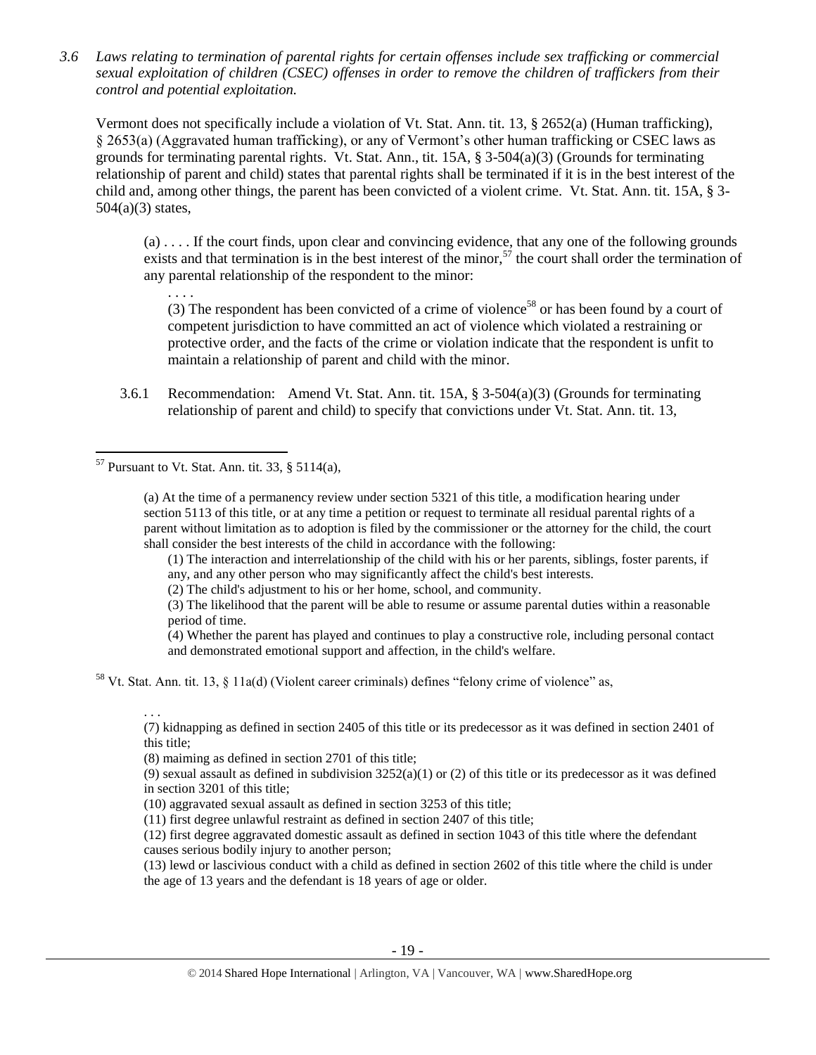*3.6 Laws relating to termination of parental rights for certain offenses include sex trafficking or commercial sexual exploitation of children (CSEC) offenses in order to remove the children of traffickers from their control and potential exploitation.*

Vermont does not specifically include a violation of Vt. Stat. Ann. tit. 13, § 2652(a) (Human trafficking), § 2653(a) (Aggravated human trafficking), or any of Vermont's other human trafficking or CSEC laws as grounds for terminating parental rights. Vt. Stat. Ann., tit. 15A, § 3-504(a)(3) (Grounds for terminating relationship of parent and child) states that parental rights shall be terminated if it is in the best interest of the child and, among other things, the parent has been convicted of a violent crime. Vt. Stat. Ann. tit. 15A, § 3-504(a)(3) states,

> (a) . . . . If the court finds, upon clear and convincing evidence, that any one of the following grounds exists and that termination is in the best interest of the minor,[57] the court shall order the termination of any parental relationship of the respondent to the minor:
>
> . . . .
>
> (3) The respondent has been convicted of a crime of violence[58] or has been found by a court of competent jurisdiction to have committed an act of violence which violated a restraining or protective order, and the facts of the crime or violation indicate that the respondent is unfit to maintain a relationship of parent and child with the minor.

3.6.1 Recommendation: Amend Vt. Stat. Ann. tit. 15A, § 3-504(a)(3) (Grounds for terminating relationship of parent and child) to specify that convictions under Vt. Stat. Ann. tit. 13,

---

[57] Pursuant to Vt. Stat. Ann. tit. 33, § 5114(a),

> (a) At the time of a permanency review under section 5321 of this title, a modification hearing under section 5113 of this title, or at any time a petition or request to terminate all residual parental rights of a parent without limitation as to adoption is filed by the commissioner or the attorney for the child, the court shall consider the best interests of the child in accordance with the following:
>
> (1) The interaction and interrelationship of the child with his or her parents, siblings, foster parents, if any, and any other person who may significantly affect the child's best interests.
>
> (2) The child's adjustment to his or her home, school, and community.
>
> (3) The likelihood that the parent will be able to resume or assume parental duties within a reasonable period of time.
>
> (4) Whether the parent has played and continues to play a constructive role, including personal contact and demonstrated emotional support and affection, in the child's welfare.

[58] Vt. Stat. Ann. tit. 13, § 11a(d) (Violent career criminals) defines "felony crime of violence" as,

> . . .
>
> (7) kidnapping as defined in section 2405 of this title or its predecessor as it was defined in section 2401 of this title;
>
> (8) maiming as defined in section 2701 of this title;
>
> (9) sexual assault as defined in subdivision 3252(a)(1) or (2) of this title or its predecessor as it was defined in section 3201 of this title;
>
> (10) aggravated sexual assault as defined in section 3253 of this title;
>
> (11) first degree unlawful restraint as defined in section 2407 of this title;
>
> (12) first degree aggravated domestic assault as defined in section 1043 of this title where the defendant causes serious bodily injury to another person;
>
> (13) lewd or lascivious conduct with a child as defined in section 2602 of this title where the child is under the age of 13 years and the defendant is 18 years of age or older.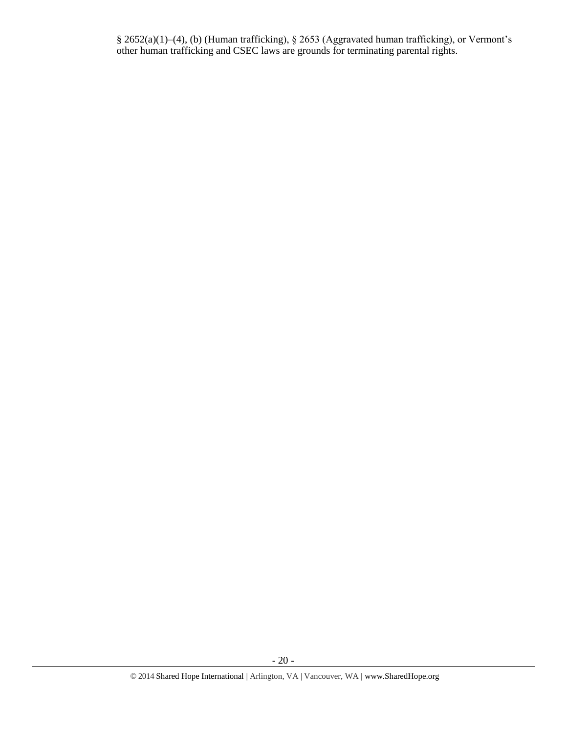§ 2652(a)(1)–(4), (b) (Human trafficking), § 2653 (Aggravated human trafficking), or Vermont's other human trafficking and CSEC laws are grounds for terminating parental rights.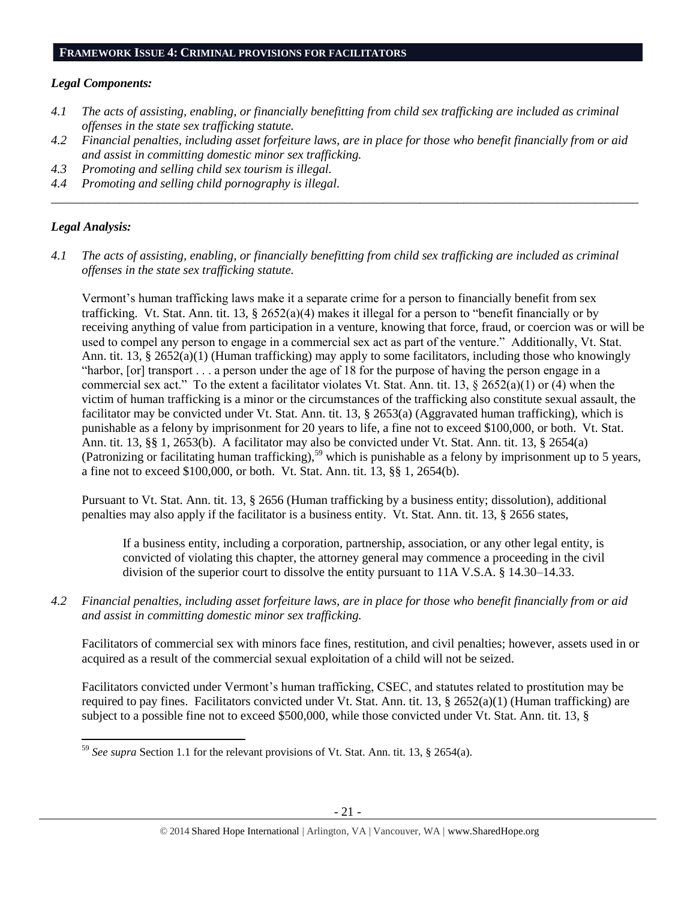## FRAMEWORK ISSUE 4: CRIMINAL PROVISIONS FOR FACILITATORS

### *Legal Components:*

*4.1 The acts of assisting, enabling, or financially benefitting from child sex trafficking are included as criminal offenses in the state sex trafficking statute.*

*4.2 Financial penalties, including asset forfeiture laws, are in place for those who benefit financially from or aid and assist in committing domestic minor sex trafficking.*

*4.3 Promoting and selling child sex tourism is illegal.*

*4.4 Promoting and selling child pornography is illegal.*

---

### *Legal Analysis:*

*4.1 The acts of assisting, enabling, or financially benefitting from child sex trafficking are included as criminal offenses in the state sex trafficking statute.*

Vermont's human trafficking laws make it a separate crime for a person to financially benefit from sex trafficking. Vt. Stat. Ann. tit. 13, § 2652(a)(4) makes it illegal for a person to "benefit financially or by receiving anything of value from participation in a venture, knowing that force, fraud, or coercion was or will be used to compel any person to engage in a commercial sex act as part of the venture." Additionally, Vt. Stat. Ann. tit. 13, § 2652(a)(1) (Human trafficking) may apply to some facilitators, including those who knowingly "harbor, [or] transport . . . a person under the age of 18 for the purpose of having the person engage in a commercial sex act." To the extent a facilitator violates Vt. Stat. Ann. tit. 13, § 2652(a)(1) or (4) when the victim of human trafficking is a minor or the circumstances of the trafficking also constitute sexual assault, the facilitator may be convicted under Vt. Stat. Ann. tit. 13, § 2653(a) (Aggravated human trafficking), which is punishable as a felony by imprisonment for 20 years to life, a fine not to exceed $100,000, or both. Vt. Stat. Ann. tit. 13, §§ 1, 2653(b). A facilitator may also be convicted under Vt. Stat. Ann. tit. 13, § 2654(a) (Patronizing or facilitating human trafficking),[59] which is punishable as a felony by imprisonment up to 5 years, a fine not to exceed $100,000, or both. Vt. Stat. Ann. tit. 13, §§ 1, 2654(b).

Pursuant to Vt. Stat. Ann. tit. 13, § 2656 (Human trafficking by a business entity; dissolution), additional penalties may also apply if the facilitator is a business entity. Vt. Stat. Ann. tit. 13, § 2656 states,

> If a business entity, including a corporation, partnership, association, or any other legal entity, is convicted of violating this chapter, the attorney general may commence a proceeding in the civil division of the superior court to dissolve the entity pursuant to 11A V.S.A. § 14.30–14.33.

*4.2 Financial penalties, including asset forfeiture laws, are in place for those who benefit financially from or aid and assist in committing domestic minor sex trafficking.*

Facilitators of commercial sex with minors face fines, restitution, and civil penalties; however, assets used in or acquired as a result of the commercial sexual exploitation of a child will not be seized.

Facilitators convicted under Vermont's human trafficking, CSEC, and statutes related to prostitution may be required to pay fines. Facilitators convicted under Vt. Stat. Ann. tit. 13, § 2652(a)(1) (Human trafficking) are subject to a possible fine not to exceed $500,000, while those convicted under Vt. Stat. Ann. tit. 13, §

---

[59] *See supra* Section 1.1 for the relevant provisions of Vt. Stat. Ann. tit. 13, § 2654(a).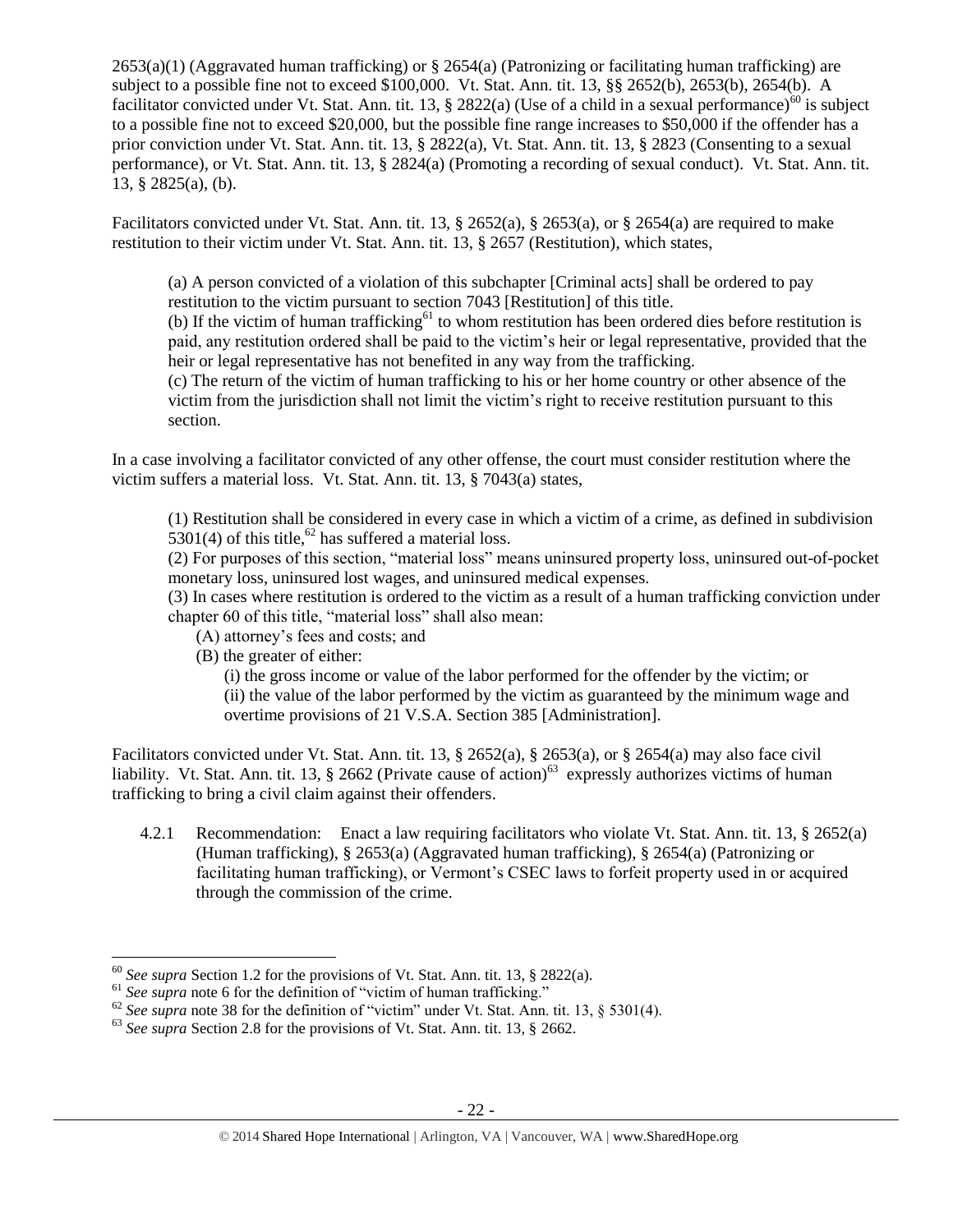2653(a)(1) (Aggravated human trafficking) or § 2654(a) (Patronizing or facilitating human trafficking) are subject to a possible fine not to exceed $100,000. Vt. Stat. Ann. tit. 13, §§ 2652(b), 2653(b), 2654(b). A facilitator convicted under Vt. Stat. Ann. tit. 13, § 2822(a) (Use of a child in a sexual performance)[60] is subject to a possible fine not to exceed $20,000, but the possible fine range increases to $50,000 if the offender has a prior conviction under Vt. Stat. Ann. tit. 13, § 2822(a), Vt. Stat. Ann. tit. 13, § 2823 (Consenting to a sexual performance), or Vt. Stat. Ann. tit. 13, § 2824(a) (Promoting a recording of sexual conduct). Vt. Stat. Ann. tit. 13, § 2825(a), (b).

Facilitators convicted under Vt. Stat. Ann. tit. 13, § 2652(a), § 2653(a), or § 2654(a) are required to make restitution to their victim under Vt. Stat. Ann. tit. 13, § 2657 (Restitution), which states,

> (a) A person convicted of a violation of this subchapter [Criminal acts] shall be ordered to pay restitution to the victim pursuant to section 7043 [Restitution] of this title.
> (b) If the victim of human trafficking[61] to whom restitution has been ordered dies before restitution is paid, any restitution ordered shall be paid to the victim's heir or legal representative, provided that the heir or legal representative has not benefited in any way from the trafficking.
> (c) The return of the victim of human trafficking to his or her home country or other absence of the victim from the jurisdiction shall not limit the victim's right to receive restitution pursuant to this section.

In a case involving a facilitator convicted of any other offense, the court must consider restitution where the victim suffers a material loss. Vt. Stat. Ann. tit. 13, § 7043(a) states,

> (1) Restitution shall be considered in every case in which a victim of a crime, as defined in subdivision 5301(4) of this title,[62] has suffered a material loss.
> (2) For purposes of this section, "material loss" means uninsured property loss, uninsured out-of-pocket monetary loss, uninsured lost wages, and uninsured medical expenses.
> (3) In cases where restitution is ordered to the victim as a result of a human trafficking conviction under chapter 60 of this title, "material loss" shall also mean:
> (A) attorney's fees and costs; and
> (B) the greater of either:
> (i) the gross income or value of the labor performed for the offender by the victim; or
> (ii) the value of the labor performed by the victim as guaranteed by the minimum wage and overtime provisions of 21 V.S.A. Section 385 [Administration].

Facilitators convicted under Vt. Stat. Ann. tit. 13, § 2652(a), § 2653(a), or § 2654(a) may also face civil liability. Vt. Stat. Ann. tit. 13, § 2662 (Private cause of action)[63] expressly authorizes victims of human trafficking to bring a civil claim against their offenders.

4.2.1 Recommendation: Enact a law requiring facilitators who violate Vt. Stat. Ann. tit. 13, § 2652(a) (Human trafficking), § 2653(a) (Aggravated human trafficking), § 2654(a) (Patronizing or facilitating human trafficking), or Vermont's CSEC laws to forfeit property used in or acquired through the commission of the crime.

---

[60] *See supra* Section 1.2 for the provisions of Vt. Stat. Ann. tit. 13, § 2822(a).
[61] *See supra* note 6 for the definition of "victim of human trafficking."
[62] *See supra* note 38 for the definition of "victim" under Vt. Stat. Ann. tit. 13, § 5301(4).
[63] *See supra* Section 2.8 for the provisions of Vt. Stat. Ann. tit. 13, § 2662.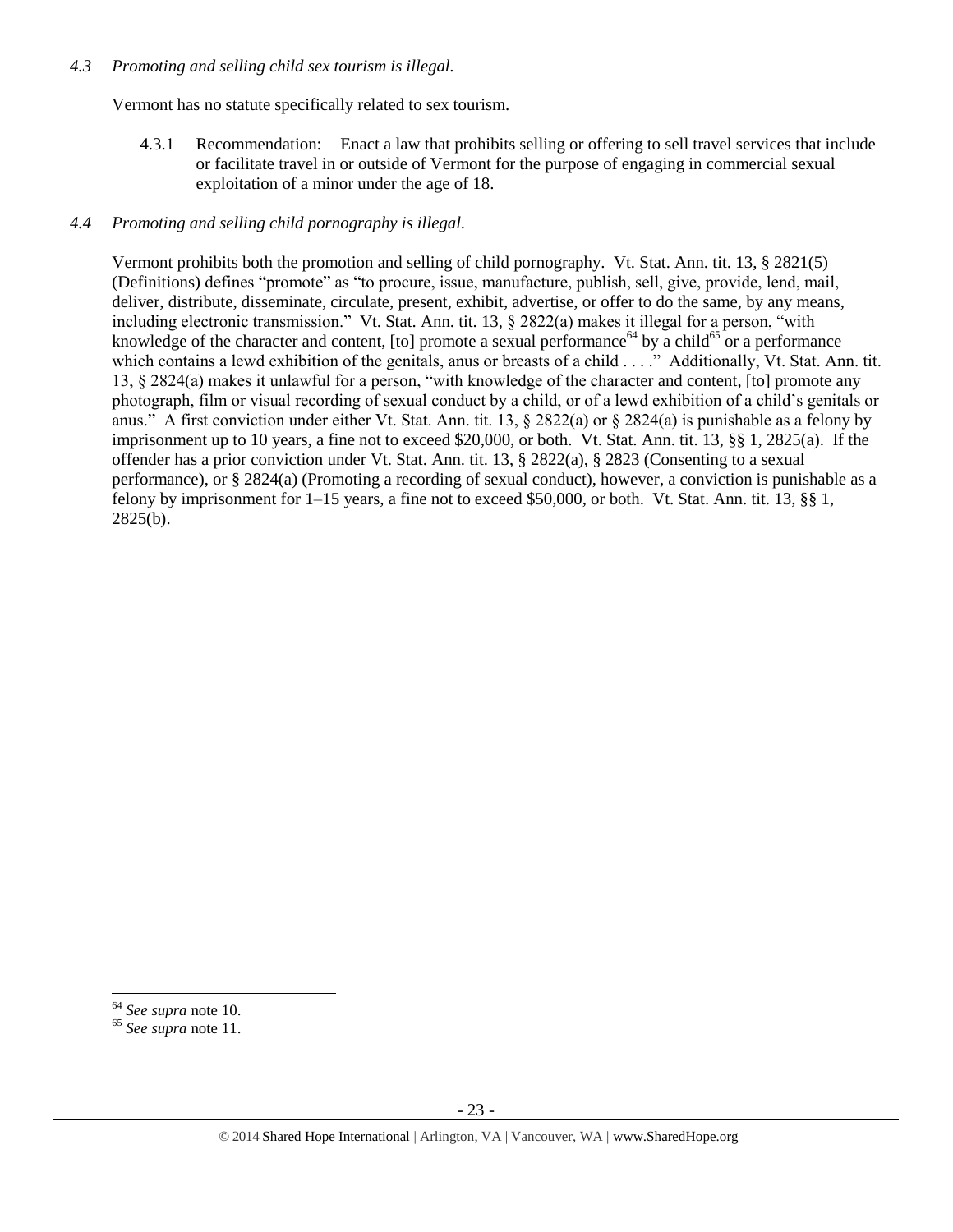*4.3 Promoting and selling child sex tourism is illegal.*

Vermont has no statute specifically related to sex tourism.

4.3.1 Recommendation: Enact a law that prohibits selling or offering to sell travel services that include or facilitate travel in or outside of Vermont for the purpose of engaging in commercial sexual exploitation of a minor under the age of 18.

*4.4 Promoting and selling child pornography is illegal.*

Vermont prohibits both the promotion and selling of child pornography. Vt. Stat. Ann. tit. 13, § 2821(5) (Definitions) defines "promote" as "to procure, issue, manufacture, publish, sell, give, provide, lend, mail, deliver, distribute, disseminate, circulate, present, exhibit, advertise, or offer to do the same, by any means, including electronic transmission." Vt. Stat. Ann. tit. 13, § 2822(a) makes it illegal for a person, "with knowledge of the character and content, [to] promote a sexual performance[64] by a child[65] or a performance which contains a lewd exhibition of the genitals, anus or breasts of a child . . . ." Additionally, Vt. Stat. Ann. tit. 13, § 2824(a) makes it unlawful for a person, "with knowledge of the character and content, [to] promote any photograph, film or visual recording of sexual conduct by a child, or of a lewd exhibition of a child's genitals or anus." A first conviction under either Vt. Stat. Ann. tit. 13, § 2822(a) or § 2824(a) is punishable as a felony by imprisonment up to 10 years, a fine not to exceed $20,000, or both. Vt. Stat. Ann. tit. 13, §§ 1, 2825(a). If the offender has a prior conviction under Vt. Stat. Ann. tit. 13, § 2822(a), § 2823 (Consenting to a sexual performance), or § 2824(a) (Promoting a recording of sexual conduct), however, a conviction is punishable as a felony by imprisonment for 1–15 years, a fine not to exceed $50,000, or both. Vt. Stat. Ann. tit. 13, §§ 1, 2825(b).

[64] *See supra* note 10.
[65] *See supra* note 11.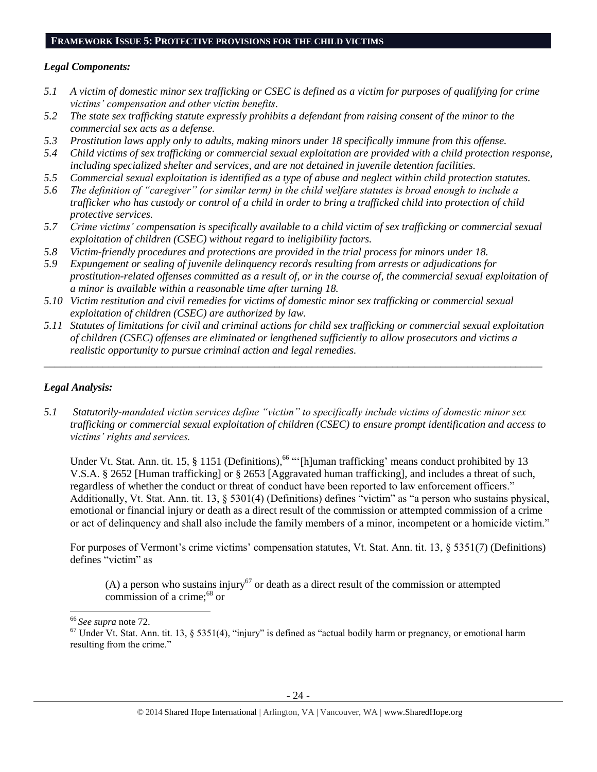## FRAMEWORK ISSUE 5: PROTECTIVE PROVISIONS FOR THE CHILD VICTIMS

### *Legal Components:*

*5.1 A victim of domestic minor sex trafficking or CSEC is defined as a victim for purposes of qualifying for crime victims' compensation and other victim benefits.*

*5.2 The state sex trafficking statute expressly prohibits a defendant from raising consent of the minor to the commercial sex acts as a defense.*

*5.3 Prostitution laws apply only to adults, making minors under 18 specifically immune from this offense.*

*5.4 Child victims of sex trafficking or commercial sexual exploitation are provided with a child protection response, including specialized shelter and services, and are not detained in juvenile detention facilities.*

*5.5 Commercial sexual exploitation is identified as a type of abuse and neglect within child protection statutes.*

*5.6 The definition of "caregiver" (or similar term) in the child welfare statutes is broad enough to include a trafficker who has custody or control of a child in order to bring a trafficked child into protection of child protective services.*

*5.7 Crime victims' compensation is specifically available to a child victim of sex trafficking or commercial sexual exploitation of children (CSEC) without regard to ineligibility factors.*

*5.8 Victim-friendly procedures and protections are provided in the trial process for minors under 18.*

*5.9 Expungement or sealing of juvenile delinquency records resulting from arrests or adjudications for prostitution-related offenses committed as a result of, or in the course of, the commercial sexual exploitation of a minor is available within a reasonable time after turning 18.*

*5.10 Victim restitution and civil remedies for victims of domestic minor sex trafficking or commercial sexual exploitation of children (CSEC) are authorized by law.*

*5.11 Statutes of limitations for civil and criminal actions for child sex trafficking or commercial sexual exploitation of children (CSEC) offenses are eliminated or lengthened sufficiently to allow prosecutors and victims a realistic opportunity to pursue criminal action and legal remedies.*

---

### *Legal Analysis:*

*5.1 Statutorily-mandated victim services define "victim" to specifically include victims of domestic minor sex trafficking or commercial sexual exploitation of children (CSEC) to ensure prompt identification and access to victims' rights and services.*

Under Vt. Stat. Ann. tit. 15, § 1151 (Definitions),[66] "'[h]uman trafficking' means conduct prohibited by 13 V.S.A. § 2652 [Human trafficking] or § 2653 [Aggravated human trafficking], and includes a threat of such, regardless of whether the conduct or threat of conduct have been reported to law enforcement officers." Additionally, Vt. Stat. Ann. tit. 13, § 5301(4) (Definitions) defines "victim" as "a person who sustains physical, emotional or financial injury or death as a direct result of the commission or attempted commission of a crime or act of delinquency and shall also include the family members of a minor, incompetent or a homicide victim."

For purposes of Vermont's crime victims' compensation statutes, Vt. Stat. Ann. tit. 13, § 5351(7) (Definitions) defines "victim" as

> (A) a person who sustains injury[67] or death as a direct result of the commission or attempted commission of a crime;[68] or

---

[66] *See supra* note 72.

[67] Under Vt. Stat. Ann. tit. 13, § 5351(4), "injury" is defined as "actual bodily harm or pregnancy, or emotional harm resulting from the crime."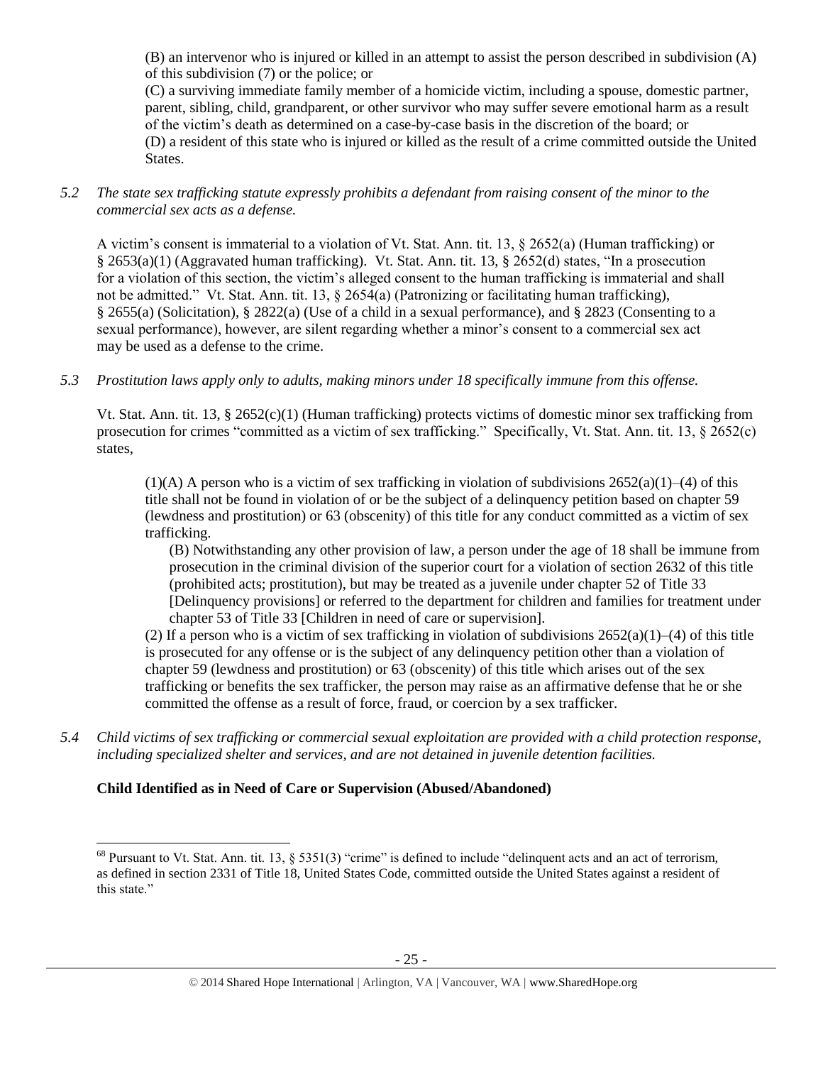(B) an intervenor who is injured or killed in an attempt to assist the person described in subdivision (A) of this subdivision (7) or the police; or

(C) a surviving immediate family member of a homicide victim, including a spouse, domestic partner, parent, sibling, child, grandparent, or other survivor who may suffer severe emotional harm as a result of the victim's death as determined on a case-by-case basis in the discretion of the board; or

(D) a resident of this state who is injured or killed as the result of a crime committed outside the United States.

*5.2 The state sex trafficking statute expressly prohibits a defendant from raising consent of the minor to the commercial sex acts as a defense.*

A victim's consent is immaterial to a violation of Vt. Stat. Ann. tit. 13, § 2652(a) (Human trafficking) or § 2653(a)(1) (Aggravated human trafficking). Vt. Stat. Ann. tit. 13, § 2652(d) states, "In a prosecution for a violation of this section, the victim's alleged consent to the human trafficking is immaterial and shall not be admitted." Vt. Stat. Ann. tit. 13, § 2654(a) (Patronizing or facilitating human trafficking), § 2655(a) (Solicitation), § 2822(a) (Use of a child in a sexual performance), and § 2823 (Consenting to a sexual performance), however, are silent regarding whether a minor's consent to a commercial sex act may be used as a defense to the crime.

*5.3 Prostitution laws apply only to adults, making minors under 18 specifically immune from this offense.*

Vt. Stat. Ann. tit. 13, § 2652(c)(1) (Human trafficking) protects victims of domestic minor sex trafficking from prosecution for crimes "committed as a victim of sex trafficking." Specifically, Vt. Stat. Ann. tit. 13, § 2652(c) states,

> (1)(A) A person who is a victim of sex trafficking in violation of subdivisions 2652(a)(1)–(4) of this title shall not be found in violation of or be the subject of a delinquency petition based on chapter 59 (lewdness and prostitution) or 63 (obscenity) of this title for any conduct committed as a victim of sex trafficking.
>
> > (B) Notwithstanding any other provision of law, a person under the age of 18 shall be immune from prosecution in the criminal division of the superior court for a violation of section 2632 of this title (prohibited acts; prostitution), but may be treated as a juvenile under chapter 52 of Title 33 [Delinquency provisions] or referred to the department for children and families for treatment under chapter 53 of Title 33 [Children in need of care or supervision].
>
> (2) If a person who is a victim of sex trafficking in violation of subdivisions 2652(a)(1)–(4) of this title is prosecuted for any offense or is the subject of any delinquency petition other than a violation of chapter 59 (lewdness and prostitution) or 63 (obscenity) of this title which arises out of the sex trafficking or benefits the sex trafficker, the person may raise as an affirmative defense that he or she committed the offense as a result of force, fraud, or coercion by a sex trafficker.

*5.4 Child victims of sex trafficking or commercial sexual exploitation are provided with a child protection response, including specialized shelter and services, and are not detained in juvenile detention facilities.*

**Child Identified as in Need of Care or Supervision (Abused/Abandoned)**

---

[68] Pursuant to Vt. Stat. Ann. tit. 13, § 5351(3) "crime" is defined to include "delinquent acts and an act of terrorism, as defined in section 2331 of Title 18, United States Code, committed outside the United States against a resident of this state."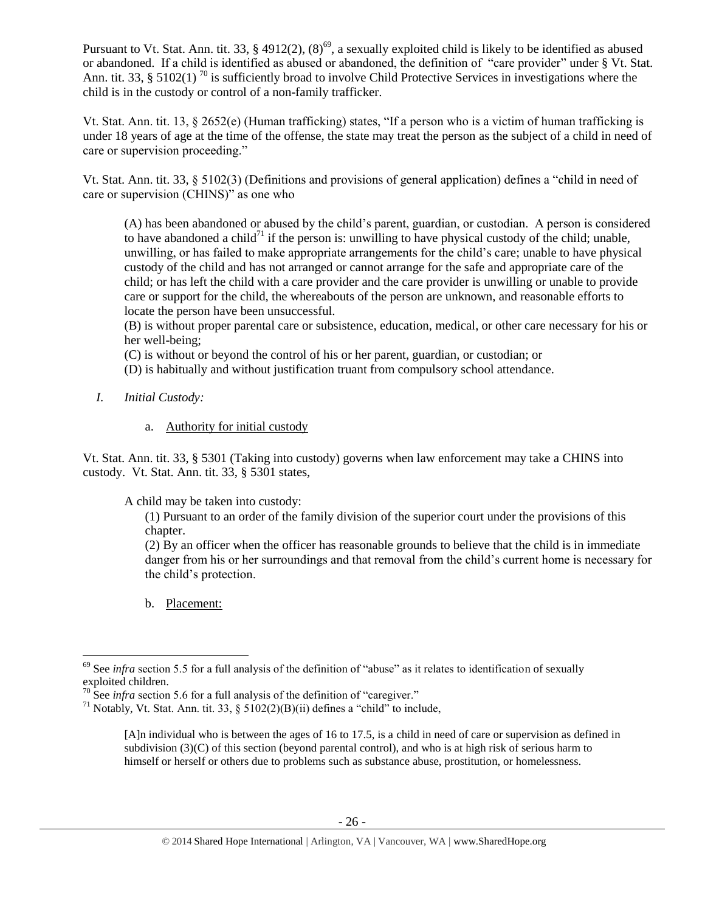Pursuant to Vt. Stat. Ann. tit. 33, § 4912(2), (8)[69], a sexually exploited child is likely to be identified as abused or abandoned. If a child is identified as abused or abandoned, the definition of "care provider" under § Vt. Stat. Ann. tit. 33, § 5102(1) [70] is sufficiently broad to involve Child Protective Services in investigations where the child is in the custody or control of a non-family trafficker.

Vt. Stat. Ann. tit. 13, § 2652(e) (Human trafficking) states, "If a person who is a victim of human trafficking is under 18 years of age at the time of the offense, the state may treat the person as the subject of a child in need of care or supervision proceeding."

Vt. Stat. Ann. tit. 33, § 5102(3) (Definitions and provisions of general application) defines a "child in need of care or supervision (CHINS)" as one who

> (A) has been abandoned or abused by the child's parent, guardian, or custodian. A person is considered to have abandoned a child[71] if the person is: unwilling to have physical custody of the child; unable, unwilling, or has failed to make appropriate arrangements for the child's care; unable to have physical custody of the child and has not arranged or cannot arrange for the safe and appropriate care of the child; or has left the child with a care provider and the care provider is unwilling or unable to provide care or support for the child, the whereabouts of the person are unknown, and reasonable efforts to locate the person have been unsuccessful.
> (B) is without proper parental care or subsistence, education, medical, or other care necessary for his or her well-being;
> (C) is without or beyond the control of his or her parent, guardian, or custodian; or
> (D) is habitually and without justification truant from compulsory school attendance.

*I. Initial Custody:*

a. Authority for initial custody

Vt. Stat. Ann. tit. 33, § 5301 (Taking into custody) governs when law enforcement may take a CHINS into custody. Vt. Stat. Ann. tit. 33, § 5301 states,

> A child may be taken into custody:
>
> (1) Pursuant to an order of the family division of the superior court under the provisions of this chapter.
> (2) By an officer when the officer has reasonable grounds to believe that the child is in immediate danger from his or her surroundings and that removal from the child's current home is necessary for the child's protection.

b. Placement:

---

[69] See *infra* section 5.5 for a full analysis of the definition of "abuse" as it relates to identification of sexually exploited children.

[70] See *infra* section 5.6 for a full analysis of the definition of "caregiver."

[71] Notably, Vt. Stat. Ann. tit. 33, § 5102(2)(B)(ii) defines a "child" to include,

> [A]n individual who is between the ages of 16 to 17.5, is a child in need of care or supervision as defined in subdivision (3)(C) of this section (beyond parental control), and who is at high risk of serious harm to himself or herself or others due to problems such as substance abuse, prostitution, or homelessness.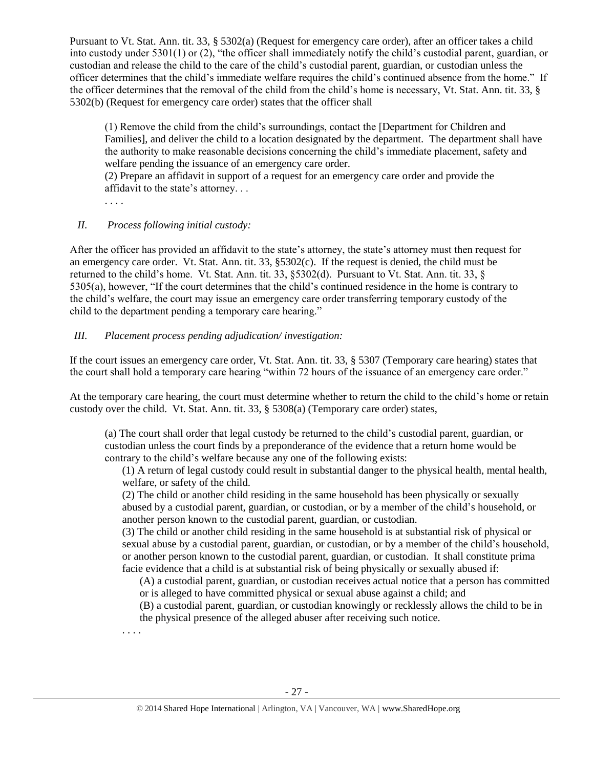Pursuant to Vt. Stat. Ann. tit. 33, § 5302(a) (Request for emergency care order), after an officer takes a child into custody under 5301(1) or (2), "the officer shall immediately notify the child's custodial parent, guardian, or custodian and release the child to the care of the child's custodial parent, guardian, or custodian unless the officer determines that the child's immediate welfare requires the child's continued absence from the home." If the officer determines that the removal of the child from the child's home is necessary, Vt. Stat. Ann. tit. 33, § 5302(b) (Request for emergency care order) states that the officer shall

> (1) Remove the child from the child's surroundings, contact the [Department for Children and Families], and deliver the child to a location designated by the department. The department shall have the authority to make reasonable decisions concerning the child's immediate placement, safety and welfare pending the issuance of an emergency care order.
> (2) Prepare an affidavit in support of a request for an emergency care order and provide the affidavit to the state's attorney. . .
> . . . .

*II. Process following initial custody:*

After the officer has provided an affidavit to the state's attorney, the state's attorney must then request for an emergency care order. Vt. Stat. Ann. tit. 33, §5302(c). If the request is denied, the child must be returned to the child's home. Vt. Stat. Ann. tit. 33, §5302(d). Pursuant to Vt. Stat. Ann. tit. 33, § 5305(a), however, "If the court determines that the child's continued residence in the home is contrary to the child's welfare, the court may issue an emergency care order transferring temporary custody of the child to the department pending a temporary care hearing."

*III. Placement process pending adjudication/ investigation:*

If the court issues an emergency care order, Vt. Stat. Ann. tit. 33, § 5307 (Temporary care hearing) states that the court shall hold a temporary care hearing "within 72 hours of the issuance of an emergency care order."

At the temporary care hearing, the court must determine whether to return the child to the child's home or retain custody over the child. Vt. Stat. Ann. tit. 33, § 5308(a) (Temporary care order) states,

> (a) The court shall order that legal custody be returned to the child's custodial parent, guardian, or custodian unless the court finds by a preponderance of the evidence that a return home would be contrary to the child's welfare because any one of the following exists:
>
> (1) A return of legal custody could result in substantial danger to the physical health, mental health, welfare, or safety of the child.
>
> (2) The child or another child residing in the same household has been physically or sexually abused by a custodial parent, guardian, or custodian, or by a member of the child's household, or another person known to the custodial parent, guardian, or custodian.
>
> (3) The child or another child residing in the same household is at substantial risk of physical or sexual abuse by a custodial parent, guardian, or custodian, or by a member of the child's household, or another person known to the custodial parent, guardian, or custodian. It shall constitute prima facie evidence that a child is at substantial risk of being physically or sexually abused if:
>
> (A) a custodial parent, guardian, or custodian receives actual notice that a person has committed or is alleged to have committed physical or sexual abuse against a child; and
>
> (B) a custodial parent, guardian, or custodian knowingly or recklessly allows the child to be in the physical presence of the alleged abuser after receiving such notice.
>
> . . . .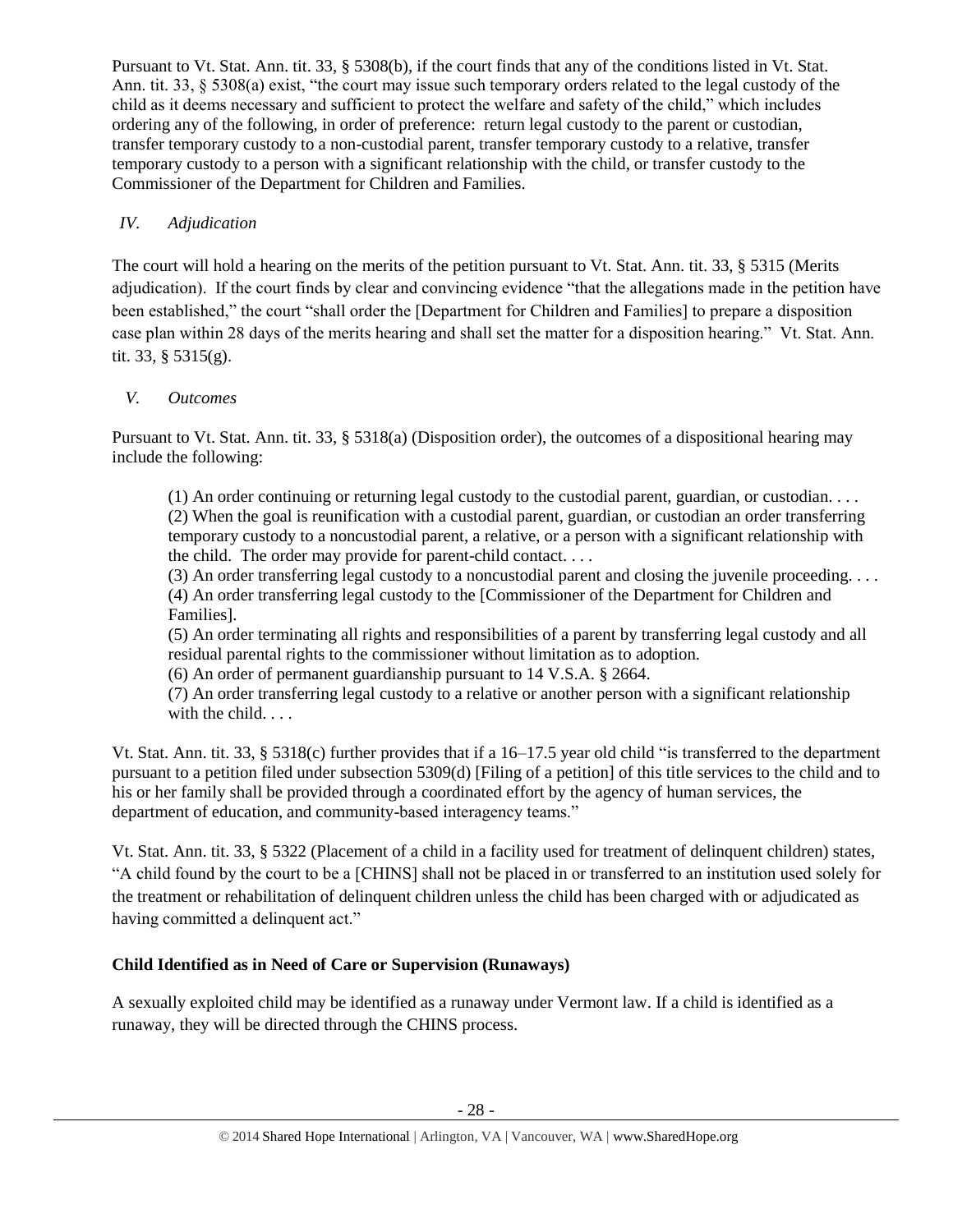Pursuant to Vt. Stat. Ann. tit. 33, § 5308(b), if the court finds that any of the conditions listed in Vt. Stat. Ann. tit. 33, § 5308(a) exist, "the court may issue such temporary orders related to the legal custody of the child as it deems necessary and sufficient to protect the welfare and safety of the child," which includes ordering any of the following, in order of preference: return legal custody to the parent or custodian, transfer temporary custody to a non-custodial parent, transfer temporary custody to a relative, transfer temporary custody to a person with a significant relationship with the child, or transfer custody to the Commissioner of the Department for Children and Families.

*IV. Adjudication*

The court will hold a hearing on the merits of the petition pursuant to Vt. Stat. Ann. tit. 33, § 5315 (Merits adjudication). If the court finds by clear and convincing evidence "that the allegations made in the petition have been established," the court "shall order the [Department for Children and Families] to prepare a disposition case plan within 28 days of the merits hearing and shall set the matter for a disposition hearing." Vt. Stat. Ann. tit. 33, § 5315(g).

*V. Outcomes*

Pursuant to Vt. Stat. Ann. tit. 33, § 5318(a) (Disposition order), the outcomes of a dispositional hearing may include the following:

> (1) An order continuing or returning legal custody to the custodial parent, guardian, or custodian. . . .
> (2) When the goal is reunification with a custodial parent, guardian, or custodian an order transferring temporary custody to a noncustodial parent, a relative, or a person with a significant relationship with the child. The order may provide for parent-child contact. . . .
> (3) An order transferring legal custody to a noncustodial parent and closing the juvenile proceeding. . . .
> (4) An order transferring legal custody to the [Commissioner of the Department for Children and Families].
> (5) An order terminating all rights and responsibilities of a parent by transferring legal custody and all residual parental rights to the commissioner without limitation as to adoption.
> (6) An order of permanent guardianship pursuant to 14 V.S.A. § 2664.
> (7) An order transferring legal custody to a relative or another person with a significant relationship with the child. . . .

Vt. Stat. Ann. tit. 33, § 5318(c) further provides that if a 16–17.5 year old child "is transferred to the department pursuant to a petition filed under subsection 5309(d) [Filing of a petition] of this title services to the child and to his or her family shall be provided through a coordinated effort by the agency of human services, the department of education, and community-based interagency teams."

Vt. Stat. Ann. tit. 33, § 5322 (Placement of a child in a facility used for treatment of delinquent children) states, "A child found by the court to be a [CHINS] shall not be placed in or transferred to an institution used solely for the treatment or rehabilitation of delinquent children unless the child has been charged with or adjudicated as having committed a delinquent act."

**Child Identified as in Need of Care or Supervision (Runaways)**

A sexually exploited child may be identified as a runaway under Vermont law. If a child is identified as a runaway, they will be directed through the CHINS process.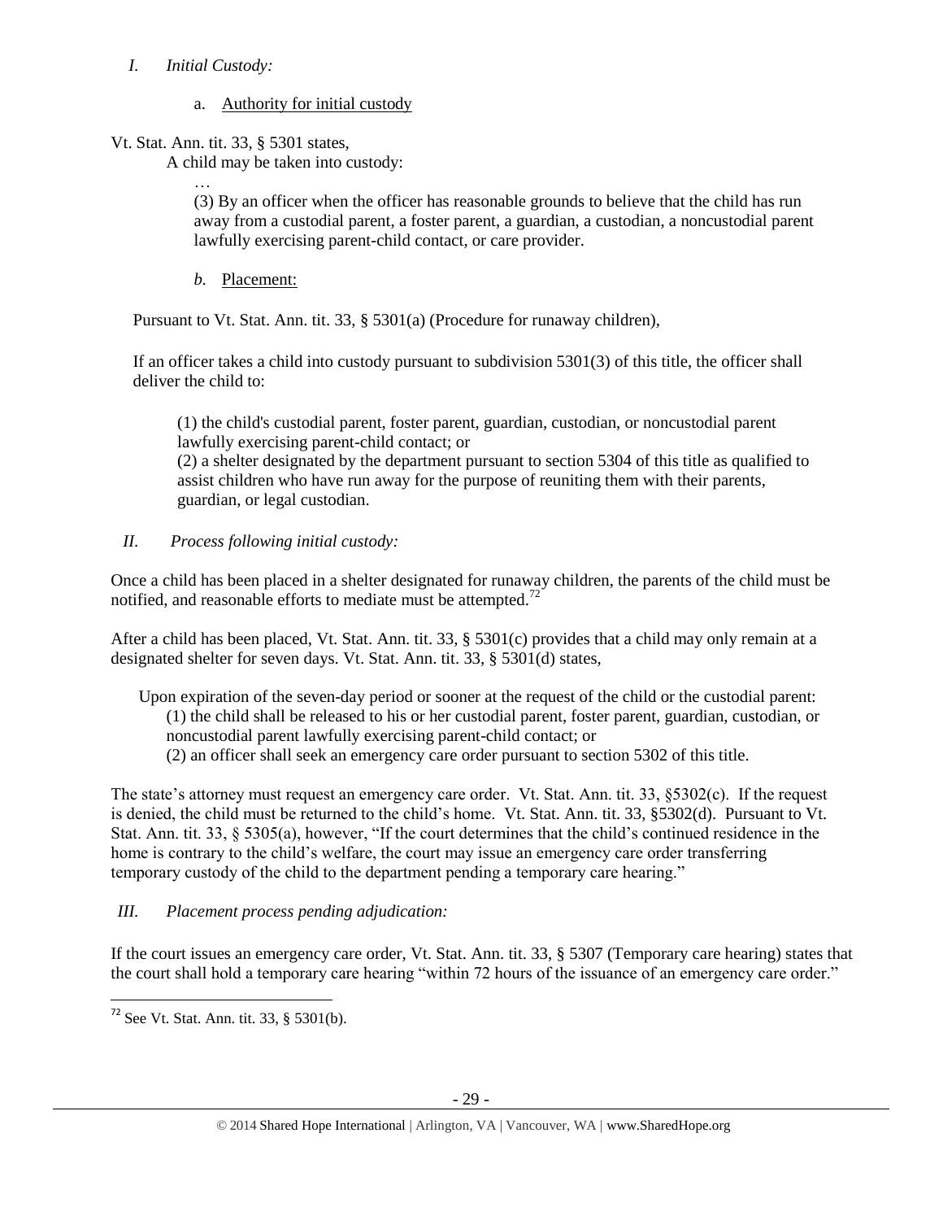*I. Initial Custody:*

a. Authority for initial custody

Vt. Stat. Ann. tit. 33, § 5301 states,

> A child may be taken into custody:
>
> …
>
> (3) By an officer when the officer has reasonable grounds to believe that the child has run away from a custodial parent, a foster parent, a guardian, a custodian, a noncustodial parent lawfully exercising parent-child contact, or care provider.

*b.* Placement:

Pursuant to Vt. Stat. Ann. tit. 33, § 5301(a) (Procedure for runaway children),

> If an officer takes a child into custody pursuant to subdivision 5301(3) of this title, the officer shall deliver the child to:
>
> (1) the child's custodial parent, foster parent, guardian, custodian, or noncustodial parent lawfully exercising parent-child contact; or
>
> (2) a shelter designated by the department pursuant to section 5304 of this title as qualified to assist children who have run away for the purpose of reuniting them with their parents, guardian, or legal custodian.

*II. Process following initial custody:*

Once a child has been placed in a shelter designated for runaway children, the parents of the child must be notified, and reasonable efforts to mediate must be attempted.[72]

After a child has been placed, Vt. Stat. Ann. tit. 33, § 5301(c) provides that a child may only remain at a designated shelter for seven days. Vt. Stat. Ann. tit. 33, § 5301(d) states,

> Upon expiration of the seven-day period or sooner at the request of the child or the custodial parent:
>
> (1) the child shall be released to his or her custodial parent, foster parent, guardian, custodian, or noncustodial parent lawfully exercising parent-child contact; or
>
> (2) an officer shall seek an emergency care order pursuant to section 5302 of this title.

The state's attorney must request an emergency care order. Vt. Stat. Ann. tit. 33, §5302(c). If the request is denied, the child must be returned to the child's home. Vt. Stat. Ann. tit. 33, §5302(d). Pursuant to Vt. Stat. Ann. tit. 33, § 5305(a), however, "If the court determines that the child's continued residence in the home is contrary to the child's welfare, the court may issue an emergency care order transferring temporary custody of the child to the department pending a temporary care hearing."

*III. Placement process pending adjudication:*

If the court issues an emergency care order, Vt. Stat. Ann. tit. 33, § 5307 (Temporary care hearing) states that the court shall hold a temporary care hearing "within 72 hours of the issuance of an emergency care order."

---

[72] See Vt. Stat. Ann. tit. 33, § 5301(b).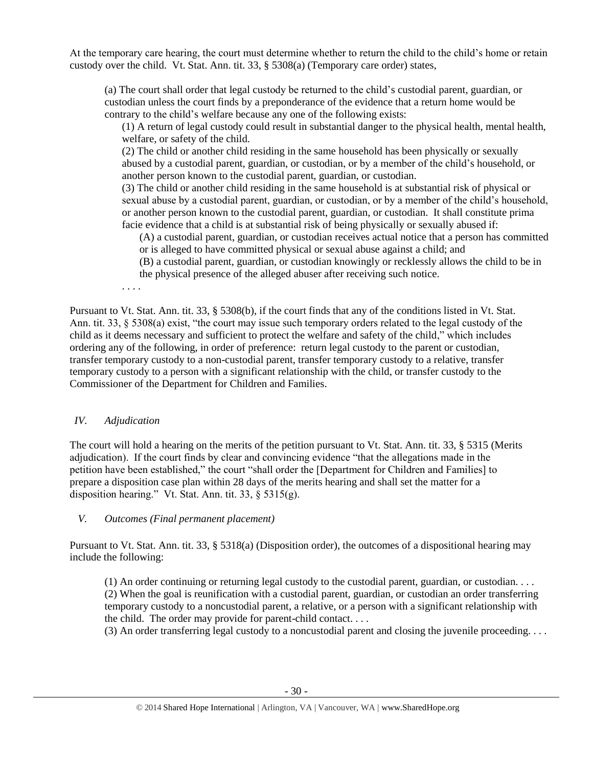At the temporary care hearing, the court must determine whether to return the child to the child's home or retain custody over the child. Vt. Stat. Ann. tit. 33, § 5308(a) (Temporary care order) states,

> (a) The court shall order that legal custody be returned to the child's custodial parent, guardian, or custodian unless the court finds by a preponderance of the evidence that a return home would be contrary to the child's welfare because any one of the following exists:
>
> (1) A return of legal custody could result in substantial danger to the physical health, mental health, welfare, or safety of the child.
>
> (2) The child or another child residing in the same household has been physically or sexually abused by a custodial parent, guardian, or custodian, or by a member of the child's household, or another person known to the custodial parent, guardian, or custodian.
>
> (3) The child or another child residing in the same household is at substantial risk of physical or sexual abuse by a custodial parent, guardian, or custodian, or by a member of the child's household, or another person known to the custodial parent, guardian, or custodian. It shall constitute prima facie evidence that a child is at substantial risk of being physically or sexually abused if:
>
> (A) a custodial parent, guardian, or custodian receives actual notice that a person has committed or is alleged to have committed physical or sexual abuse against a child; and
>
> (B) a custodial parent, guardian, or custodian knowingly or recklessly allows the child to be in the physical presence of the alleged abuser after receiving such notice.
>
> . . . .

Pursuant to Vt. Stat. Ann. tit. 33, § 5308(b), if the court finds that any of the conditions listed in Vt. Stat. Ann. tit. 33, § 5308(a) exist, "the court may issue such temporary orders related to the legal custody of the child as it deems necessary and sufficient to protect the welfare and safety of the child," which includes ordering any of the following, in order of preference: return legal custody to the parent or custodian, transfer temporary custody to a non-custodial parent, transfer temporary custody to a relative, transfer temporary custody to a person with a significant relationship with the child, or transfer custody to the Commissioner of the Department for Children and Families.

## *IV. Adjudication*

The court will hold a hearing on the merits of the petition pursuant to Vt. Stat. Ann. tit. 33, § 5315 (Merits adjudication). If the court finds by clear and convincing evidence "that the allegations made in the petition have been established," the court "shall order the [Department for Children and Families] to prepare a disposition case plan within 28 days of the merits hearing and shall set the matter for a disposition hearing." Vt. Stat. Ann. tit. 33, § 5315(g).

## *V. Outcomes (Final permanent placement)*

Pursuant to Vt. Stat. Ann. tit. 33, § 5318(a) (Disposition order), the outcomes of a dispositional hearing may include the following:

> (1) An order continuing or returning legal custody to the custodial parent, guardian, or custodian. . . .
>
> (2) When the goal is reunification with a custodial parent, guardian, or custodian an order transferring temporary custody to a noncustodial parent, a relative, or a person with a significant relationship with the child. The order may provide for parent-child contact. . . .
>
> (3) An order transferring legal custody to a noncustodial parent and closing the juvenile proceeding. . . .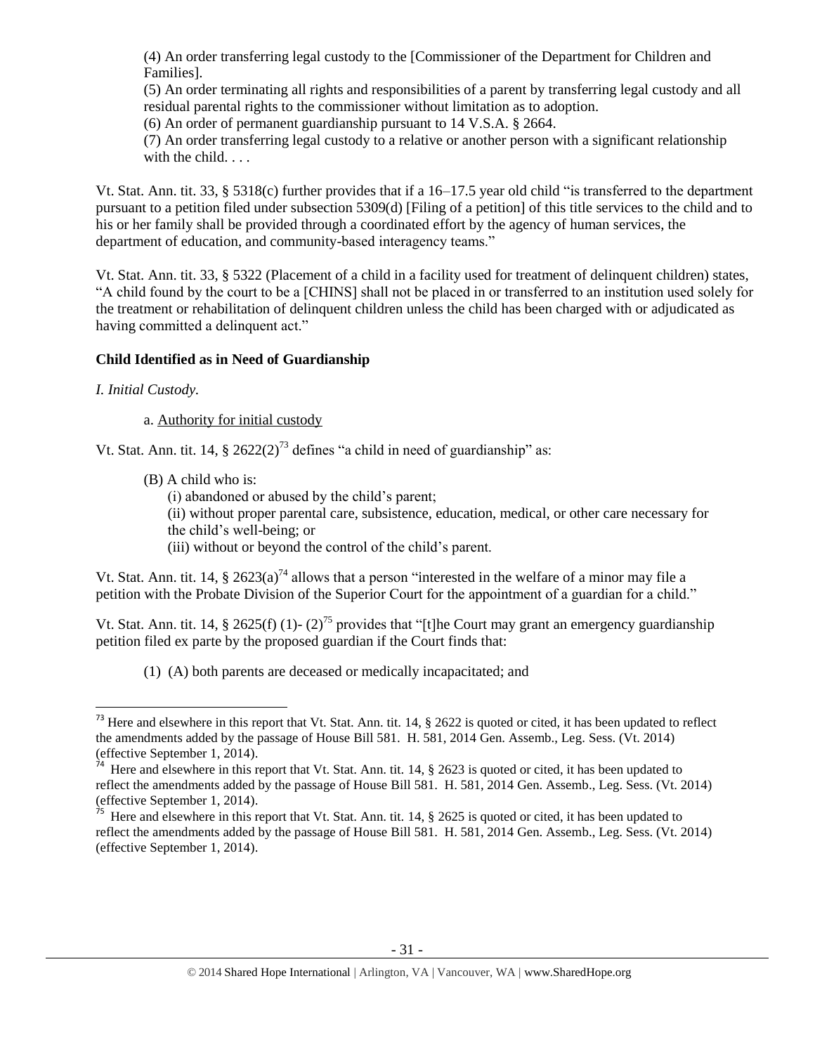(4) An order transferring legal custody to the [Commissioner of the Department for Children and Families].

(5) An order terminating all rights and responsibilities of a parent by transferring legal custody and all residual parental rights to the commissioner without limitation as to adoption.

(6) An order of permanent guardianship pursuant to 14 V.S.A. § 2664.

(7) An order transferring legal custody to a relative or another person with a significant relationship with the child. . . .

Vt. Stat. Ann. tit. 33, § 5318(c) further provides that if a 16–17.5 year old child "is transferred to the department pursuant to a petition filed under subsection 5309(d) [Filing of a petition] of this title services to the child and to his or her family shall be provided through a coordinated effort by the agency of human services, the department of education, and community-based interagency teams."

Vt. Stat. Ann. tit. 33, § 5322 (Placement of a child in a facility used for treatment of delinquent children) states, "A child found by the court to be a [CHINS] shall not be placed in or transferred to an institution used solely for the treatment or rehabilitation of delinquent children unless the child has been charged with or adjudicated as having committed a delinquent act."

### Child Identified as in Need of Guardianship

*I. Initial Custody.*

a. Authority for initial custody

Vt. Stat. Ann. tit. 14, § 2622(2)[73] defines "a child in need of guardianship" as:

(B) A child who is:

(i) abandoned or abused by the child's parent;

(ii) without proper parental care, subsistence, education, medical, or other care necessary for the child's well-being; or

(iii) without or beyond the control of the child's parent.

Vt. Stat. Ann. tit. 14, § 2623(a)[74] allows that a person "interested in the welfare of a minor may file a petition with the Probate Division of the Superior Court for the appointment of a guardian for a child."

Vt. Stat. Ann. tit. 14, § 2625(f) (1)- (2)[75] provides that "[t]he Court may grant an emergency guardianship petition filed ex parte by the proposed guardian if the Court finds that:

(1) (A) both parents are deceased or medically incapacitated; and

---

[73] Here and elsewhere in this report that Vt. Stat. Ann. tit. 14, § 2622 is quoted or cited, it has been updated to reflect the amendments added by the passage of House Bill 581. H. 581, 2014 Gen. Assemb., Leg. Sess. (Vt. 2014) (effective September 1, 2014).

[74] Here and elsewhere in this report that Vt. Stat. Ann. tit. 14, § 2623 is quoted or cited, it has been updated to reflect the amendments added by the passage of House Bill 581. H. 581, 2014 Gen. Assemb., Leg. Sess. (Vt. 2014) (effective September 1, 2014).

[75] Here and elsewhere in this report that Vt. Stat. Ann. tit. 14, § 2625 is quoted or cited, it has been updated to reflect the amendments added by the passage of House Bill 581. H. 581, 2014 Gen. Assemb., Leg. Sess. (Vt. 2014) (effective September 1, 2014).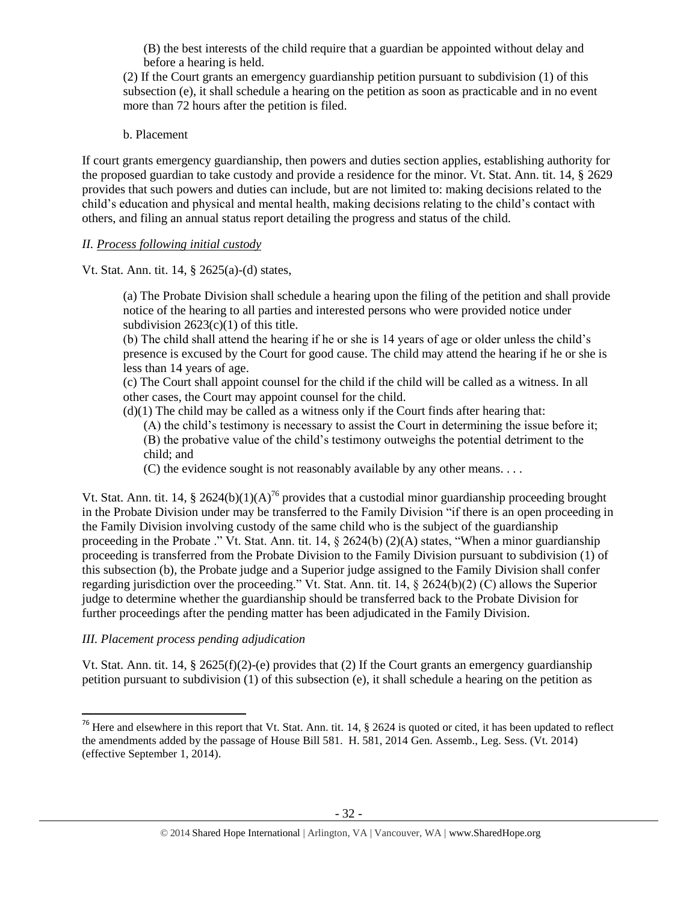(B) the best interests of the child require that a guardian be appointed without delay and before a hearing is held.

(2) If the Court grants an emergency guardianship petition pursuant to subdivision (1) of this subsection (e), it shall schedule a hearing on the petition as soon as practicable and in no event more than 72 hours after the petition is filed.

b. Placement

If court grants emergency guardianship, then powers and duties section applies, establishing authority for the proposed guardian to take custody and provide a residence for the minor. Vt. Stat. Ann. tit. 14, § 2629 provides that such powers and duties can include, but are not limited to: making decisions related to the child's education and physical and mental health, making decisions relating to the child's contact with others, and filing an annual status report detailing the progress and status of the child.

*II. Process following initial custody*

Vt. Stat. Ann. tit. 14, § 2625(a)-(d) states,

> (a) The Probate Division shall schedule a hearing upon the filing of the petition and shall provide notice of the hearing to all parties and interested persons who were provided notice under subdivision 2623(c)(1) of this title.
>
> (b) The child shall attend the hearing if he or she is 14 years of age or older unless the child's presence is excused by the Court for good cause. The child may attend the hearing if he or she is less than 14 years of age.
>
> (c) The Court shall appoint counsel for the child if the child will be called as a witness. In all other cases, the Court may appoint counsel for the child.
>
> (d)(1) The child may be called as a witness only if the Court finds after hearing that:
>
> (A) the child's testimony is necessary to assist the Court in determining the issue before it;
>
> (B) the probative value of the child's testimony outweighs the potential detriment to the child; and
>
> (C) the evidence sought is not reasonably available by any other means. . . .

Vt. Stat. Ann. tit. 14, § 2624(b)(1)(A)[76] provides that a custodial minor guardianship proceeding brought in the Probate Division under may be transferred to the Family Division "if there is an open proceeding in the Family Division involving custody of the same child who is the subject of the guardianship proceeding in the Probate ." Vt. Stat. Ann. tit. 14, § 2624(b) (2)(A) states, "When a minor guardianship proceeding is transferred from the Probate Division to the Family Division pursuant to subdivision (1) of this subsection (b), the Probate judge and a Superior judge assigned to the Family Division shall confer regarding jurisdiction over the proceeding." Vt. Stat. Ann. tit. 14, § 2624(b)(2) (C) allows the Superior judge to determine whether the guardianship should be transferred back to the Probate Division for further proceedings after the pending matter has been adjudicated in the Family Division.

*III. Placement process pending adjudication*

Vt. Stat. Ann. tit. 14, § 2625(f)(2)-(e) provides that (2) If the Court grants an emergency guardianship petition pursuant to subdivision (1) of this subsection (e), it shall schedule a hearing on the petition as

[76] Here and elsewhere in this report that Vt. Stat. Ann. tit. 14, § 2624 is quoted or cited, it has been updated to reflect the amendments added by the passage of House Bill 581. H. 581, 2014 Gen. Assemb., Leg. Sess. (Vt. 2014) (effective September 1, 2014).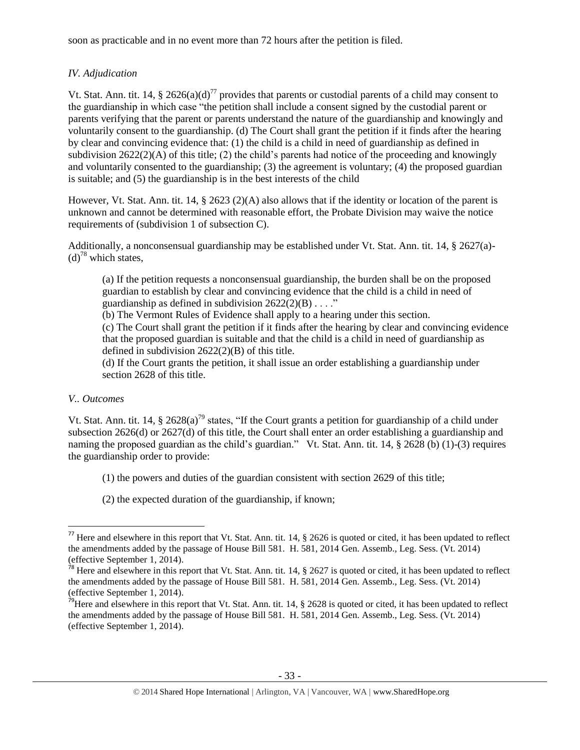soon as practicable and in no event more than 72 hours after the petition is filed.

### *IV. Adjudication*

Vt. Stat. Ann. tit. 14, § 2626(a)(d)[77] provides that parents or custodial parents of a child may consent to the guardianship in which case "the petition shall include a consent signed by the custodial parent or parents verifying that the parent or parents understand the nature of the guardianship and knowingly and voluntarily consent to the guardianship. (d) The Court shall grant the petition if it finds after the hearing by clear and convincing evidence that: (1) the child is a child in need of guardianship as defined in subdivision 2622(2)(A) of this title; (2) the child's parents had notice of the proceeding and knowingly and voluntarily consented to the guardianship; (3) the agreement is voluntary; (4) the proposed guardian is suitable; and (5) the guardianship is in the best interests of the child

However, Vt. Stat. Ann. tit. 14, § 2623 (2)(A) also allows that if the identity or location of the parent is unknown and cannot be determined with reasonable effort, the Probate Division may waive the notice requirements of (subdivision 1 of subsection C).

Additionally, a nonconsensual guardianship may be established under Vt. Stat. Ann. tit. 14, § 2627(a)-(d)[78] which states,

> (a) If the petition requests a nonconsensual guardianship, the burden shall be on the proposed guardian to establish by clear and convincing evidence that the child is a child in need of guardianship as defined in subdivision 2622(2)(B) . . . ."
>
> (b) The Vermont Rules of Evidence shall apply to a hearing under this section.
>
> (c) The Court shall grant the petition if it finds after the hearing by clear and convincing evidence that the proposed guardian is suitable and that the child is a child in need of guardianship as defined in subdivision 2622(2)(B) of this title.
>
> (d) If the Court grants the petition, it shall issue an order establishing a guardianship under section 2628 of this title.

### *V.. Outcomes*

Vt. Stat. Ann. tit. 14, § 2628(a)[79] states, "If the Court grants a petition for guardianship of a child under subsection 2626(d) or 2627(d) of this title, the Court shall enter an order establishing a guardianship and naming the proposed guardian as the child's guardian." Vt. Stat. Ann. tit. 14, § 2628 (b) (1)-(3) requires the guardianship order to provide:

> (1) the powers and duties of the guardian consistent with section 2629 of this title;
>
> (2) the expected duration of the guardianship, if known;

---

[77] Here and elsewhere in this report that Vt. Stat. Ann. tit. 14, § 2626 is quoted or cited, it has been updated to reflect the amendments added by the passage of House Bill 581. H. 581, 2014 Gen. Assemb., Leg. Sess. (Vt. 2014) (effective September 1, 2014).

[78] Here and elsewhere in this report that Vt. Stat. Ann. tit. 14, § 2627 is quoted or cited, it has been updated to reflect the amendments added by the passage of House Bill 581. H. 581, 2014 Gen. Assemb., Leg. Sess. (Vt. 2014) (effective September 1, 2014).

[79] Here and elsewhere in this report that Vt. Stat. Ann. tit. 14, § 2628 is quoted or cited, it has been updated to reflect the amendments added by the passage of House Bill 581. H. 581, 2014 Gen. Assemb., Leg. Sess. (Vt. 2014) (effective September 1, 2014).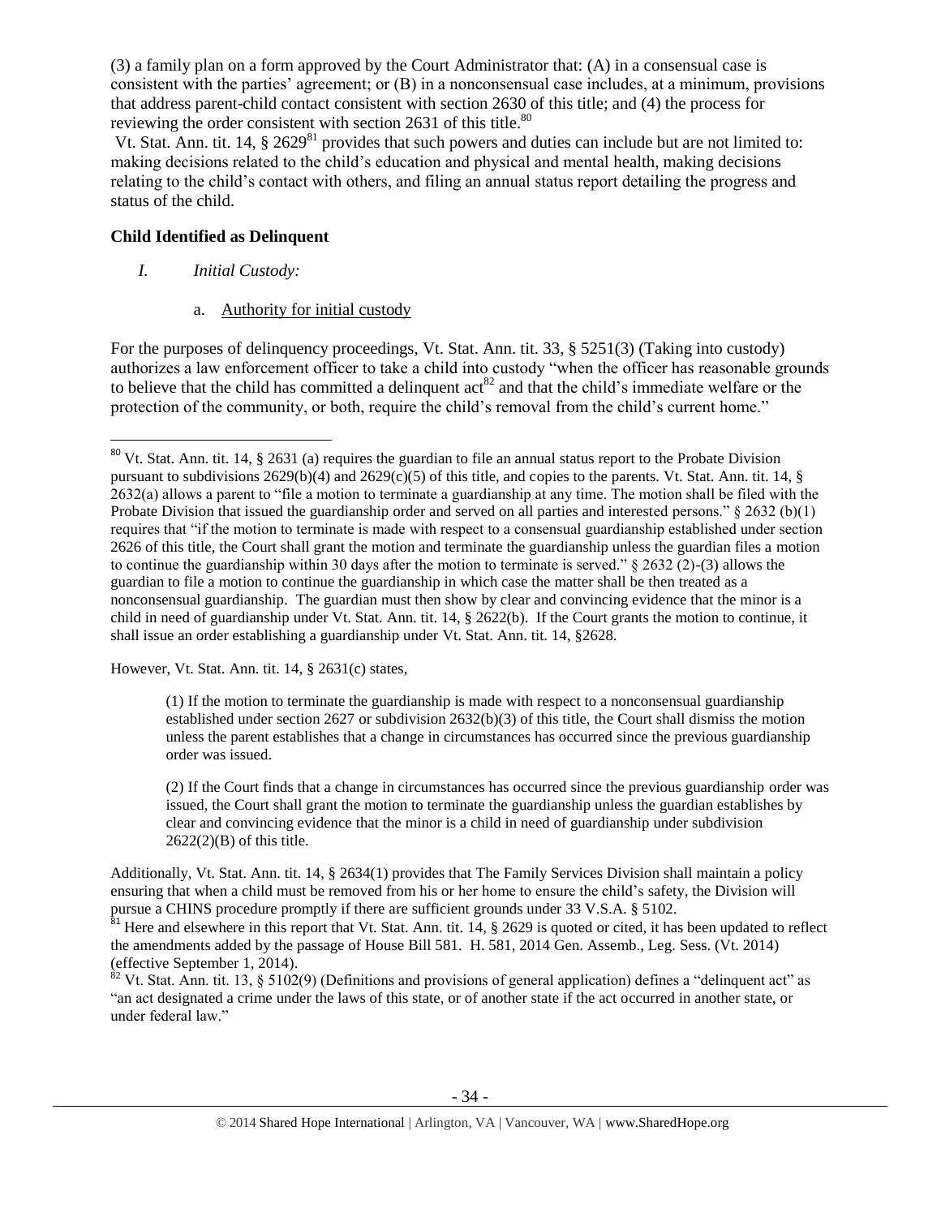(3) a family plan on a form approved by the Court Administrator that: (A) in a consensual case is consistent with the parties' agreement; or (B) in a nonconsensual case includes, at a minimum, provisions that address parent-child contact consistent with section 2630 of this title; and (4) the process for reviewing the order consistent with section 2631 of this title.[80]

Vt. Stat. Ann. tit. 14, § 2629[81] provides that such powers and duties can include but are not limited to: making decisions related to the child's education and physical and mental health, making decisions relating to the child's contact with others, and filing an annual status report detailing the progress and status of the child.

## Child Identified as Delinquent

*I. Initial Custody:*

a. Authority for initial custody

For the purposes of delinquency proceedings, Vt. Stat. Ann. tit. 33, § 5251(3) (Taking into custody) authorizes a law enforcement officer to take a child into custody "when the officer has reasonable grounds to believe that the child has committed a delinquent act[82] and that the child's immediate welfare or the protection of the community, or both, require the child's removal from the child's current home."

---

[80] Vt. Stat. Ann. tit. 14, § 2631 (a) requires the guardian to file an annual status report to the Probate Division pursuant to subdivisions 2629(b)(4) and 2629(c)(5) of this title, and copies to the parents. Vt. Stat. Ann. tit. 14, § 2632(a) allows a parent to "file a motion to terminate a guardianship at any time. The motion shall be filed with the Probate Division that issued the guardianship order and served on all parties and interested persons." § 2632 (b)(1) requires that "if the motion to terminate is made with respect to a consensual guardianship established under section 2626 of this title, the Court shall grant the motion and terminate the guardianship unless the guardian files a motion to continue the guardianship within 30 days after the motion to terminate is served." § 2632 (2)-(3) allows the guardian to file a motion to continue the guardianship in which case the matter shall be then treated as a nonconsensual guardianship. The guardian must then show by clear and convincing evidence that the minor is a child in need of guardianship under Vt. Stat. Ann. tit. 14, § 2622(b). If the Court grants the motion to continue, it shall issue an order establishing a guardianship under Vt. Stat. Ann. tit. 14, §2628.

However, Vt. Stat. Ann. tit. 14, § 2631(c) states,

> (1) If the motion to terminate the guardianship is made with respect to a nonconsensual guardianship established under section 2627 or subdivision 2632(b)(3) of this title, the Court shall dismiss the motion unless the parent establishes that a change in circumstances has occurred since the previous guardianship order was issued.
>
> (2) If the Court finds that a change in circumstances has occurred since the previous guardianship order was issued, the Court shall grant the motion to terminate the guardianship unless the guardian establishes by clear and convincing evidence that the minor is a child in need of guardianship under subdivision 2622(2)(B) of this title.

Additionally, Vt. Stat. Ann. tit. 14, § 2634(1) provides that The Family Services Division shall maintain a policy ensuring that when a child must be removed from his or her home to ensure the child's safety, the Division will pursue a CHINS procedure promptly if there are sufficient grounds under 33 V.S.A. § 5102.

[81] Here and elsewhere in this report that Vt. Stat. Ann. tit. 14, § 2629 is quoted or cited, it has been updated to reflect the amendments added by the passage of House Bill 581. H. 581, 2014 Gen. Assemb., Leg. Sess. (Vt. 2014) (effective September 1, 2014).

[82] Vt. Stat. Ann. tit. 13, § 5102(9) (Definitions and provisions of general application) defines a "delinquent act" as "an act designated a crime under the laws of this state, or of another state if the act occurred in another state, or under federal law."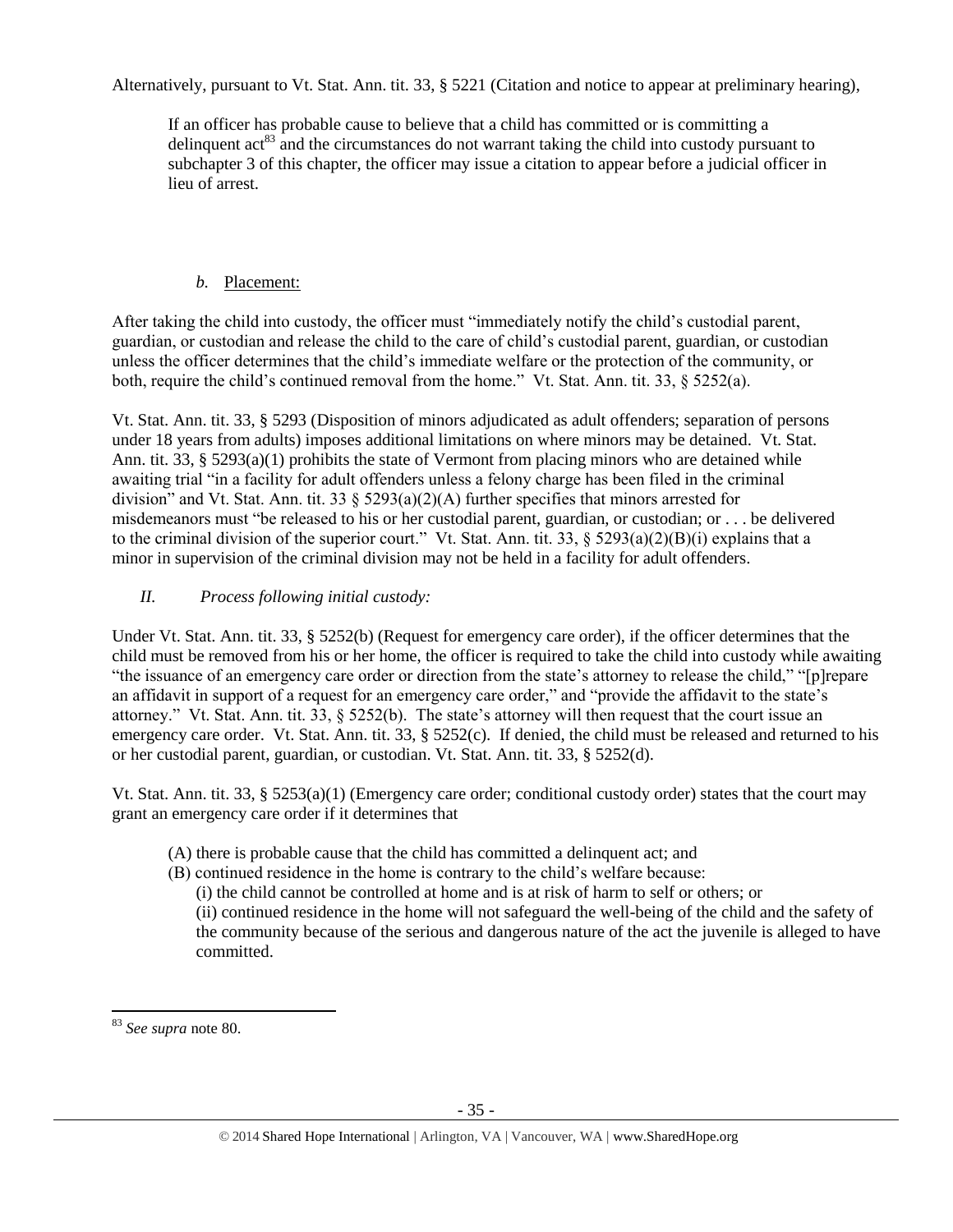Alternatively, pursuant to Vt. Stat. Ann. tit. 33, § 5221 (Citation and notice to appear at preliminary hearing),

> If an officer has probable cause to believe that a child has committed or is committing a delinquent act[83] and the circumstances do not warrant taking the child into custody pursuant to subchapter 3 of this chapter, the officer may issue a citation to appear before a judicial officer in lieu of arrest.

### *b.* Placement:

After taking the child into custody, the officer must "immediately notify the child's custodial parent, guardian, or custodian and release the child to the care of child's custodial parent, guardian, or custodian unless the officer determines that the child's immediate welfare or the protection of the community, or both, require the child's continued removal from the home." Vt. Stat. Ann. tit. 33, § 5252(a).

Vt. Stat. Ann. tit. 33, § 5293 (Disposition of minors adjudicated as adult offenders; separation of persons under 18 years from adults) imposes additional limitations on where minors may be detained. Vt. Stat. Ann. tit. 33, § 5293(a)(1) prohibits the state of Vermont from placing minors who are detained while awaiting trial "in a facility for adult offenders unless a felony charge has been filed in the criminal division" and Vt. Stat. Ann. tit. 33 § 5293(a)(2)(A) further specifies that minors arrested for misdemeanors must "be released to his or her custodial parent, guardian, or custodian; or . . . be delivered to the criminal division of the superior court." Vt. Stat. Ann. tit. 33, § 5293(a)(2)(B)(i) explains that a minor in supervision of the criminal division may not be held in a facility for adult offenders.

## *II. Process following initial custody:*

Under Vt. Stat. Ann. tit. 33, § 5252(b) (Request for emergency care order), if the officer determines that the child must be removed from his or her home, the officer is required to take the child into custody while awaiting "the issuance of an emergency care order or direction from the state's attorney to release the child," "[p]repare an affidavit in support of a request for an emergency care order," and "provide the affidavit to the state's attorney." Vt. Stat. Ann. tit. 33, § 5252(b). The state's attorney will then request that the court issue an emergency care order. Vt. Stat. Ann. tit. 33, § 5252(c). If denied, the child must be released and returned to his or her custodial parent, guardian, or custodian. Vt. Stat. Ann. tit. 33, § 5252(d).

Vt. Stat. Ann. tit. 33, § 5253(a)(1) (Emergency care order; conditional custody order) states that the court may grant an emergency care order if it determines that

> (A) there is probable cause that the child has committed a delinquent act; and
> (B) continued residence in the home is contrary to the child's welfare because:
> (i) the child cannot be controlled at home and is at risk of harm to self or others; or
> (ii) continued residence in the home will not safeguard the well-being of the child and the safety of the community because of the serious and dangerous nature of the act the juvenile is alleged to have committed.

---

[83] *See supra* note 80.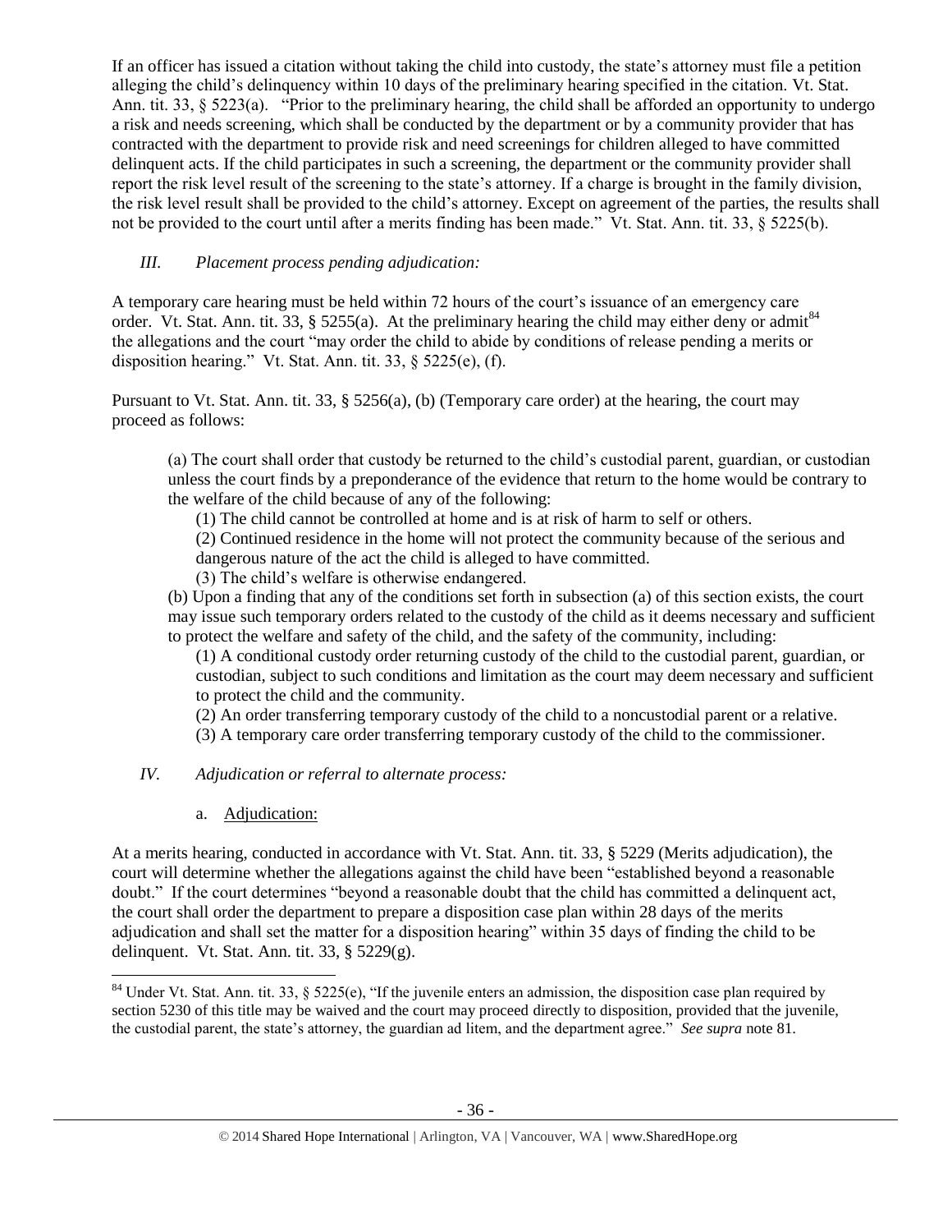If an officer has issued a citation without taking the child into custody, the state's attorney must file a petition alleging the child's delinquency within 10 days of the preliminary hearing specified in the citation. Vt. Stat. Ann. tit. 33, § 5223(a). "Prior to the preliminary hearing, the child shall be afforded an opportunity to undergo a risk and needs screening, which shall be conducted by the department or by a community provider that has contracted with the department to provide risk and need screenings for children alleged to have committed delinquent acts. If the child participates in such a screening, the department or the community provider shall report the risk level result of the screening to the state's attorney. If a charge is brought in the family division, the risk level result shall be provided to the child's attorney. Except on agreement of the parties, the results shall not be provided to the court until after a merits finding has been made." Vt. Stat. Ann. tit. 33, § 5225(b).

### *III. Placement process pending adjudication:*

A temporary care hearing must be held within 72 hours of the court's issuance of an emergency care order. Vt. Stat. Ann. tit. 33, § 5255(a). At the preliminary hearing the child may either deny or admit[84] the allegations and the court "may order the child to abide by conditions of release pending a merits or disposition hearing." Vt. Stat. Ann. tit. 33, § 5225(e), (f).

Pursuant to Vt. Stat. Ann. tit. 33, § 5256(a), (b) (Temporary care order) at the hearing, the court may proceed as follows:

> (a) The court shall order that custody be returned to the child's custodial parent, guardian, or custodian unless the court finds by a preponderance of the evidence that return to the home would be contrary to the welfare of the child because of any of the following:
>
> (1) The child cannot be controlled at home and is at risk of harm to self or others.
>
> (2) Continued residence in the home will not protect the community because of the serious and dangerous nature of the act the child is alleged to have committed.
>
> (3) The child's welfare is otherwise endangered.
>
> (b) Upon a finding that any of the conditions set forth in subsection (a) of this section exists, the court may issue such temporary orders related to the custody of the child as it deems necessary and sufficient to protect the welfare and safety of the child, and the safety of the community, including:
>
> (1) A conditional custody order returning custody of the child to the custodial parent, guardian, or custodian, subject to such conditions and limitation as the court may deem necessary and sufficient to protect the child and the community.
>
> (2) An order transferring temporary custody of the child to a noncustodial parent or a relative.
>
> (3) A temporary care order transferring temporary custody of the child to the commissioner.

### *IV. Adjudication or referral to alternate process:*

#### a. Adjudication:

At a merits hearing, conducted in accordance with Vt. Stat. Ann. tit. 33, § 5229 (Merits adjudication), the court will determine whether the allegations against the child have been "established beyond a reasonable doubt." If the court determines "beyond a reasonable doubt that the child has committed a delinquent act, the court shall order the department to prepare a disposition case plan within 28 days of the merits adjudication and shall set the matter for a disposition hearing" within 35 days of finding the child to be delinquent. Vt. Stat. Ann. tit. 33, § 5229(g).

---

[84] Under Vt. Stat. Ann. tit. 33, § 5225(e), "If the juvenile enters an admission, the disposition case plan required by section 5230 of this title may be waived and the court may proceed directly to disposition, provided that the juvenile, the custodial parent, the state's attorney, the guardian ad litem, and the department agree." *See supra* note 81.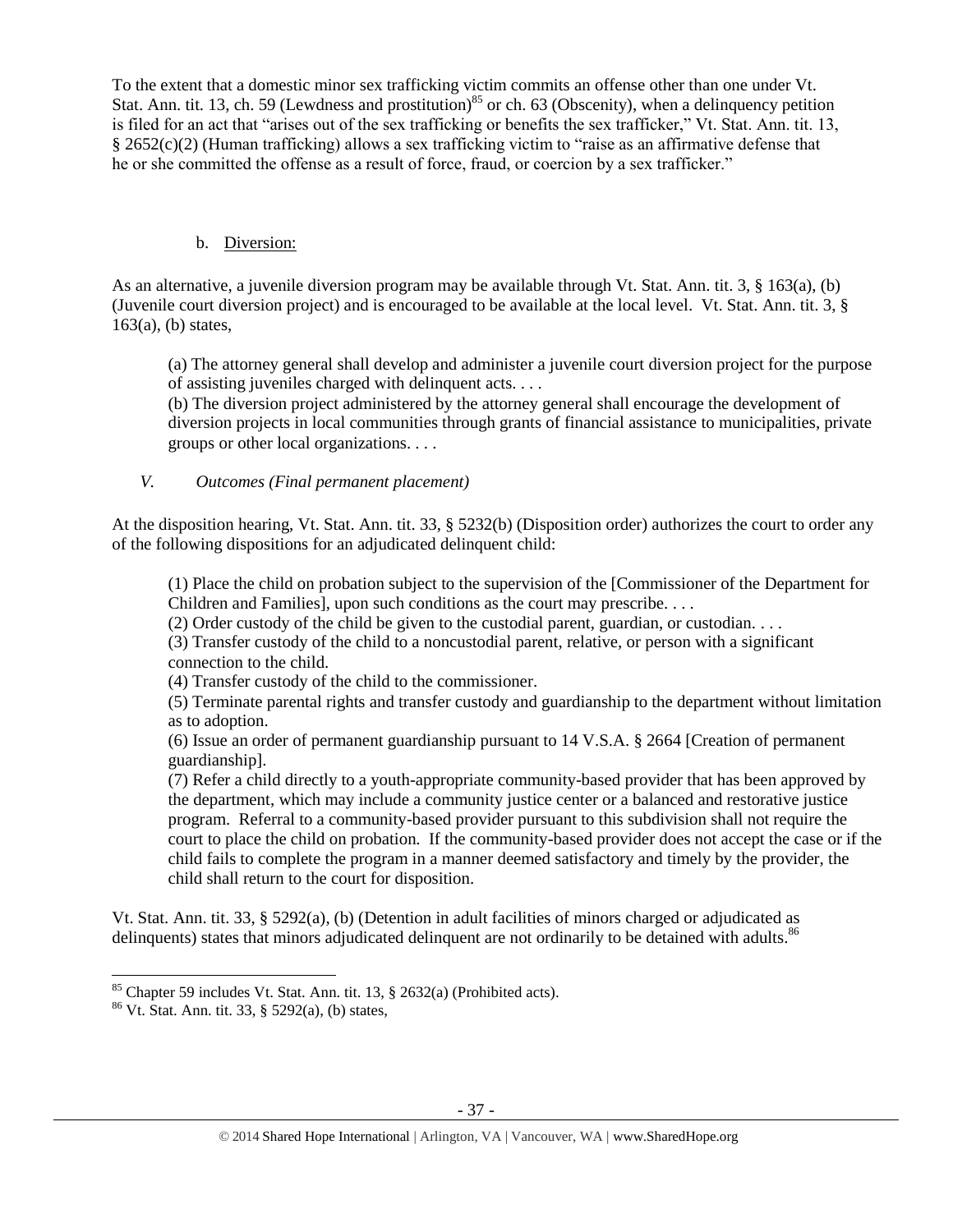To the extent that a domestic minor sex trafficking victim commits an offense other than one under Vt. Stat. Ann. tit. 13, ch. 59 (Lewdness and prostitution)[85] or ch. 63 (Obscenity), when a delinquency petition is filed for an act that "arises out of the sex trafficking or benefits the sex trafficker," Vt. Stat. Ann. tit. 13, § 2652(c)(2) (Human trafficking) allows a sex trafficking victim to "raise as an affirmative defense that he or she committed the offense as a result of force, fraud, or coercion by a sex trafficker."

b. Diversion:

As an alternative, a juvenile diversion program may be available through Vt. Stat. Ann. tit. 3, § 163(a), (b) (Juvenile court diversion project) and is encouraged to be available at the local level. Vt. Stat. Ann. tit. 3, § 163(a), (b) states,

> (a) The attorney general shall develop and administer a juvenile court diversion project for the purpose of assisting juveniles charged with delinquent acts. . . .
> (b) The diversion project administered by the attorney general shall encourage the development of diversion projects in local communities through grants of financial assistance to municipalities, private groups or other local organizations. . . .

*V. Outcomes (Final permanent placement)*

At the disposition hearing, Vt. Stat. Ann. tit. 33, § 5232(b) (Disposition order) authorizes the court to order any of the following dispositions for an adjudicated delinquent child:

> (1) Place the child on probation subject to the supervision of the [Commissioner of the Department for Children and Families], upon such conditions as the court may prescribe. . . .
> (2) Order custody of the child be given to the custodial parent, guardian, or custodian. . . .
> (3) Transfer custody of the child to a noncustodial parent, relative, or person with a significant connection to the child.
> (4) Transfer custody of the child to the commissioner.
> (5) Terminate parental rights and transfer custody and guardianship to the department without limitation as to adoption.
> (6) Issue an order of permanent guardianship pursuant to 14 V.S.A. § 2664 [Creation of permanent guardianship].
> (7) Refer a child directly to a youth-appropriate community-based provider that has been approved by the department, which may include a community justice center or a balanced and restorative justice program. Referral to a community-based provider pursuant to this subdivision shall not require the court to place the child on probation. If the community-based provider does not accept the case or if the child fails to complete the program in a manner deemed satisfactory and timely by the provider, the child shall return to the court for disposition.

Vt. Stat. Ann. tit. 33, § 5292(a), (b) (Detention in adult facilities of minors charged or adjudicated as delinquents) states that minors adjudicated delinquent are not ordinarily to be detained with adults.[86]

---

[85] Chapter 59 includes Vt. Stat. Ann. tit. 13, § 2632(a) (Prohibited acts).

[86] Vt. Stat. Ann. tit. 33, § 5292(a), (b) states,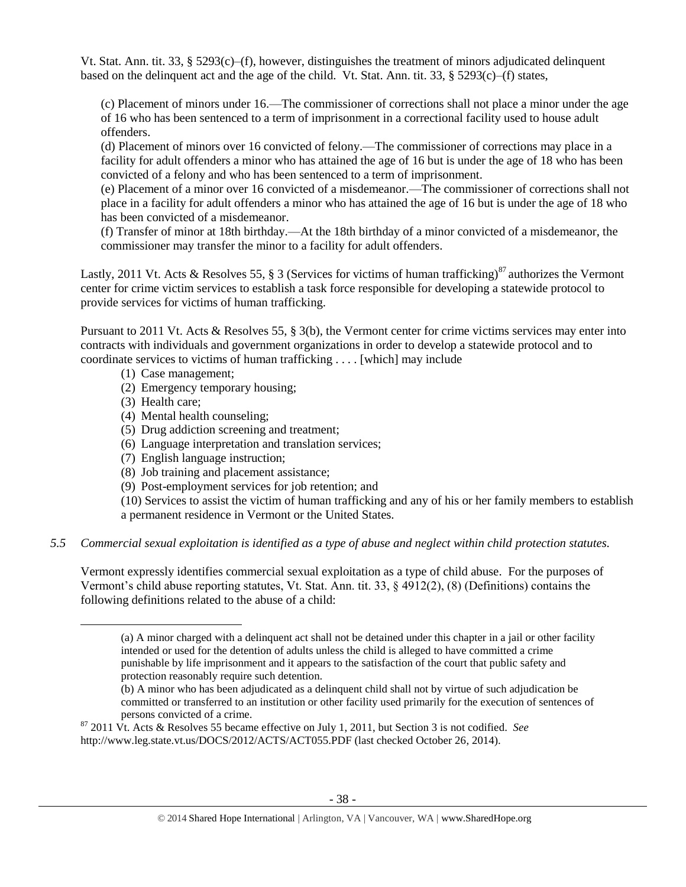Vt. Stat. Ann. tit. 33, § 5293(c)–(f), however, distinguishes the treatment of minors adjudicated delinquent based on the delinquent act and the age of the child. Vt. Stat. Ann. tit. 33, § 5293(c)–(f) states,

> (c) Placement of minors under 16.—The commissioner of corrections shall not place a minor under the age of 16 who has been sentenced to a term of imprisonment in a correctional facility used to house adult offenders.
> (d) Placement of minors over 16 convicted of felony.—The commissioner of corrections may place in a facility for adult offenders a minor who has attained the age of 16 but is under the age of 18 who has been convicted of a felony and who has been sentenced to a term of imprisonment.
> (e) Placement of a minor over 16 convicted of a misdemeanor.—The commissioner of corrections shall not place in a facility for adult offenders a minor who has attained the age of 16 but is under the age of 18 who has been convicted of a misdemeanor.
> (f) Transfer of minor at 18th birthday.—At the 18th birthday of a minor convicted of a misdemeanor, the commissioner may transfer the minor to a facility for adult offenders.

Lastly, 2011 Vt. Acts & Resolves 55, § 3 (Services for victims of human trafficking)[87] authorizes the Vermont center for crime victim services to establish a task force responsible for developing a statewide protocol to provide services for victims of human trafficking.

Pursuant to 2011 Vt. Acts & Resolves 55, § 3(b), the Vermont center for crime victims services may enter into contracts with individuals and government organizations in order to develop a statewide protocol and to coordinate services to victims of human trafficking . . . . [which] may include

> (1) Case management;
> (2) Emergency temporary housing;
> (3) Health care;
> (4) Mental health counseling;
> (5) Drug addiction screening and treatment;
> (6) Language interpretation and translation services;
> (7) English language instruction;
> (8) Job training and placement assistance;
> (9) Post-employment services for job retention; and
> (10) Services to assist the victim of human trafficking and any of his or her family members to establish a permanent residence in Vermont or the United States.

*5.5 Commercial sexual exploitation is identified as a type of abuse and neglect within child protection statutes.*

Vermont expressly identifies commercial sexual exploitation as a type of child abuse. For the purposes of Vermont's child abuse reporting statutes, Vt. Stat. Ann. tit. 33, § 4912(2), (8) (Definitions) contains the following definitions related to the abuse of a child:

---

> (a) A minor charged with a delinquent act shall not be detained under this chapter in a jail or other facility intended or used for the detention of adults unless the child is alleged to have committed a crime punishable by life imprisonment and it appears to the satisfaction of the court that public safety and protection reasonably require such detention.
> (b) A minor who has been adjudicated as a delinquent child shall not by virtue of such adjudication be committed or transferred to an institution or other facility used primarily for the execution of sentences of persons convicted of a crime.

[87] 2011 Vt. Acts & Resolves 55 became effective on July 1, 2011, but Section 3 is not codified. *See* http://www.leg.state.vt.us/DOCS/2012/ACTS/ACT055.PDF (last checked October 26, 2014).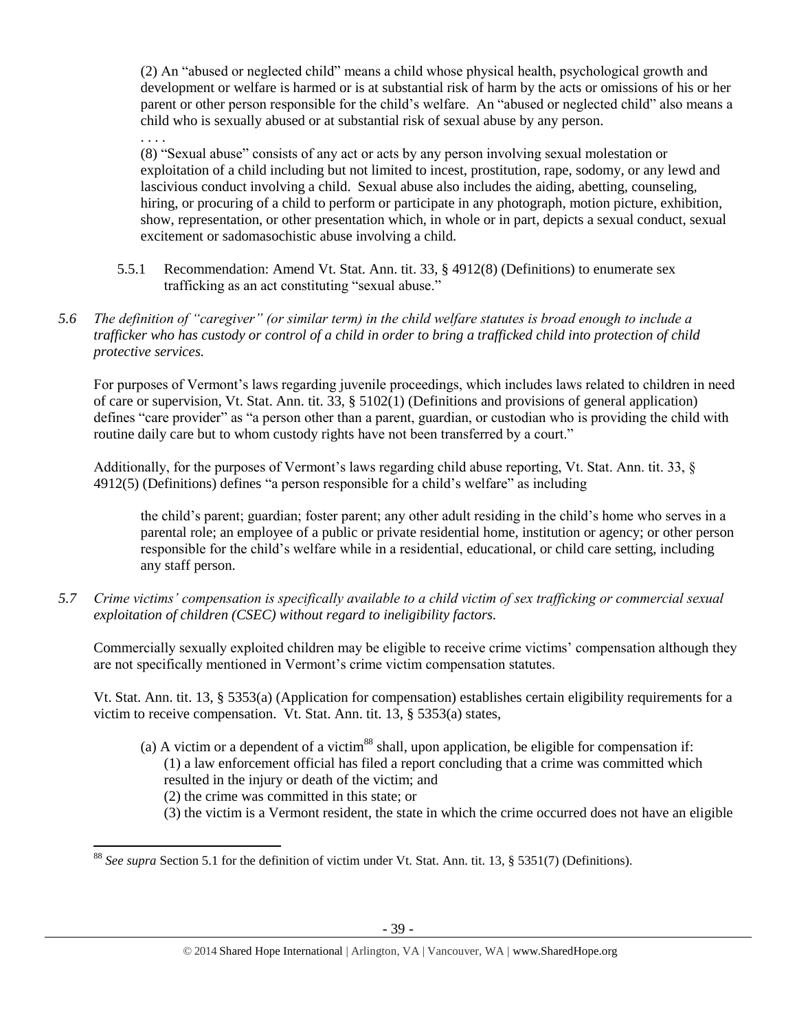(2) An "abused or neglected child" means a child whose physical health, psychological growth and development or welfare is harmed or is at substantial risk of harm by the acts or omissions of his or her parent or other person responsible for the child's welfare. An "abused or neglected child" also means a child who is sexually abused or at substantial risk of sexual abuse by any person.

. . . .

(8) "Sexual abuse" consists of any act or acts by any person involving sexual molestation or exploitation of a child including but not limited to incest, prostitution, rape, sodomy, or any lewd and lascivious conduct involving a child. Sexual abuse also includes the aiding, abetting, counseling, hiring, or procuring of a child to perform or participate in any photograph, motion picture, exhibition, show, representation, or other presentation which, in whole or in part, depicts a sexual conduct, sexual excitement or sadomasochistic abuse involving a child.

5.5.1 Recommendation: Amend Vt. Stat. Ann. tit. 33, § 4912(8) (Definitions) to enumerate sex trafficking as an act constituting "sexual abuse."

*5.6 The definition of "caregiver" (or similar term) in the child welfare statutes is broad enough to include a trafficker who has custody or control of a child in order to bring a trafficked child into protection of child protective services.*

For purposes of Vermont's laws regarding juvenile proceedings, which includes laws related to children in need of care or supervision, Vt. Stat. Ann. tit. 33, § 5102(1) (Definitions and provisions of general application) defines "care provider" as "a person other than a parent, guardian, or custodian who is providing the child with routine daily care but to whom custody rights have not been transferred by a court."

Additionally, for the purposes of Vermont's laws regarding child abuse reporting, Vt. Stat. Ann. tit. 33, § 4912(5) (Definitions) defines "a person responsible for a child's welfare" as including

> the child's parent; guardian; foster parent; any other adult residing in the child's home who serves in a parental role; an employee of a public or private residential home, institution or agency; or other person responsible for the child's welfare while in a residential, educational, or child care setting, including any staff person.

*5.7 Crime victims' compensation is specifically available to a child victim of sex trafficking or commercial sexual exploitation of children (CSEC) without regard to ineligibility factors.*

Commercially sexually exploited children may be eligible to receive crime victims' compensation although they are not specifically mentioned in Vermont's crime victim compensation statutes.

Vt. Stat. Ann. tit. 13, § 5353(a) (Application for compensation) establishes certain eligibility requirements for a victim to receive compensation. Vt. Stat. Ann. tit. 13, § 5353(a) states,

> (a) A victim or a dependent of a victim[88] shall, upon application, be eligible for compensation if:
> (1) a law enforcement official has filed a report concluding that a crime was committed which resulted in the injury or death of the victim; and
> (2) the crime was committed in this state; or
> (3) the victim is a Vermont resident, the state in which the crime occurred does not have an eligible

[88] *See supra* Section 5.1 for the definition of victim under Vt. Stat. Ann. tit. 13, § 5351(7) (Definitions).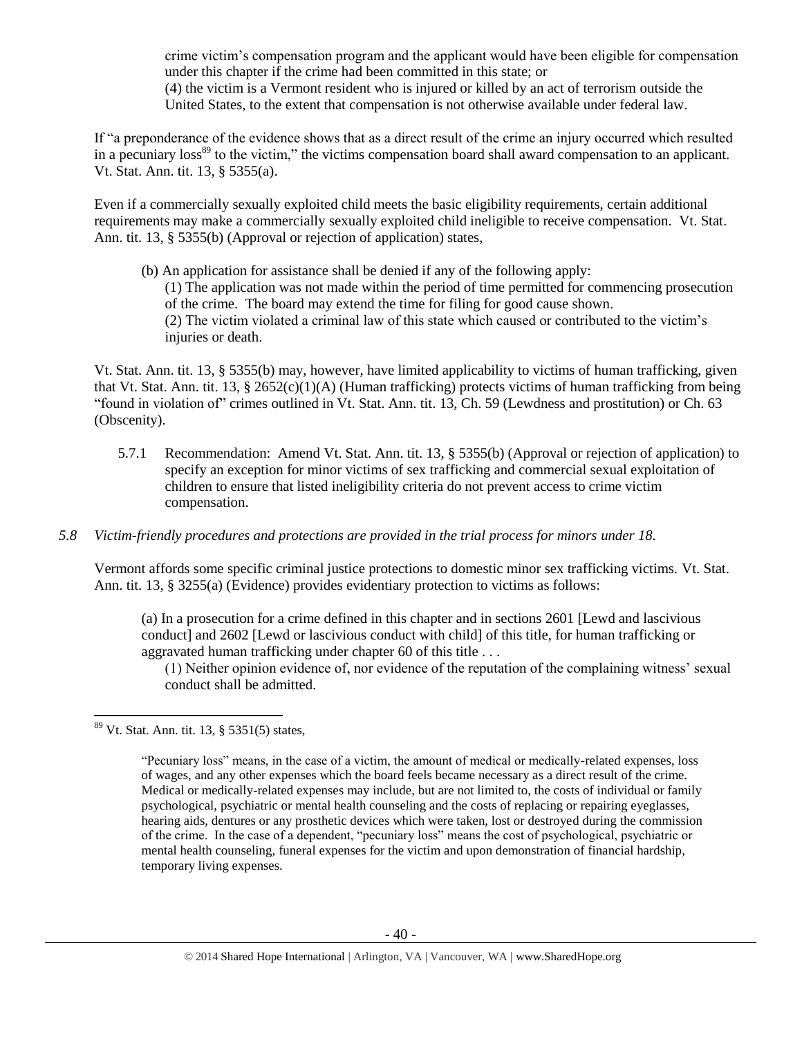crime victim's compensation program and the applicant would have been eligible for compensation under this chapter if the crime had been committed in this state; or
(4) the victim is a Vermont resident who is injured or killed by an act of terrorism outside the United States, to the extent that compensation is not otherwise available under federal law.

If "a preponderance of the evidence shows that as a direct result of the crime an injury occurred which resulted in a pecuniary loss[89] to the victim," the victims compensation board shall award compensation to an applicant. Vt. Stat. Ann. tit. 13, § 5355(a).

Even if a commercially sexually exploited child meets the basic eligibility requirements, certain additional requirements may make a commercially sexually exploited child ineligible to receive compensation. Vt. Stat. Ann. tit. 13, § 5355(b) (Approval or rejection of application) states,

> (b) An application for assistance shall be denied if any of the following apply:
> (1) The application was not made within the period of time permitted for commencing prosecution of the crime. The board may extend the time for filing for good cause shown.
> (2) The victim violated a criminal law of this state which caused or contributed to the victim's injuries or death.

Vt. Stat. Ann. tit. 13, § 5355(b) may, however, have limited applicability to victims of human trafficking, given that Vt. Stat. Ann. tit. 13, § 2652(c)(1)(A) (Human trafficking) protects victims of human trafficking from being "found in violation of" crimes outlined in Vt. Stat. Ann. tit. 13, Ch. 59 (Lewdness and prostitution) or Ch. 63 (Obscenity).

5.7.1 Recommendation: Amend Vt. Stat. Ann. tit. 13, § 5355(b) (Approval or rejection of application) to specify an exception for minor victims of sex trafficking and commercial sexual exploitation of children to ensure that listed ineligibility criteria do not prevent access to crime victim compensation.

*5.8 Victim-friendly procedures and protections are provided in the trial process for minors under 18.*

Vermont affords some specific criminal justice protections to domestic minor sex trafficking victims. Vt. Stat. Ann. tit. 13, § 3255(a) (Evidence) provides evidentiary protection to victims as follows:

> (a) In a prosecution for a crime defined in this chapter and in sections 2601 [Lewd and lascivious conduct] and 2602 [Lewd or lascivious conduct with child] of this title, for human trafficking or aggravated human trafficking under chapter 60 of this title . . .
> (1) Neither opinion evidence of, nor evidence of the reputation of the complaining witness' sexual conduct shall be admitted.

---

[89] Vt. Stat. Ann. tit. 13, § 5351(5) states,

> "Pecuniary loss" means, in the case of a victim, the amount of medical or medically-related expenses, loss of wages, and any other expenses which the board feels became necessary as a direct result of the crime. Medical or medically-related expenses may include, but are not limited to, the costs of individual or family psychological, psychiatric or mental health counseling and the costs of replacing or repairing eyeglasses, hearing aids, dentures or any prosthetic devices which were taken, lost or destroyed during the commission of the crime. In the case of a dependent, "pecuniary loss" means the cost of psychological, psychiatric or mental health counseling, funeral expenses for the victim and upon demonstration of financial hardship, temporary living expenses.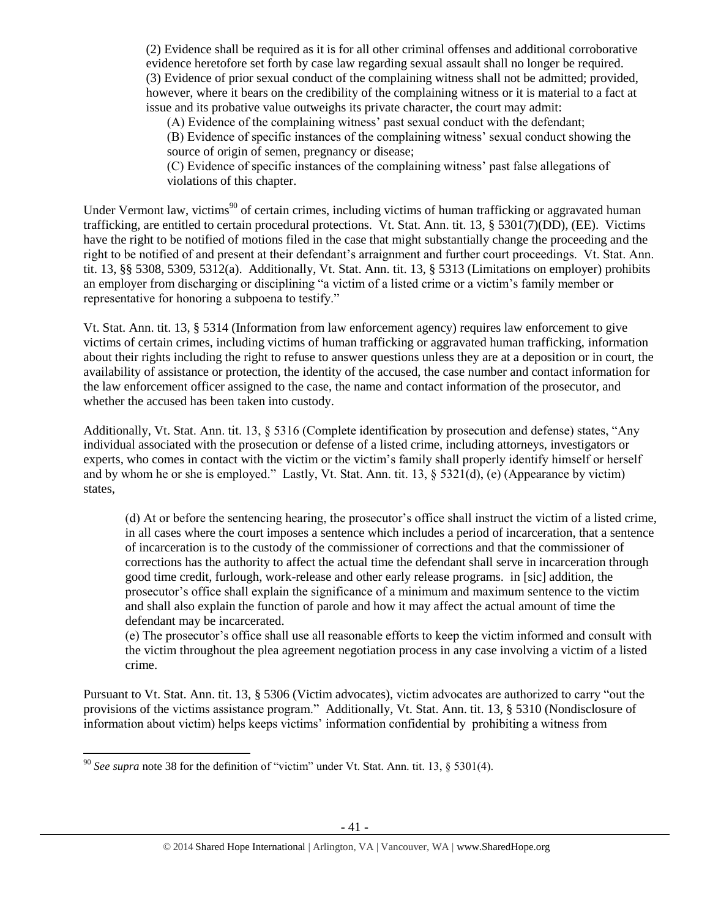(2) Evidence shall be required as it is for all other criminal offenses and additional corroborative evidence heretofore set forth by case law regarding sexual assault shall no longer be required.
(3) Evidence of prior sexual conduct of the complaining witness shall not be admitted; provided, however, where it bears on the credibility of the complaining witness or it is material to a fact at issue and its probative value outweighs its private character, the court may admit:

(A) Evidence of the complaining witness' past sexual conduct with the defendant;
(B) Evidence of specific instances of the complaining witness' sexual conduct showing the source of origin of semen, pregnancy or disease;
(C) Evidence of specific instances of the complaining witness' past false allegations of violations of this chapter.

Under Vermont law, victims[90] of certain crimes, including victims of human trafficking or aggravated human trafficking, are entitled to certain procedural protections. Vt. Stat. Ann. tit. 13, § 5301(7)(DD), (EE). Victims have the right to be notified of motions filed in the case that might substantially change the proceeding and the right to be notified of and present at their defendant's arraignment and further court proceedings. Vt. Stat. Ann. tit. 13, §§ 5308, 5309, 5312(a). Additionally, Vt. Stat. Ann. tit. 13, § 5313 (Limitations on employer) prohibits an employer from discharging or disciplining "a victim of a listed crime or a victim's family member or representative for honoring a subpoena to testify."

Vt. Stat. Ann. tit. 13, § 5314 (Information from law enforcement agency) requires law enforcement to give victims of certain crimes, including victims of human trafficking or aggravated human trafficking, information about their rights including the right to refuse to answer questions unless they are at a deposition or in court, the availability of assistance or protection, the identity of the accused, the case number and contact information for the law enforcement officer assigned to the case, the name and contact information of the prosecutor, and whether the accused has been taken into custody.

Additionally, Vt. Stat. Ann. tit. 13, § 5316 (Complete identification by prosecution and defense) states, "Any individual associated with the prosecution or defense of a listed crime, including attorneys, investigators or experts, who comes in contact with the victim or the victim's family shall properly identify himself or herself and by whom he or she is employed." Lastly, Vt. Stat. Ann. tit. 13, § 5321(d), (e) (Appearance by victim) states,

(d) At or before the sentencing hearing, the prosecutor's office shall instruct the victim of a listed crime, in all cases where the court imposes a sentence which includes a period of incarceration, that a sentence of incarceration is to the custody of the commissioner of corrections and that the commissioner of corrections has the authority to affect the actual time the defendant shall serve in incarceration through good time credit, furlough, work-release and other early release programs. in [sic] addition, the prosecutor's office shall explain the significance of a minimum and maximum sentence to the victim and shall also explain the function of parole and how it may affect the actual amount of time the defendant may be incarcerated.
(e) The prosecutor's office shall use all reasonable efforts to keep the victim informed and consult with the victim throughout the plea agreement negotiation process in any case involving a victim of a listed crime.

Pursuant to Vt. Stat. Ann. tit. 13, § 5306 (Victim advocates), victim advocates are authorized to carry "out the provisions of the victims assistance program." Additionally, Vt. Stat. Ann. tit. 13, § 5310 (Nondisclosure of information about victim) helps keeps victims' information confidential by prohibiting a witness from

[90] *See supra* note 38 for the definition of "victim" under Vt. Stat. Ann. tit. 13, § 5301(4).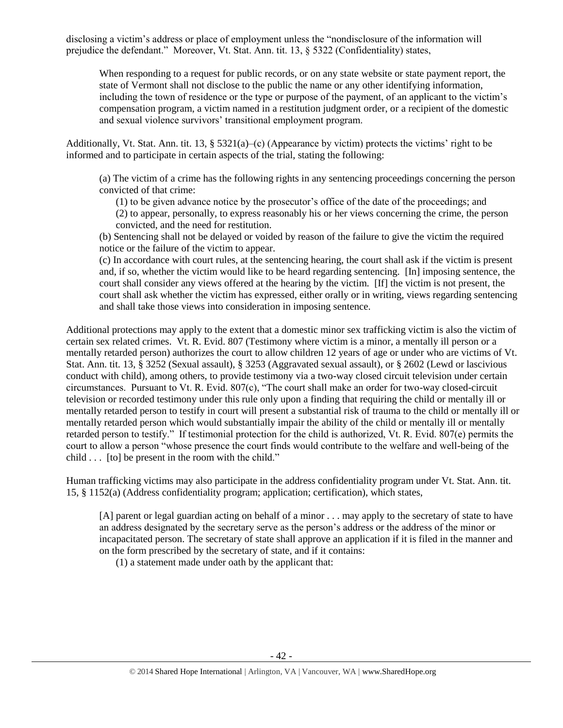disclosing a victim's address or place of employment unless the "nondisclosure of the information will prejudice the defendant." Moreover, Vt. Stat. Ann. tit. 13, § 5322 (Confidentiality) states,

> When responding to a request for public records, or on any state website or state payment report, the state of Vermont shall not disclose to the public the name or any other identifying information, including the town of residence or the type or purpose of the payment, of an applicant to the victim's compensation program, a victim named in a restitution judgment order, or a recipient of the domestic and sexual violence survivors' transitional employment program.

Additionally, Vt. Stat. Ann. tit. 13, § 5321(a)–(c) (Appearance by victim) protects the victims' right to be informed and to participate in certain aspects of the trial, stating the following:

> (a) The victim of a crime has the following rights in any sentencing proceedings concerning the person convicted of that crime:
>
> (1) to be given advance notice by the prosecutor's office of the date of the proceedings; and
>
> (2) to appear, personally, to express reasonably his or her views concerning the crime, the person convicted, and the need for restitution.
>
> (b) Sentencing shall not be delayed or voided by reason of the failure to give the victim the required notice or the failure of the victim to appear.
>
> (c) In accordance with court rules, at the sentencing hearing, the court shall ask if the victim is present and, if so, whether the victim would like to be heard regarding sentencing. [In] imposing sentence, the court shall consider any views offered at the hearing by the victim. [If] the victim is not present, the court shall ask whether the victim has expressed, either orally or in writing, views regarding sentencing and shall take those views into consideration in imposing sentence.

Additional protections may apply to the extent that a domestic minor sex trafficking victim is also the victim of certain sex related crimes. Vt. R. Evid. 807 (Testimony where victim is a minor, a mentally ill person or a mentally retarded person) authorizes the court to allow children 12 years of age or under who are victims of Vt. Stat. Ann. tit. 13, § 3252 (Sexual assault), § 3253 (Aggravated sexual assault), or § 2602 (Lewd or lascivious conduct with child), among others, to provide testimony via a two-way closed circuit television under certain circumstances. Pursuant to Vt. R. Evid. 807(c), "The court shall make an order for two-way closed-circuit television or recorded testimony under this rule only upon a finding that requiring the child or mentally ill or mentally retarded person to testify in court will present a substantial risk of trauma to the child or mentally ill or mentally retarded person which would substantially impair the ability of the child or mentally ill or mentally retarded person to testify." If testimonial protection for the child is authorized, Vt. R. Evid. 807(e) permits the court to allow a person "whose presence the court finds would contribute to the welfare and well-being of the child . . . [to] be present in the room with the child."

Human trafficking victims may also participate in the address confidentiality program under Vt. Stat. Ann. tit. 15, § 1152(a) (Address confidentiality program; application; certification), which states,

> [A] parent or legal guardian acting on behalf of a minor . . . may apply to the secretary of state to have an address designated by the secretary serve as the person's address or the address of the minor or incapacitated person. The secretary of state shall approve an application if it is filed in the manner and on the form prescribed by the secretary of state, and if it contains:
>
> (1) a statement made under oath by the applicant that: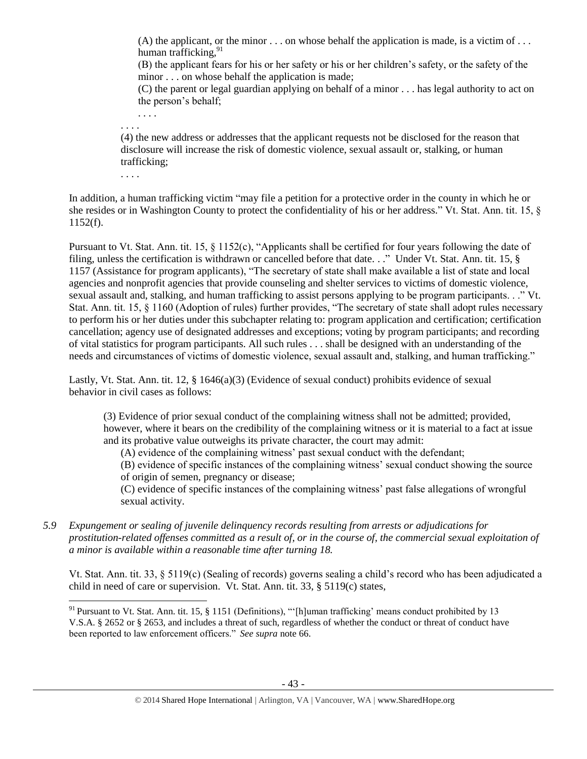> (A) the applicant, or the minor . . . on whose behalf the application is made, is a victim of . . . human trafficking,[91]
>
> (B) the applicant fears for his or her safety or his or her children's safety, or the safety of the minor . . . on whose behalf the application is made;
>
> (C) the parent or legal guardian applying on behalf of a minor . . . has legal authority to act on the person's behalf;
>
> . . . .
>
> . . . .
>
> (4) the new address or addresses that the applicant requests not be disclosed for the reason that disclosure will increase the risk of domestic violence, sexual assault or, stalking, or human trafficking;
>
> . . . .

In addition, a human trafficking victim "may file a petition for a protective order in the county in which he or she resides or in Washington County to protect the confidentiality of his or her address." Vt. Stat. Ann. tit. 15, § 1152(f).

Pursuant to Vt. Stat. Ann. tit. 15, § 1152(c), "Applicants shall be certified for four years following the date of filing, unless the certification is withdrawn or cancelled before that date. . ." Under Vt. Stat. Ann. tit. 15, § 1157 (Assistance for program applicants), "The secretary of state shall make available a list of state and local agencies and nonprofit agencies that provide counseling and shelter services to victims of domestic violence, sexual assault and, stalking, and human trafficking to assist persons applying to be program participants. . ." Vt. Stat. Ann. tit. 15, § 1160 (Adoption of rules) further provides, "The secretary of state shall adopt rules necessary to perform his or her duties under this subchapter relating to: program application and certification; certification cancellation; agency use of designated addresses and exceptions; voting by program participants; and recording of vital statistics for program participants. All such rules . . . shall be designed with an understanding of the needs and circumstances of victims of domestic violence, sexual assault and, stalking, and human trafficking."

Lastly, Vt. Stat. Ann. tit. 12, § 1646(a)(3) (Evidence of sexual conduct) prohibits evidence of sexual behavior in civil cases as follows:

> (3) Evidence of prior sexual conduct of the complaining witness shall not be admitted; provided, however, where it bears on the credibility of the complaining witness or it is material to a fact at issue and its probative value outweighs its private character, the court may admit:
>
> (A) evidence of the complaining witness' past sexual conduct with the defendant;
>
> (B) evidence of specific instances of the complaining witness' sexual conduct showing the source of origin of semen, pregnancy or disease;
>
> (C) evidence of specific instances of the complaining witness' past false allegations of wrongful sexual activity.

*5.9 Expungement or sealing of juvenile delinquency records resulting from arrests or adjudications for prostitution-related offenses committed as a result of, or in the course of, the commercial sexual exploitation of a minor is available within a reasonable time after turning 18.*

Vt. Stat. Ann. tit. 33, § 5119(c) (Sealing of records) governs sealing a child's record who has been adjudicated a child in need of care or supervision. Vt. Stat. Ann. tit. 33, § 5119(c) states,

---

[91] Pursuant to Vt. Stat. Ann. tit. 15, § 1151 (Definitions), "'[h]uman trafficking' means conduct prohibited by 13 V.S.A. § 2652 or § 2653, and includes a threat of such, regardless of whether the conduct or threat of conduct have been reported to law enforcement officers." *See supra* note 66.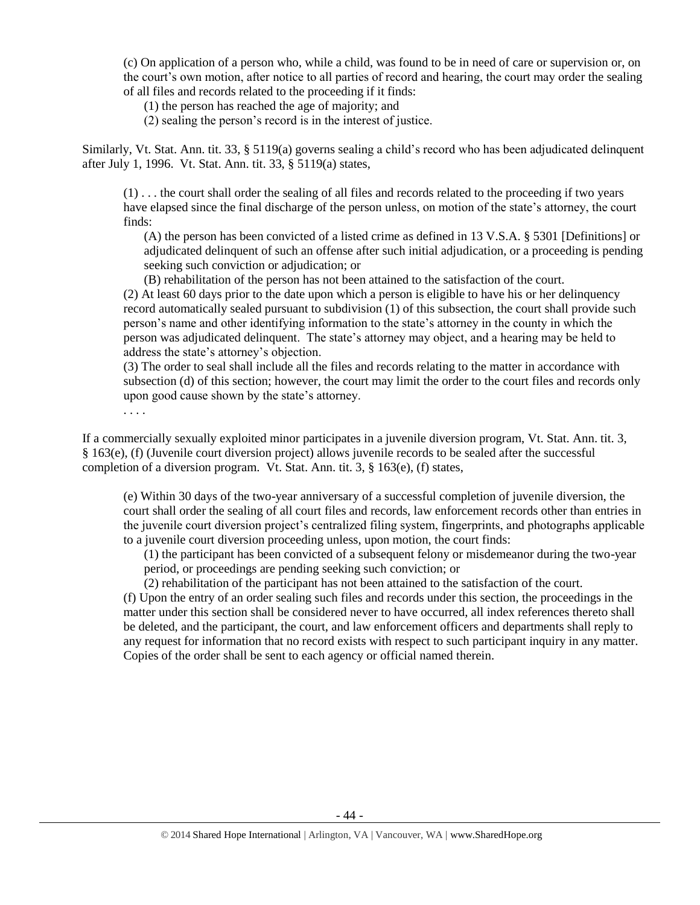(c) On application of a person who, while a child, was found to be in need of care or supervision or, on the court's own motion, after notice to all parties of record and hearing, the court may order the sealing of all files and records related to the proceeding if it finds:

(1) the person has reached the age of majority; and

(2) sealing the person's record is in the interest of justice.

Similarly, Vt. Stat. Ann. tit. 33, § 5119(a) governs sealing a child's record who has been adjudicated delinquent after July 1, 1996. Vt. Stat. Ann. tit. 33, § 5119(a) states,

> (1) . . . the court shall order the sealing of all files and records related to the proceeding if two years have elapsed since the final discharge of the person unless, on motion of the state's attorney, the court finds:
>
> (A) the person has been convicted of a listed crime as defined in 13 V.S.A. § 5301 [Definitions] or adjudicated delinquent of such an offense after such initial adjudication, or a proceeding is pending seeking such conviction or adjudication; or
>
> (B) rehabilitation of the person has not been attained to the satisfaction of the court.
>
> (2) At least 60 days prior to the date upon which a person is eligible to have his or her delinquency record automatically sealed pursuant to subdivision (1) of this subsection, the court shall provide such person's name and other identifying information to the state's attorney in the county in which the person was adjudicated delinquent. The state's attorney may object, and a hearing may be held to address the state's attorney's objection.
>
> (3) The order to seal shall include all the files and records relating to the matter in accordance with subsection (d) of this section; however, the court may limit the order to the court files and records only upon good cause shown by the state's attorney.
>
> . . . .

If a commercially sexually exploited minor participates in a juvenile diversion program, Vt. Stat. Ann. tit. 3, § 163(e), (f) (Juvenile court diversion project) allows juvenile records to be sealed after the successful completion of a diversion program. Vt. Stat. Ann. tit. 3, § 163(e), (f) states,

> (e) Within 30 days of the two-year anniversary of a successful completion of juvenile diversion, the court shall order the sealing of all court files and records, law enforcement records other than entries in the juvenile court diversion project's centralized filing system, fingerprints, and photographs applicable to a juvenile court diversion proceeding unless, upon motion, the court finds:
>
> (1) the participant has been convicted of a subsequent felony or misdemeanor during the two-year period, or proceedings are pending seeking such conviction; or
>
> (2) rehabilitation of the participant has not been attained to the satisfaction of the court.
>
> (f) Upon the entry of an order sealing such files and records under this section, the proceedings in the matter under this section shall be considered never to have occurred, all index references thereto shall be deleted, and the participant, the court, and law enforcement officers and departments shall reply to any request for information that no record exists with respect to such participant inquiry in any matter. Copies of the order shall be sent to each agency or official named therein.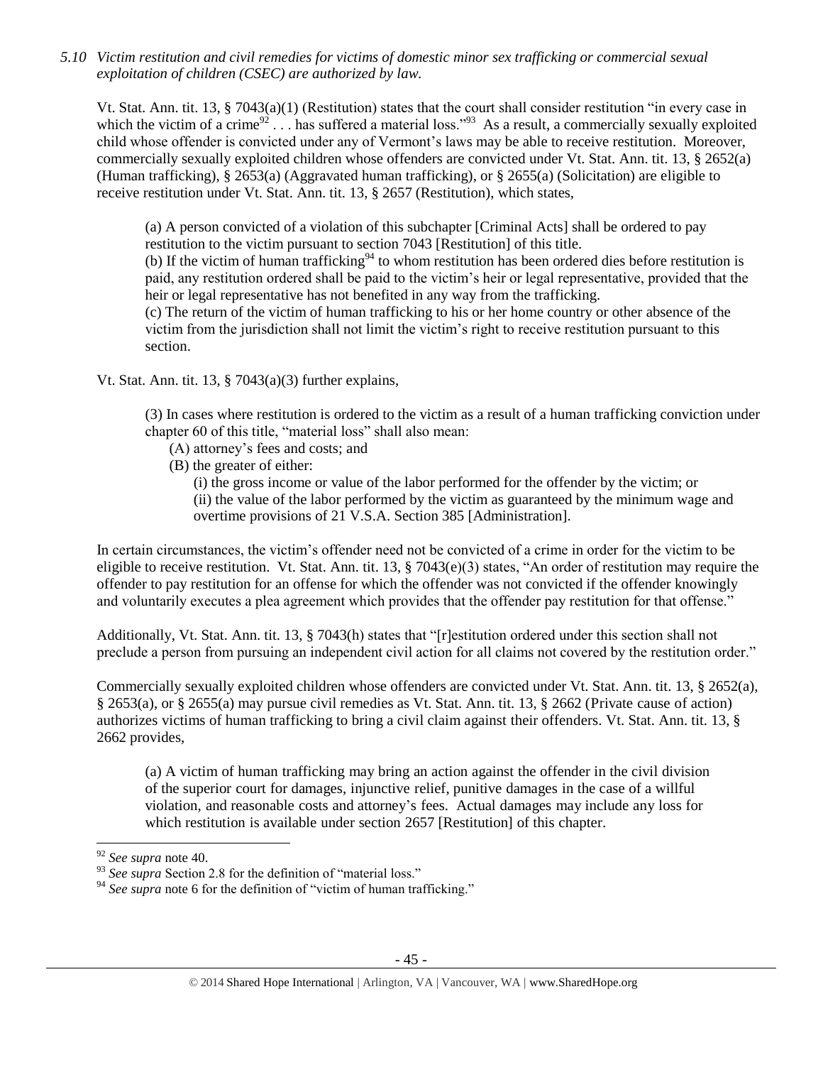*5.10 Victim restitution and civil remedies for victims of domestic minor sex trafficking or commercial sexual exploitation of children (CSEC) are authorized by law.*

Vt. Stat. Ann. tit. 13, § 7043(a)(1) (Restitution) states that the court shall consider restitution "in every case in which the victim of a crime[92] . . . has suffered a material loss."[93] As a result, a commercially sexually exploited child whose offender is convicted under any of Vermont's laws may be able to receive restitution. Moreover, commercially sexually exploited children whose offenders are convicted under Vt. Stat. Ann. tit. 13, § 2652(a) (Human trafficking), § 2653(a) (Aggravated human trafficking), or § 2655(a) (Solicitation) are eligible to receive restitution under Vt. Stat. Ann. tit. 13, § 2657 (Restitution), which states,

> (a) A person convicted of a violation of this subchapter [Criminal Acts] shall be ordered to pay restitution to the victim pursuant to section 7043 [Restitution] of this title.
> (b) If the victim of human trafficking[94] to whom restitution has been ordered dies before restitution is paid, any restitution ordered shall be paid to the victim's heir or legal representative, provided that the heir or legal representative has not benefited in any way from the trafficking.
> (c) The return of the victim of human trafficking to his or her home country or other absence of the victim from the jurisdiction shall not limit the victim's right to receive restitution pursuant to this section.

Vt. Stat. Ann. tit. 13, § 7043(a)(3) further explains,

> (3) In cases where restitution is ordered to the victim as a result of a human trafficking conviction under chapter 60 of this title, "material loss" shall also mean:
> (A) attorney's fees and costs; and
> (B) the greater of either:
> (i) the gross income or value of the labor performed for the offender by the victim; or
> (ii) the value of the labor performed by the victim as guaranteed by the minimum wage and overtime provisions of 21 V.S.A. Section 385 [Administration].

In certain circumstances, the victim's offender need not be convicted of a crime in order for the victim to be eligible to receive restitution. Vt. Stat. Ann. tit. 13, § 7043(e)(3) states, "An order of restitution may require the offender to pay restitution for an offense for which the offender was not convicted if the offender knowingly and voluntarily executes a plea agreement which provides that the offender pay restitution for that offense."

Additionally, Vt. Stat. Ann. tit. 13, § 7043(h) states that "[r]estitution ordered under this section shall not preclude a person from pursuing an independent civil action for all claims not covered by the restitution order."

Commercially sexually exploited children whose offenders are convicted under Vt. Stat. Ann. tit. 13, § 2652(a), § 2653(a), or § 2655(a) may pursue civil remedies as Vt. Stat. Ann. tit. 13, § 2662 (Private cause of action) authorizes victims of human trafficking to bring a civil claim against their offenders. Vt. Stat. Ann. tit. 13, § 2662 provides,

> (a) A victim of human trafficking may bring an action against the offender in the civil division of the superior court for damages, injunctive relief, punitive damages in the case of a willful violation, and reasonable costs and attorney's fees. Actual damages may include any loss for which restitution is available under section 2657 [Restitution] of this chapter.

---

[92] *See supra* note 40.

[93] *See supra* Section 2.8 for the definition of "material loss."

[94] *See supra* note 6 for the definition of "victim of human trafficking."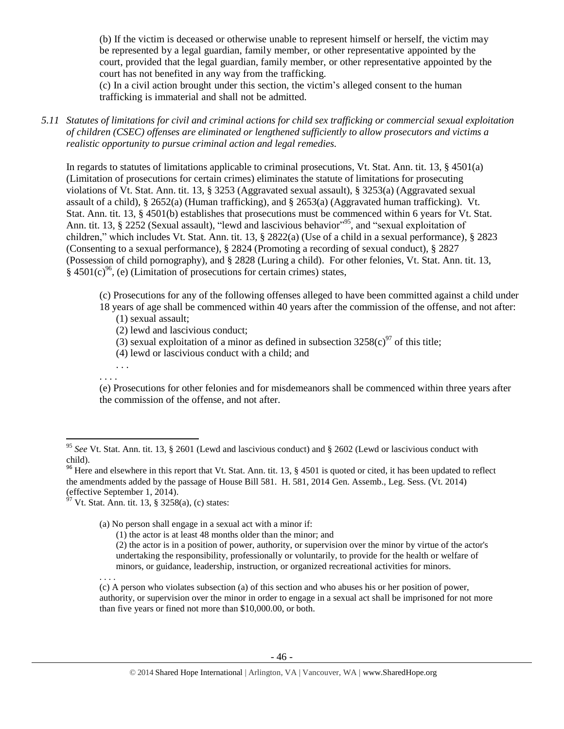(b) If the victim is deceased or otherwise unable to represent himself or herself, the victim may be represented by a legal guardian, family member, or other representative appointed by the court, provided that the legal guardian, family member, or other representative appointed by the court has not benefited in any way from the trafficking.
(c) In a civil action brought under this section, the victim's alleged consent to the human trafficking is immaterial and shall not be admitted.

*5.11 Statutes of limitations for civil and criminal actions for child sex trafficking or commercial sexual exploitation of children (CSEC) offenses are eliminated or lengthened sufficiently to allow prosecutors and victims a realistic opportunity to pursue criminal action and legal remedies.*

In regards to statutes of limitations applicable to criminal prosecutions, Vt. Stat. Ann. tit. 13, § 4501(a) (Limitation of prosecutions for certain crimes) eliminates the statute of limitations for prosecuting violations of Vt. Stat. Ann. tit. 13, § 3253 (Aggravated sexual assault), § 3253(a) (Aggravated sexual assault of a child), § 2652(a) (Human trafficking), and § 2653(a) (Aggravated human trafficking). Vt. Stat. Ann. tit. 13, § 4501(b) establishes that prosecutions must be commenced within 6 years for Vt. Stat. Ann. tit. 13, § 2252 (Sexual assault), "lewd and lascivious behavior"[95], and "sexual exploitation of children," which includes Vt. Stat. Ann. tit. 13, § 2822(a) (Use of a child in a sexual performance), § 2823 (Consenting to a sexual performance), § 2824 (Promoting a recording of sexual conduct), § 2827 (Possession of child pornography), and § 2828 (Luring a child). For other felonies, Vt. Stat. Ann. tit. 13, § 4501(c)[96], (e) (Limitation of prosecutions for certain crimes) states,

> (c) Prosecutions for any of the following offenses alleged to have been committed against a child under 18 years of age shall be commenced within 40 years after the commission of the offense, and not after:
> (1) sexual assault;
> (2) lewd and lascivious conduct;
> (3) sexual exploitation of a minor as defined in subsection 3258(c)[97] of this title;
> (4) lewd or lascivious conduct with a child; and
> . . .
> . . . .
> (e) Prosecutions for other felonies and for misdemeanors shall be commenced within three years after the commission of the offense, and not after.

---

[95] *See* Vt. Stat. Ann. tit. 13, § 2601 (Lewd and lascivious conduct) and § 2602 (Lewd or lascivious conduct with child).

[96] Here and elsewhere in this report that Vt. Stat. Ann. tit. 13, § 4501 is quoted or cited, it has been updated to reflect the amendments added by the passage of House Bill 581. H. 581, 2014 Gen. Assemb., Leg. Sess. (Vt. 2014) (effective September 1, 2014).

[97] Vt. Stat. Ann. tit. 13, § 3258(a), (c) states:

> (a) No person shall engage in a sexual act with a minor if:
> (1) the actor is at least 48 months older than the minor; and
> (2) the actor is in a position of power, authority, or supervision over the minor by virtue of the actor's undertaking the responsibility, professionally or voluntarily, to provide for the health or welfare of minors, or guidance, leadership, instruction, or organized recreational activities for minors.
> . . . .
> (c) A person who violates subsection (a) of this section and who abuses his or her position of power, authority, or supervision over the minor in order to engage in a sexual act shall be imprisoned for not more than five years or fined not more than $10,000.00, or both.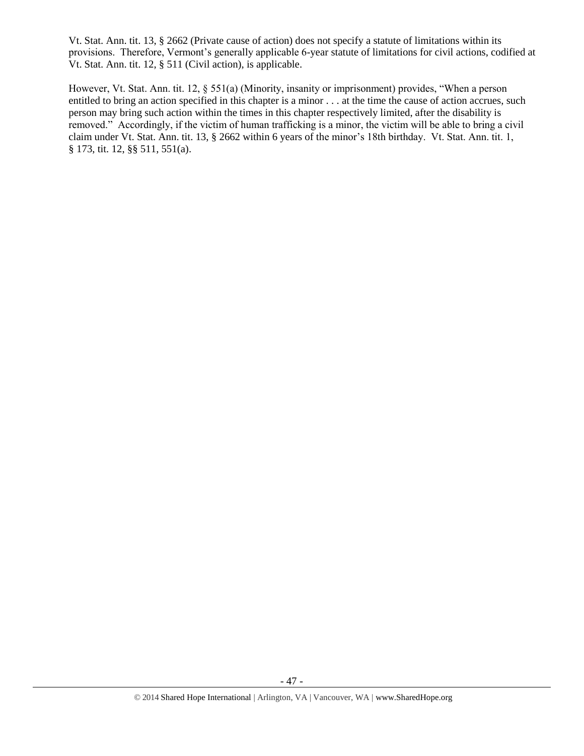Vt. Stat. Ann. tit. 13, § 2662 (Private cause of action) does not specify a statute of limitations within its provisions. Therefore, Vermont's generally applicable 6-year statute of limitations for civil actions, codified at Vt. Stat. Ann. tit. 12, § 511 (Civil action), is applicable.

However, Vt. Stat. Ann. tit. 12, § 551(a) (Minority, insanity or imprisonment) provides, "When a person entitled to bring an action specified in this chapter is a minor . . . at the time the cause of action accrues, such person may bring such action within the times in this chapter respectively limited, after the disability is removed." Accordingly, if the victim of human trafficking is a minor, the victim will be able to bring a civil claim under Vt. Stat. Ann. tit. 13, § 2662 within 6 years of the minor's 18th birthday. Vt. Stat. Ann. tit. 1, § 173, tit. 12, §§ 511, 551(a).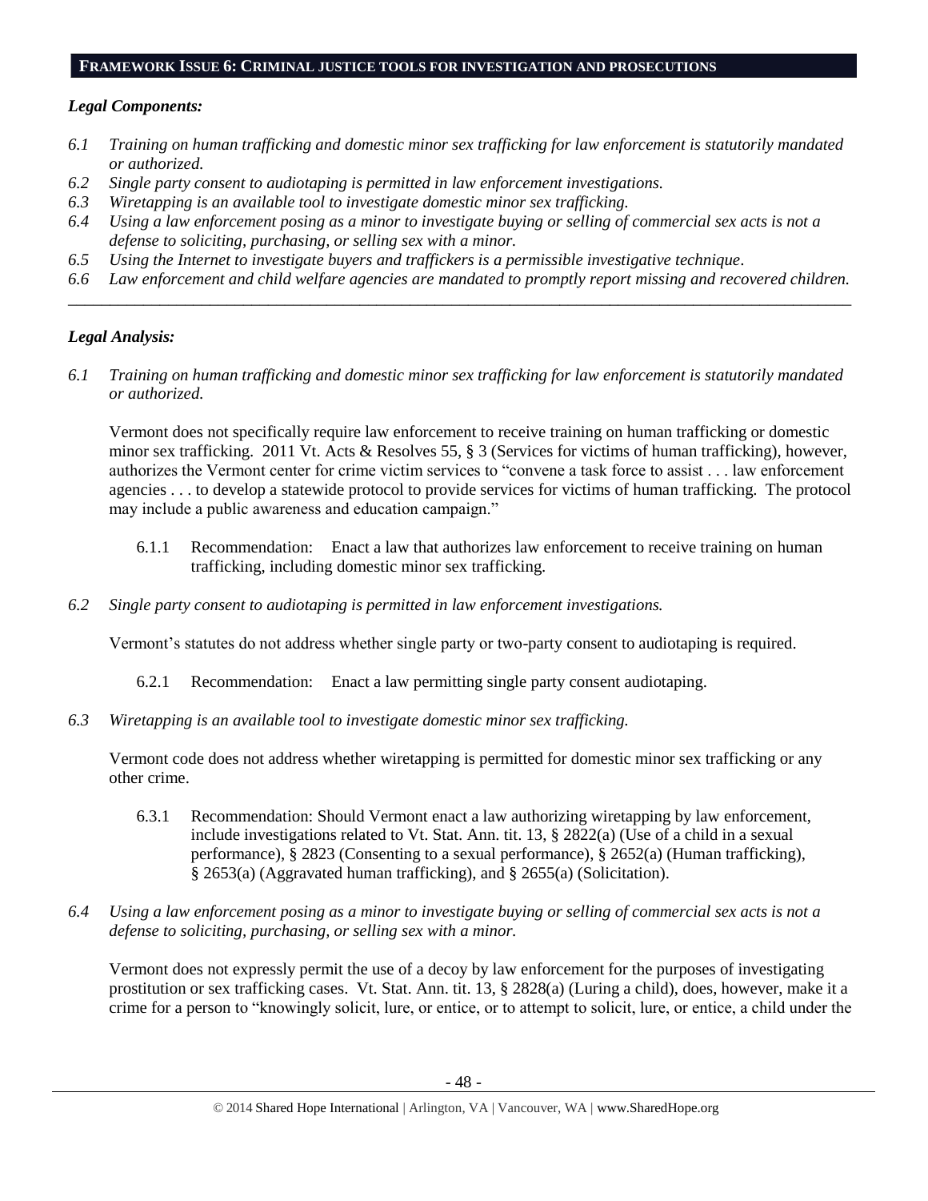## FRAMEWORK ISSUE 6: CRIMINAL JUSTICE TOOLS FOR INVESTIGATION AND PROSECUTIONS

### *Legal Components:*

*6.1 Training on human trafficking and domestic minor sex trafficking for law enforcement is statutorily mandated or authorized.*
*6.2 Single party consent to audiotaping is permitted in law enforcement investigations.*
*6.3 Wiretapping is an available tool to investigate domestic minor sex trafficking.*
*6.4 Using a law enforcement posing as a minor to investigate buying or selling of commercial sex acts is not a defense to soliciting, purchasing, or selling sex with a minor.*
*6.5 Using the Internet to investigate buyers and traffickers is a permissible investigative technique.*
*6.6 Law enforcement and child welfare agencies are mandated to promptly report missing and recovered children.*

---

### *Legal Analysis:*

*6.1 Training on human trafficking and domestic minor sex trafficking for law enforcement is statutorily mandated or authorized.*

Vermont does not specifically require law enforcement to receive training on human trafficking or domestic minor sex trafficking. 2011 Vt. Acts & Resolves 55, § 3 (Services for victims of human trafficking), however, authorizes the Vermont center for crime victim services to "convene a task force to assist . . . law enforcement agencies . . . to develop a statewide protocol to provide services for victims of human trafficking. The protocol may include a public awareness and education campaign."

6.1.1 Recommendation: Enact a law that authorizes law enforcement to receive training on human trafficking, including domestic minor sex trafficking.

*6.2 Single party consent to audiotaping is permitted in law enforcement investigations.*

Vermont's statutes do not address whether single party or two-party consent to audiotaping is required.

6.2.1 Recommendation: Enact a law permitting single party consent audiotaping.

*6.3 Wiretapping is an available tool to investigate domestic minor sex trafficking.*

Vermont code does not address whether wiretapping is permitted for domestic minor sex trafficking or any other crime.

6.3.1 Recommendation: Should Vermont enact a law authorizing wiretapping by law enforcement, include investigations related to Vt. Stat. Ann. tit. 13, § 2822(a) (Use of a child in a sexual performance), § 2823 (Consenting to a sexual performance), § 2652(a) (Human trafficking), § 2653(a) (Aggravated human trafficking), and § 2655(a) (Solicitation).

*6.4 Using a law enforcement posing as a minor to investigate buying or selling of commercial sex acts is not a defense to soliciting, purchasing, or selling sex with a minor.*

Vermont does not expressly permit the use of a decoy by law enforcement for the purposes of investigating prostitution or sex trafficking cases. Vt. Stat. Ann. tit. 13, § 2828(a) (Luring a child), does, however, make it a crime for a person to "knowingly solicit, lure, or entice, or to attempt to solicit, lure, or entice, a child under the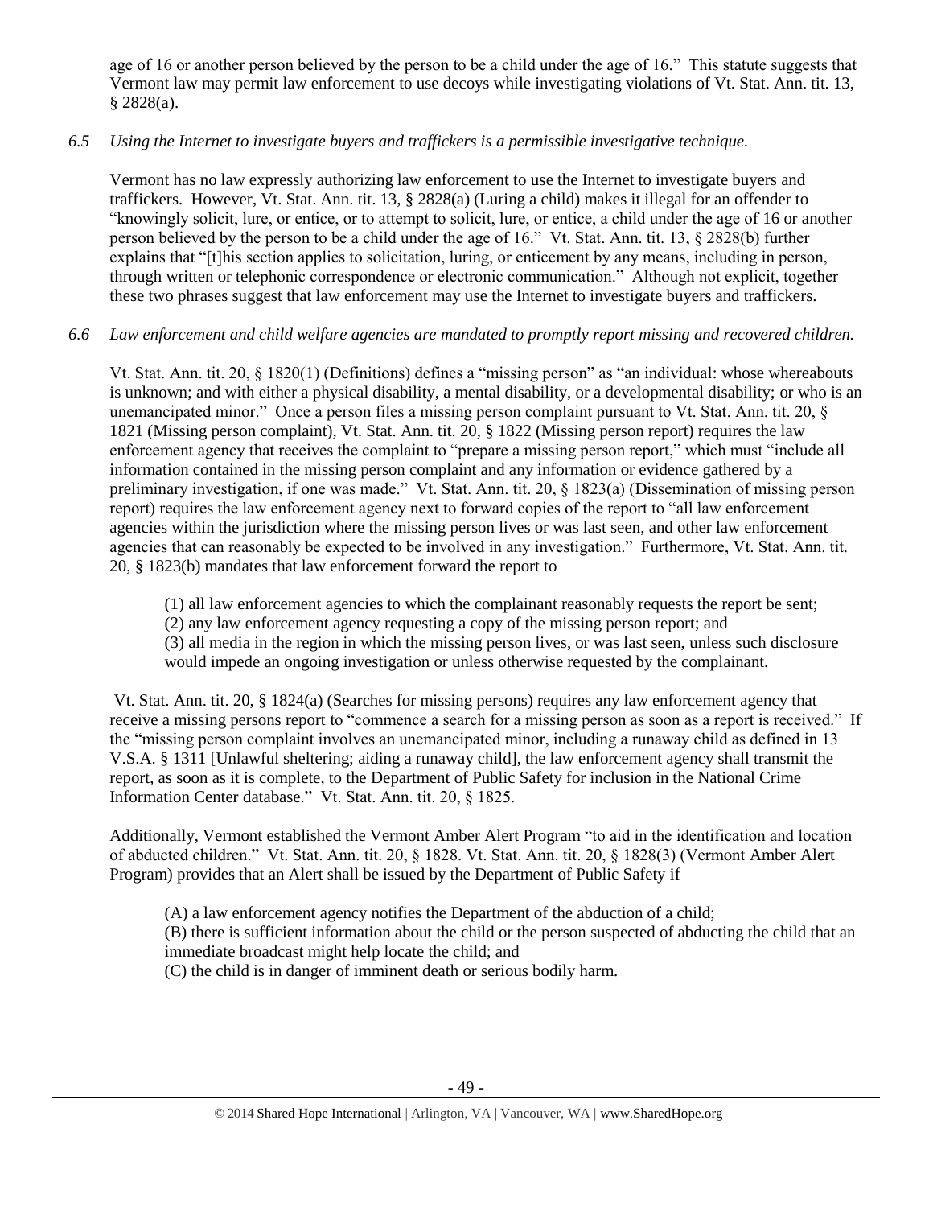age of 16 or another person believed by the person to be a child under the age of 16." This statute suggests that Vermont law may permit law enforcement to use decoys while investigating violations of Vt. Stat. Ann. tit. 13, § 2828(a).

*6.5 Using the Internet to investigate buyers and traffickers is a permissible investigative technique.*

Vermont has no law expressly authorizing law enforcement to use the Internet to investigate buyers and traffickers. However, Vt. Stat. Ann. tit. 13, § 2828(a) (Luring a child) makes it illegal for an offender to "knowingly solicit, lure, or entice, or to attempt to solicit, lure, or entice, a child under the age of 16 or another person believed by the person to be a child under the age of 16." Vt. Stat. Ann. tit. 13, § 2828(b) further explains that "[t]his section applies to solicitation, luring, or enticement by any means, including in person, through written or telephonic correspondence or electronic communication." Although not explicit, together these two phrases suggest that law enforcement may use the Internet to investigate buyers and traffickers.

*6.6 Law enforcement and child welfare agencies are mandated to promptly report missing and recovered children.*

Vt. Stat. Ann. tit. 20, § 1820(1) (Definitions) defines a "missing person" as "an individual: whose whereabouts is unknown; and with either a physical disability, a mental disability, or a developmental disability; or who is an unemancipated minor." Once a person files a missing person complaint pursuant to Vt. Stat. Ann. tit. 20, § 1821 (Missing person complaint), Vt. Stat. Ann. tit. 20, § 1822 (Missing person report) requires the law enforcement agency that receives the complaint to "prepare a missing person report," which must "include all information contained in the missing person complaint and any information or evidence gathered by a preliminary investigation, if one was made." Vt. Stat. Ann. tit. 20, § 1823(a) (Dissemination of missing person report) requires the law enforcement agency next to forward copies of the report to "all law enforcement agencies within the jurisdiction where the missing person lives or was last seen, and other law enforcement agencies that can reasonably be expected to be involved in any investigation." Furthermore, Vt. Stat. Ann. tit. 20, § 1823(b) mandates that law enforcement forward the report to

> (1) all law enforcement agencies to which the complainant reasonably requests the report be sent;
> (2) any law enforcement agency requesting a copy of the missing person report; and
> (3) all media in the region in which the missing person lives, or was last seen, unless such disclosure would impede an ongoing investigation or unless otherwise requested by the complainant.

Vt. Stat. Ann. tit. 20, § 1824(a) (Searches for missing persons) requires any law enforcement agency that receive a missing persons report to "commence a search for a missing person as soon as a report is received." If the "missing person complaint involves an unemancipated minor, including a runaway child as defined in 13 V.S.A. § 1311 [Unlawful sheltering; aiding a runaway child], the law enforcement agency shall transmit the report, as soon as it is complete, to the Department of Public Safety for inclusion in the National Crime Information Center database." Vt. Stat. Ann. tit. 20, § 1825.

Additionally, Vermont established the Vermont Amber Alert Program "to aid in the identification and location of abducted children." Vt. Stat. Ann. tit. 20, § 1828. Vt. Stat. Ann. tit. 20, § 1828(3) (Vermont Amber Alert Program) provides that an Alert shall be issued by the Department of Public Safety if

> (A) a law enforcement agency notifies the Department of the abduction of a child;
> (B) there is sufficient information about the child or the person suspected of abducting the child that an immediate broadcast might help locate the child; and
> (C) the child is in danger of imminent death or serious bodily harm.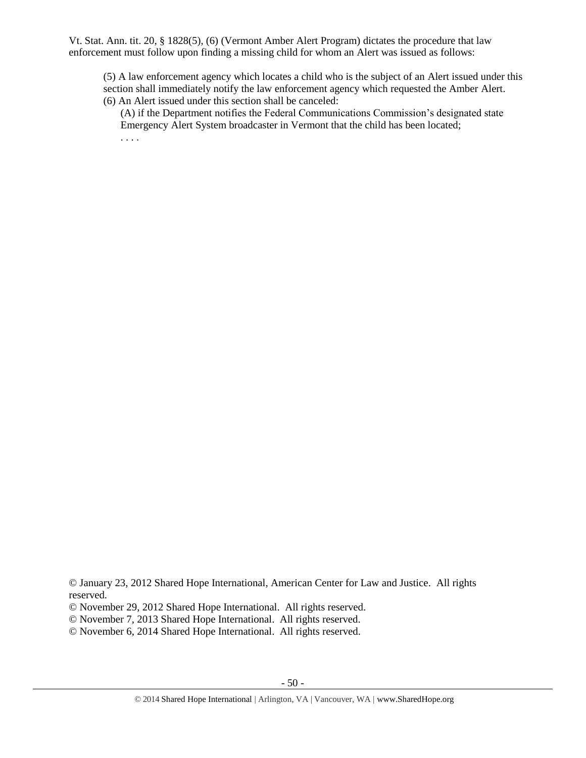Vt. Stat. Ann. tit. 20, § 1828(5), (6) (Vermont Amber Alert Program) dictates the procedure that law enforcement must follow upon finding a missing child for whom an Alert was issued as follows:

> (5) A law enforcement agency which locates a child who is the subject of an Alert issued under this section shall immediately notify the law enforcement agency which requested the Amber Alert.
> (6) An Alert issued under this section shall be canceled:
>> (A) if the Department notifies the Federal Communications Commission's designated state Emergency Alert System broadcaster in Vermont that the child has been located;
>> . . . .

© January 23, 2012 Shared Hope International, American Center for Law and Justice. All rights reserved.
© November 29, 2012 Shared Hope International. All rights reserved.
© November 7, 2013 Shared Hope International. All rights reserved.
© November 6, 2014 Shared Hope International. All rights reserved.